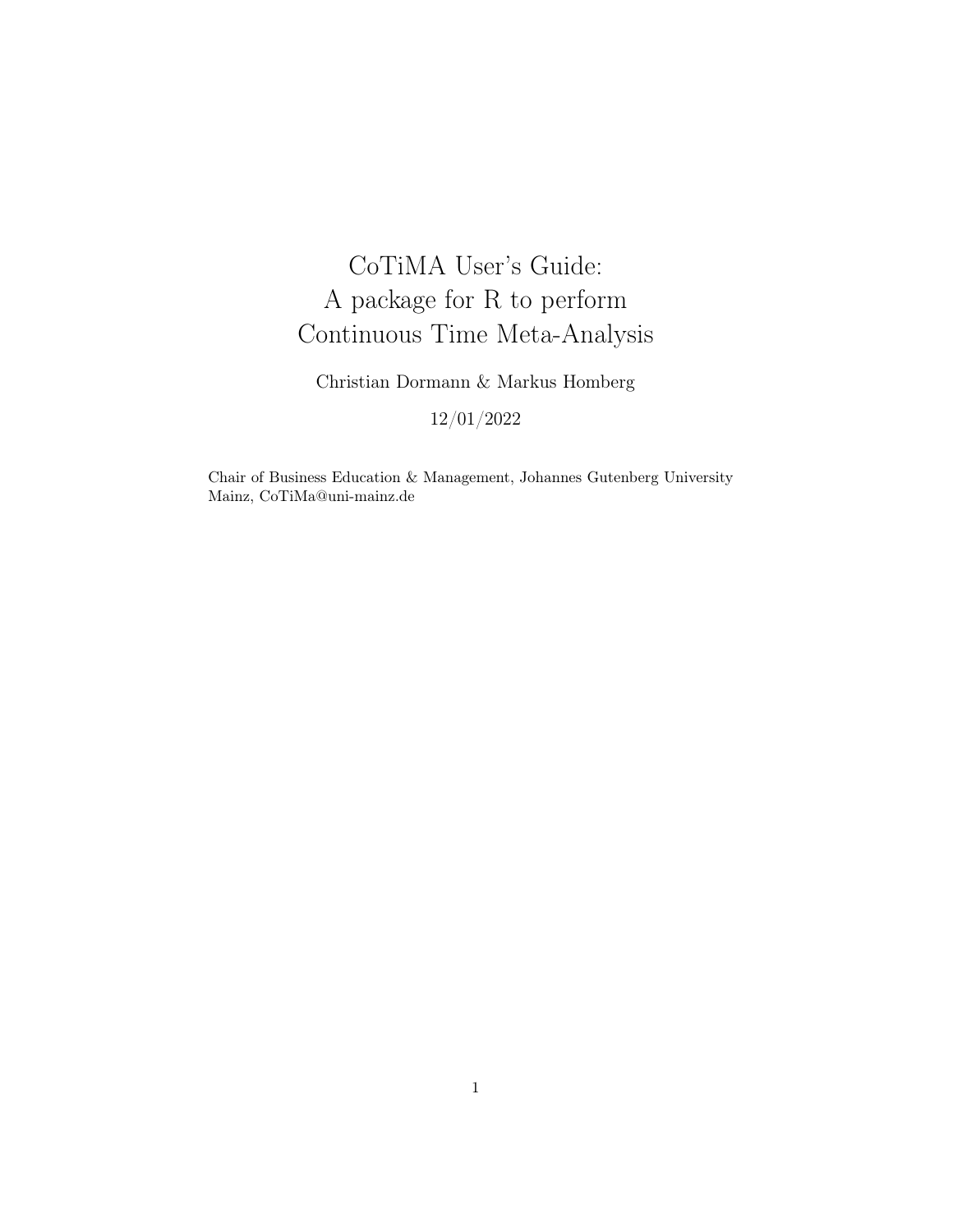# CoTiMA User's Guide: A package for R to perform Continuous Time Meta-Analysis

Christian Dormann & Markus Homberg

12/01/2022

Chair of Business Education & Management, Johannes Gutenberg University Mainz, CoTiMa@uni-mainz.de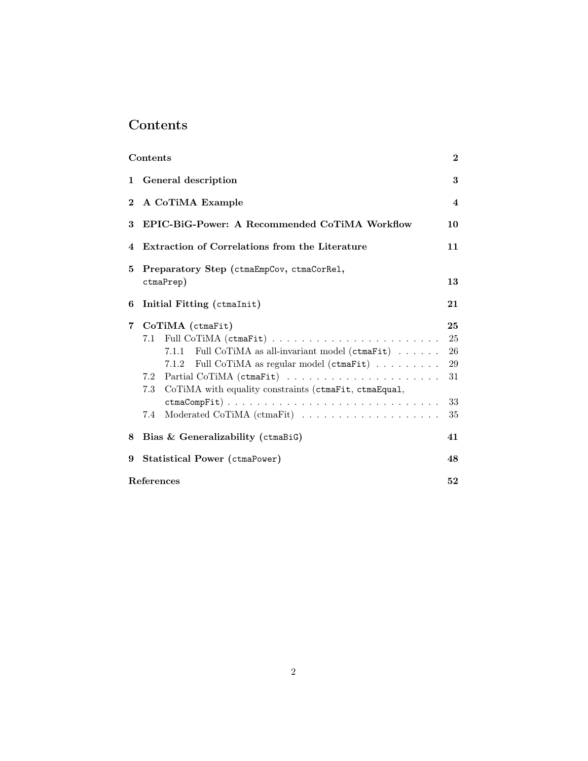# Contents

Contents 2

1 General description 3

2 A CoTiMA Example 4

3 EPIC-BiG-Power: A Recommended CoTiMA Workflow 10

4 Extraction of Correlations from the Literature 11

5 Preparatory Step (`ctmaEmpCov`, `ctmaCorRel`, `ctmaPrep`) 13

6 Initial Fitting (`ctmaInit`) 21

7 CoTiMA (`ctmaFit`) 25
- 7.1 Full CoTiMA (`ctmaFit`) 25
  - 7.1.1 Full CoTiMA as all-invariant model (`ctmaFit`) 26
  - 7.1.2 Full CoTiMA as regular model (`ctmaFit`) 29
- 7.2 Partial CoTiMA (`ctmaFit`) 31
- 7.3 CoTiMA with equality constraints (`ctmaFit`, `ctmaEqual`, `ctmaCompFit`) 33
- 7.4 Moderated CoTiMA (ctmaFit) 35

8 Bias & Generalizability (`ctmaBiG`) 41

9 Statistical Power (`ctmaPower`) 48

References 52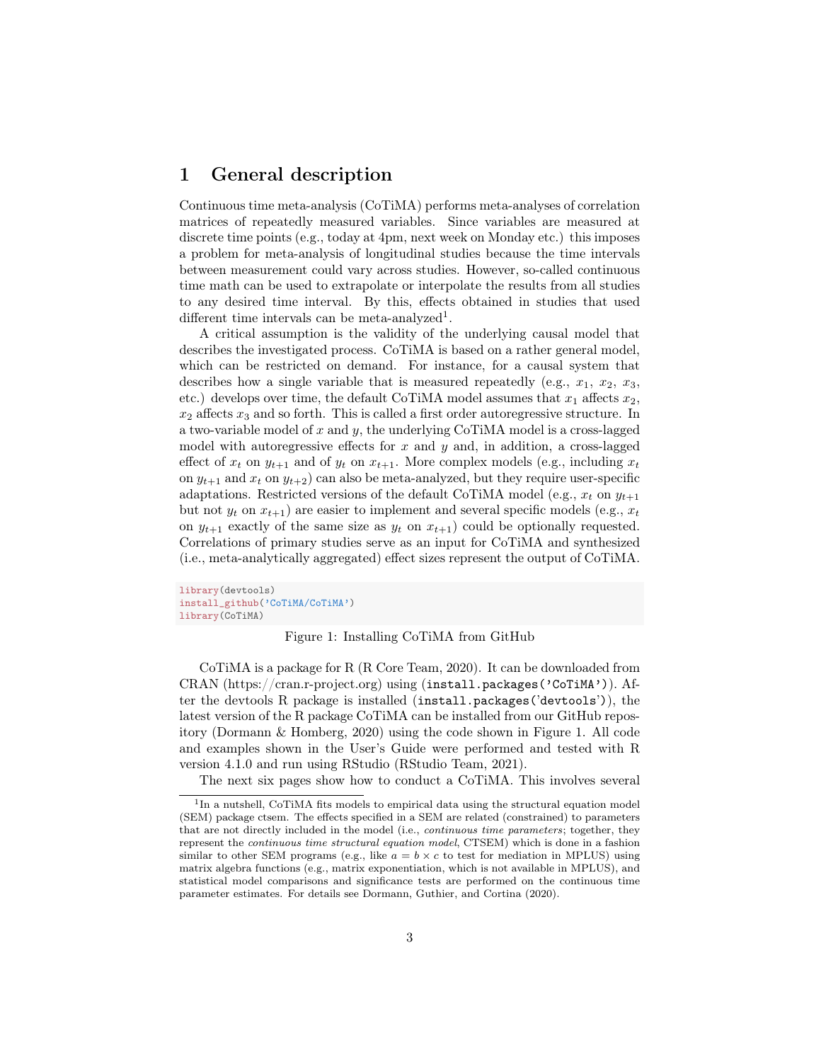## 1 General description

Continuous time meta-analysis (CoTiMA) performs meta-analyses of correlation matrices of repeatedly measured variables. Since variables are measured at discrete time points (e.g., today at 4pm, next week on Monday etc.) this imposes a problem for meta-analysis of longitudinal studies because the time intervals between measurement could vary across studies. However, so-called continuous time math can be used to extrapolate or interpolate the results from all studies to any desired time interval. By this, effects obtained in studies that used different time intervals can be meta-analyzed[1].

A critical assumption is the validity of the underlying causal model that describes the investigated process. CoTiMA is based on a rather general model, which can be restricted on demand. For instance, for a causal system that describes how a single variable that is measured repeatedly (e.g., $x_1$, $x_2$, $x_3$, etc.) develops over time, the default CoTiMA model assumes that $x_1$ affects $x_2$, $x_2$ affects $x_3$ and so forth. This is called a first order autoregressive structure. In a two-variable model of $x$ and $y$, the underlying CoTiMA model is a cross-lagged model with autoregressive effects for $x$ and $y$ and, in addition, a cross-lagged effect of $x_t$ on $y_{t+1}$ and of $y_t$ on $x_{t+1}$. More complex models (e.g., including $x_t$ on $y_{t+1}$ and $x_t$ on $y_{t+2}$) can also be meta-analyzed, but they require user-specific adaptations. Restricted versions of the default CoTiMA model (e.g., $x_t$ on $y_{t+1}$ but not $y_t$ on $x_{t+1}$) are easier to implement and several specific models (e.g., $x_t$ on $y_{t+1}$ exactly of the same size as $y_t$ on $x_{t+1}$) could be optionally requested. Correlations of primary studies serve as an input for CoTiMA and synthesized (i.e., meta-analytically aggregated) effect sizes represent the output of CoTiMA.

```
library(devtools)
install_github('CoTiMA/CoTiMA')
library(CoTiMA)
```

Figure 1: Installing CoTiMA from GitHub

CoTiMA is a package for R (R Core Team, 2020). It can be downloaded from CRAN (https://cran.r-project.org) using (`install.packages('CoTiMA')`). After the devtools R package is installed (`install.packages('devtools')`), the latest version of the R package CoTiMA can be installed from our GitHub repository (Dormann & Homberg, 2020) using the code shown in Figure 1. All code and examples shown in the User's Guide were performed and tested with R version 4.1.0 and run using RStudio (RStudio Team, 2021).

The next six pages show how to conduct a CoTiMA. This involves several

[1] In a nutshell, CoTiMA fits models to empirical data using the structural equation model (SEM) package ctsem. The effects specified in a SEM are related (constrained) to parameters that are not directly included in the model (i.e., *continuous time parameters*; together, they represent the *continuous time structural equation model*, CTSEM) which is done in a fashion similar to other SEM programs (e.g., like $a = b \times c$ to test for mediation in MPLUS) using matrix algebra functions (e.g., matrix exponentiation, which is not available in MPLUS), and statistical model comparisons and significance tests are performed on the continuous time parameter estimates. For details see Dormann, Guthier, and Cortina (2020).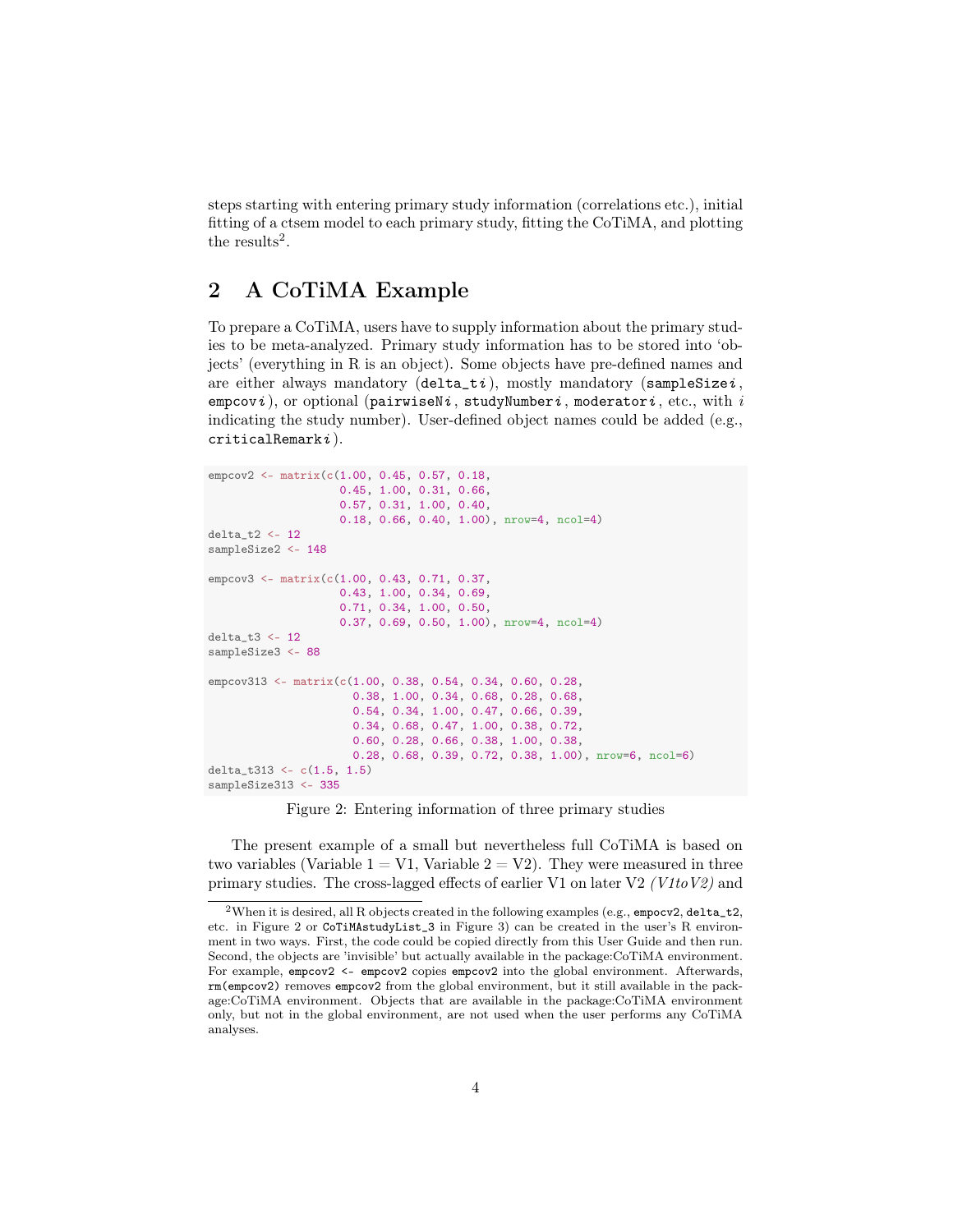steps starting with entering primary study information (correlations etc.), initial fitting of a ctsem model to each primary study, fitting the CoTiMA, and plotting the results[2].

## 2 A CoTiMA Example

To prepare a CoTiMA, users have to supply information about the primary studies to be meta-analyzed. Primary study information has to be stored into 'objects' (everything in R is an object). Some objects have pre-defined names and are either always mandatory (`delta_t`*i*), mostly mandatory (`sampleSize`*i*, `empcov`*i*), or optional (`pairwiseN`*i*, `studyNumber`*i*, `moderator`*i*, etc., with *i* indicating the study number). User-defined object names could be added (e.g., `criticalRemark`*i*).

```
empcov2 <- matrix(c(1.00, 0.45, 0.57, 0.18,
                    0.45, 1.00, 0.31, 0.66,
                    0.57, 0.31, 1.00, 0.40,
                    0.18, 0.66, 0.40, 1.00), nrow=4, ncol=4)
delta_t2 <- 12
sampleSize2 <- 148

empcov3 <- matrix(c(1.00, 0.43, 0.71, 0.37,
                    0.43, 1.00, 0.34, 0.69,
                    0.71, 0.34, 1.00, 0.50,
                    0.37, 0.69, 0.50, 1.00), nrow=4, ncol=4)
delta_t3 <- 12
sampleSize3 <- 88

empcov313 <- matrix(c(1.00, 0.38, 0.54, 0.34, 0.60, 0.28,
                      0.38, 1.00, 0.34, 0.68, 0.28, 0.68,
                      0.54, 0.34, 1.00, 0.47, 0.66, 0.39,
                      0.34, 0.68, 0.47, 1.00, 0.38, 0.72,
                      0.60, 0.28, 0.66, 0.38, 1.00, 0.38,
                      0.28, 0.68, 0.39, 0.72, 0.38, 1.00), nrow=6, ncol=6)
delta_t313 <- c(1.5, 1.5)
sampleSize313 <- 335
```

Figure 2: Entering information of three primary studies

The present example of a small but nevertheless full CoTiMA is based on two variables (Variable 1 = V1, Variable 2 = V2). They were measured in three primary studies. The cross-lagged effects of earlier V1 on later V2 *(V1toV2)* and

[2] When it is desired, all R objects created in the following examples (e.g., `empocv2`, `delta_t2`, etc. in Figure 2 or `CoTiMAstudyList_3` in Figure 3) can be created in the user's R environment in two ways. First, the code could be copied directly from this User Guide and then run. Second, the objects are 'invisible' but actually available in the package:CoTiMA environment. For example, `empcov2 <- empcov2` copies `empcov2` into the global environment. Afterwards, `rm(empcov2)` removes `empcov2` from the global environment, but it still available in the package:CoTiMA environment. Objects that are available in the package:CoTiMA environment only, but not in the global environment, are not used when the user performs any CoTiMA analyses.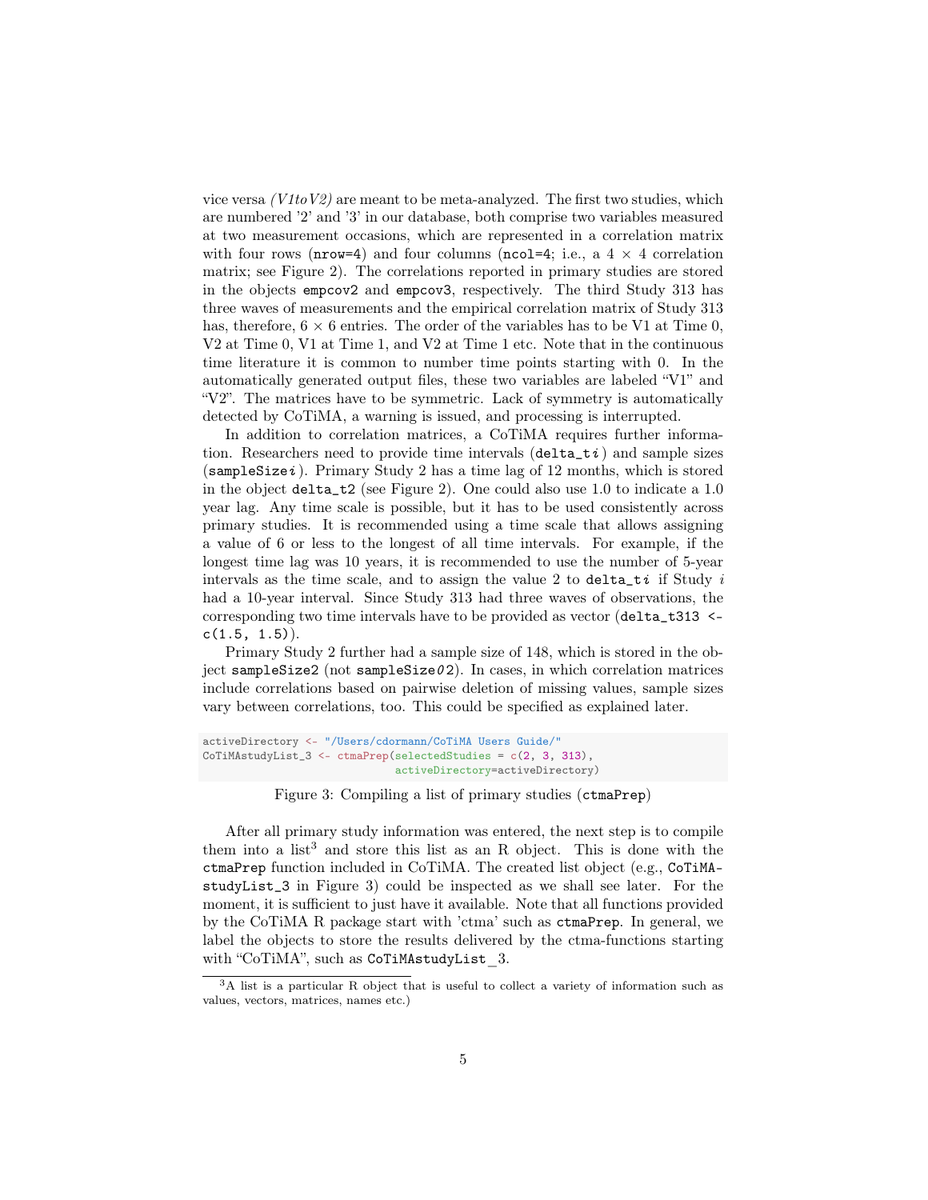vice versa *(V1to V2)* are meant to be meta-analyzed. The first two studies, which are numbered '2' and '3' in our database, both comprise two variables measured at two measurement occasions, which are represented in a correlation matrix with four rows (`nrow=4`) and four columns (`ncol=4`; i.e., a 4 × 4 correlation matrix; see Figure 2). The correlations reported in primary studies are stored in the objects `empcov2` and `empcov3`, respectively. The third Study 313 has three waves of measurements and the empirical correlation matrix of Study 313 has, therefore, 6 × 6 entries. The order of the variables has to be V1 at Time 0, V2 at Time 0, V1 at Time 1, and V2 at Time 1 etc. Note that in the continuous time literature it is common to number time points starting with 0. In the automatically generated output files, these two variables are labeled "V1" and "V2". The matrices have to be symmetric. Lack of symmetry is automatically detected by CoTiMA, a warning is issued, and processing is interrupted.

In addition to correlation matrices, a CoTiMA requires further information. Researchers need to provide time intervals (`delta_t`*i*) and sample sizes (`sampleSize`*i*). Primary Study 2 has a time lag of 12 months, which is stored in the object `delta_t2` (see Figure 2). One could also use 1.0 to indicate a 1.0 year lag. Any time scale is possible, but it has to be used consistently across primary studies. It is recommended using a time scale that allows assigning a value of 6 or less to the longest of all time intervals. For example, if the longest time lag was 10 years, it is recommended to use the number of 5-year intervals as the time scale, and to assign the value 2 to `delta_t`*i* if Study *i* had a 10-year interval. Since Study 313 had three waves of observations, the corresponding two time intervals have to be provided as vector (`delta_t313 <- c(1.5, 1.5)`).

Primary Study 2 further had a sample size of 148, which is stored in the object `sampleSize2` (not `sampleSize`*02*). In cases, in which correlation matrices include correlations based on pairwise deletion of missing values, sample sizes vary between correlations, too. This could be specified as explained later.

```
activeDirectory <- "/Users/cdormann/CoTiMA Users Guide/"
CoTiMAstudyList_3 <- ctmaPrep(selectedStudies = c(2, 3, 313),
                              activeDirectory=activeDirectory)
```

Figure 3: Compiling a list of primary studies (`ctmaPrep`)

After all primary study information was entered, the next step is to compile them into a list[3] and store this list as an R object. This is done with the `ctmaPrep` function included in CoTiMA. The created list object (e.g., `CoTiMAstudyList_3` in Figure 3) could be inspected as we shall see later. For the moment, it is sufficient to just have it available. Note that all functions provided by the CoTiMA R package start with 'ctma' such as `ctmaPrep`. In general, we label the objects to store the results delivered by the ctma-functions starting with "CoTiMA", such as `CoTiMAstudyList_3`.

[3] A list is a particular R object that is useful to collect a variety of information such as values, vectors, matrices, names etc.)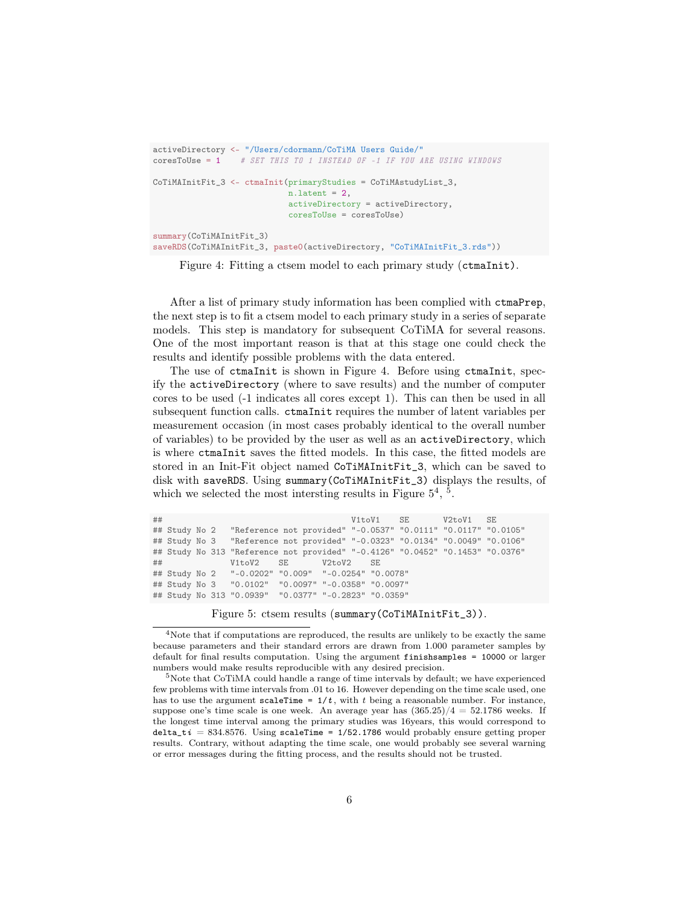```r
activeDirectory <- "/Users/cdormann/CoTiMA Users Guide/"
coresToUse = 1    # SET THIS TO 1 INSTEAD OF -1 IF YOU ARE USING WINDOWS

CoTiMAInitFit_3 <- ctmaInit(primaryStudies = CoTiMAstudyList_3,
                            n.latent = 2,
                            activeDirectory = activeDirectory,
                            coresToUse = coresToUse)

summary(CoTiMAInitFit_3)
saveRDS(CoTiMAInitFit_3, paste0(activeDirectory, "CoTiMAInitFit_3.rds"))
```

Figure 4: Fitting a ctsem model to each primary study (`ctmaInit`).

After a list of primary study information has been complied with `ctmaPrep`, the next step is to fit a ctsem model to each primary study in a series of separate models. This step is mandatory for subsequent CoTiMA for several reasons. One of the most important reason is that at this stage one could check the results and identify possible problems with the data entered.

The use of `ctmaInit` is shown in Figure 4. Before using `ctmaInit`, specify the `activeDirectory` (where to save results) and the number of computer cores to be used (-1 indicates all cores except 1). This can then be used in all subsequent function calls. `ctmaInit` requires the number of latent variables per measurement occasion (in most cases probably identical to the overall number of variables) to be provided by the user as well as an `activeDirectory`, which is where `ctmaInit` saves the fitted models. In this case, the fitted models are stored in an Init-Fit object named `CoTiMAInitFit_3`, which can be saved to disk with `saveRDS`. Using `summary(CoTiMAInitFit_3)` displays the results, of which we selected the most intersting results in Figure 5[4], [5].

```
##                                          V1toV1    SE       V2toV1   SE
## Study No 2   "Reference not provided" "-0.0537" "0.0111" "0.0117" "0.0105"
## Study No 3   "Reference not provided" "-0.0323" "0.0134" "0.0049" "0.0106"
## Study No 313 "Reference not provided" "-0.4126" "0.0452" "0.1453" "0.0376"
##              V1toV2    SE       V2toV2    SE
## Study No 2   "-0.0202" "0.009"  "-0.0254" "0.0078"
## Study No 3   "0.0102"  "0.0097" "-0.0358" "0.0097"
## Study No 313 "0.0939"  "0.0377" "-0.2823" "0.0359"
```

Figure 5: ctsem results (`summary(CoTiMAInitFit_3)`).

[4] Note that if computations are reproduced, the results are unlikely to be exactly the same because parameters and their standard errors are drawn from 1.000 parameter samples by default for final results computation. Using the argument `finishsamples = 10000` or larger numbers would make results reproducible with any desired precision.

[5] Note that CoTiMA could handle a range of time intervals by default; we have experienced few problems with time intervals from .01 to 16. However depending on the time scale used, one has to use the argument `scaleTime = 1/t`, with $t$ being a reasonable number. For instance, suppose one's time scale is one week. An average year has $(365.25)/4 = 52.1786$ weeks. If the longest time interval among the primary studies was 16years, this would correspond to `delta_ti` $= 834.8576$. Using `scaleTime = 1/52.1786` would probably ensure getting proper results. Contrary, without adapting the time scale, one would probably see several warning or error messages during the fitting process, and the results should not be trusted.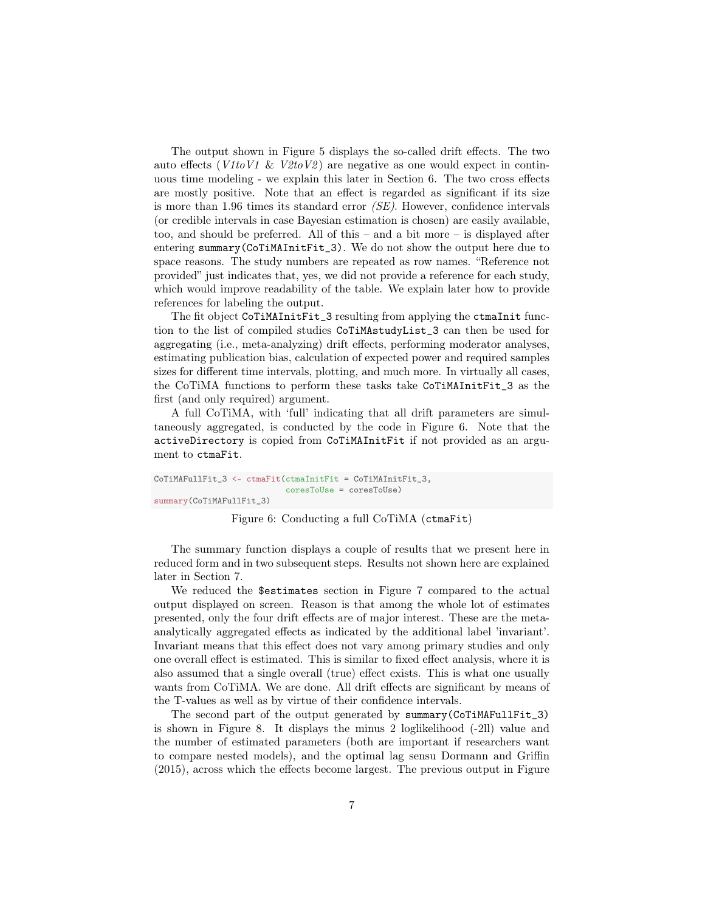The output shown in Figure 5 displays the so-called drift effects. The two auto effects (*V1toV1* & *V2toV2*) are negative as one would expect in continuous time modeling - we explain this later in Section 6. The two cross effects are mostly positive. Note that an effect is regarded as significant if its size is more than 1.96 times its standard error *(SE)*. However, confidence intervals (or credible intervals in case Bayesian estimation is chosen) are easily available, too, and should be preferred. All of this – and a bit more – is displayed after entering `summary(CoTiMAInitFit_3)`. We do not show the output here due to space reasons. The study numbers are repeated as row names. "Reference not provided" just indicates that, yes, we did not provide a reference for each study, which would improve readability of the table. We explain later how to provide references for labeling the output.

The fit object `CoTiMAInitFit_3` resulting from applying the `ctmaInit` function to the list of compiled studies `CoTiMAstudyList_3` can then be used for aggregating (i.e., meta-analyzing) drift effects, performing moderator analyses, estimating publication bias, calculation of expected power and required samples sizes for different time intervals, plotting, and much more. In virtually all cases, the CoTiMA functions to perform these tasks take `CoTiMAInitFit_3` as the first (and only required) argument.

A full CoTiMA, with 'full' indicating that all drift parameters are simultaneously aggregated, is conducted by the code in Figure 6. Note that the `activeDirectory` is copied from `CoTiMAInitFit` if not provided as an argument to `ctmaFit`.

```
CoTiMAFullFit_3 <- ctmaFit(ctmaInitFit = CoTiMAInitFit_3,
                           coresToUse = coresToUse)
summary(CoTiMAFullFit_3)
```

Figure 6: Conducting a full CoTiMA (`ctmaFit`)

The summary function displays a couple of results that we present here in reduced form and in two subsequent steps. Results not shown here are explained later in Section 7.

We reduced the `$estimates` section in Figure 7 compared to the actual output displayed on screen. Reason is that among the whole lot of estimates presented, only the four drift effects are of major interest. These are the meta-analytically aggregated effects as indicated by the additional label 'invariant'. Invariant means that this effect does not vary among primary studies and only one overall effect is estimated. This is similar to fixed effect analysis, where it is also assumed that a single overall (true) effect exists. This is what one usually wants from CoTiMA. We are done. All drift effects are significant by means of the T-values as well as by virtue of their confidence intervals.

The second part of the output generated by `summary(CoTiMAFullFit_3)` is shown in Figure 8. It displays the minus 2 loglikelihood (-2ll) value and the number of estimated parameters (both are important if researchers want to compare nested models), and the optimal lag sensu Dormann and Griffin (2015), across which the effects become largest. The previous output in Figure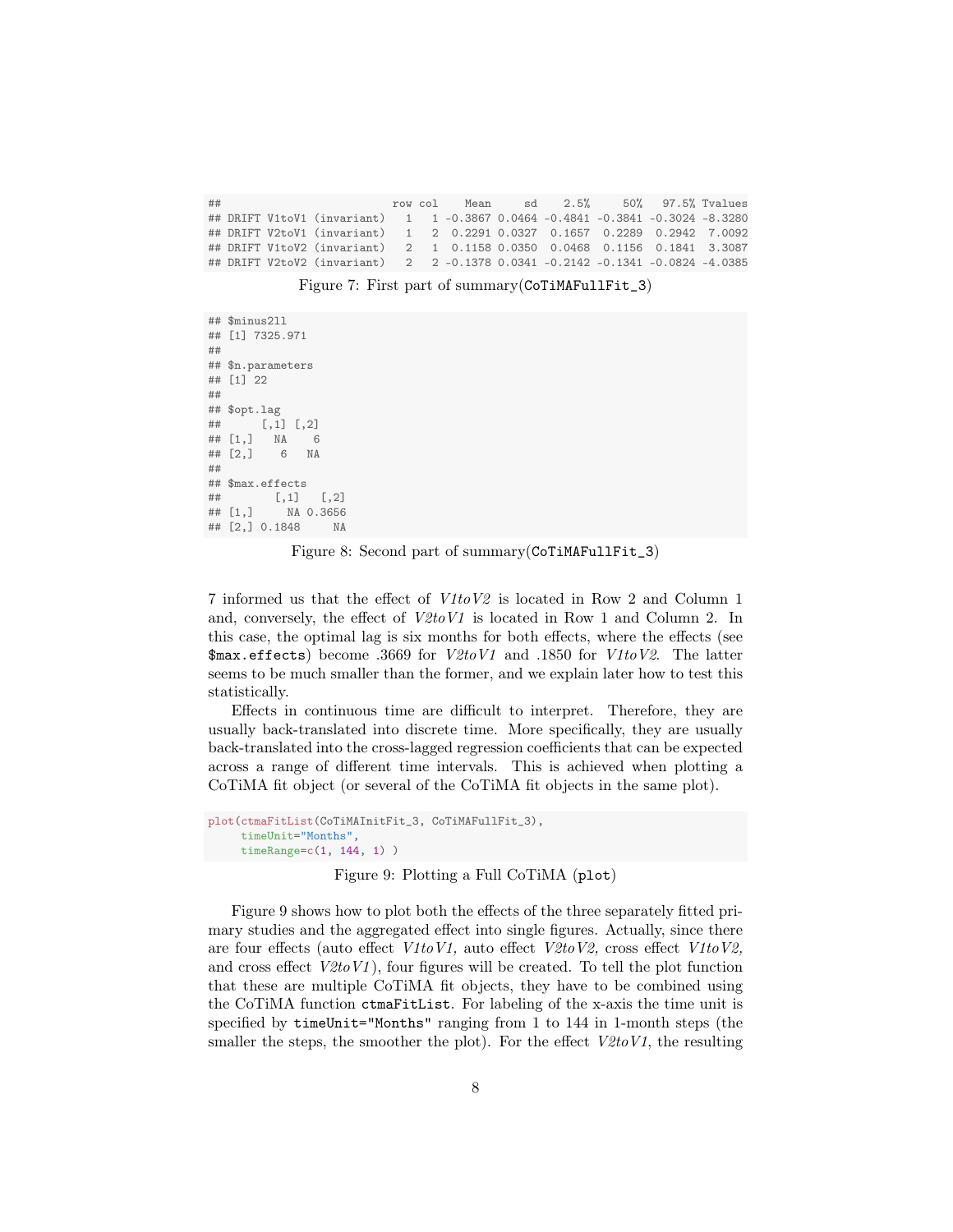```
##                          row col    Mean     sd    2.5%     50%   97.5% Tvalues
## DRIFT V1toV1 (invariant)   1   1 -0.3867 0.0464 -0.4841 -0.3841 -0.3024 -8.3280
## DRIFT V2toV1 (invariant)   1   2  0.2291 0.0327  0.1657  0.2289  0.2942  7.0092
## DRIFT V1toV2 (invariant)   2   1  0.1158 0.0350  0.0468  0.1156  0.1841  3.3087
## DRIFT V2toV2 (invariant)   2   2 -0.1378 0.0341 -0.2142 -0.1341 -0.0824 -4.0385
```

Figure 7: First part of summary(`CoTiMAFullFit_3`)

```
## $minus2ll
## [1] 7325.971
##
## $n.parameters
## [1] 22
##
## $opt.lag
##      [,1] [,2]
## [1,]   NA    6
## [2,]    6   NA
##
## $max.effects
##        [,1]   [,2]
## [1,]     NA 0.3656
## [2,] 0.1848     NA
```

Figure 8: Second part of summary(`CoTiMAFullFit_3`)

7 informed us that the effect of *V1toV2* is located in Row 2 and Column 1 and, conversely, the effect of *V2toV1* is located in Row 1 and Column 2. In this case, the optimal lag is six months for both effects, where the effects (see `$max.effects`) become .3669 for *V2toV1* and .1850 for *V1toV2*. The latter seems to be much smaller than the former, and we explain later how to test this statistically.

Effects in continuous time are difficult to interpret. Therefore, they are usually back-translated into discrete time. More specifically, they are usually back-translated into the cross-lagged regression coefficients that can be expected across a range of different time intervals. This is achieved when plotting a CoTiMA fit object (or several of the CoTiMA fit objects in the same plot).

```
plot(ctmaFitList(CoTiMAInitFit_3, CoTiMAFullFit_3),
     timeUnit="Months",
     timeRange=c(1, 144, 1) )
```

Figure 9: Plotting a Full CoTiMA (`plot`)

Figure 9 shows how to plot both the effects of the three separately fitted primary studies and the aggregated effect into single figures. Actually, since there are four effects (auto effect *V1toV1,* auto effect *V2toV2,* cross effect *V1toV2,* and cross effect *V2toV1*), four figures will be created. To tell the plot function that these are multiple CoTiMA fit objects, they have to be combined using the CoTiMA function `ctmaFitList`. For labeling of the x-axis the time unit is specified by `timeUnit="Months"` ranging from 1 to 144 in 1-month steps (the smaller the steps, the smoother the plot). For the effect *V2toV1*, the resulting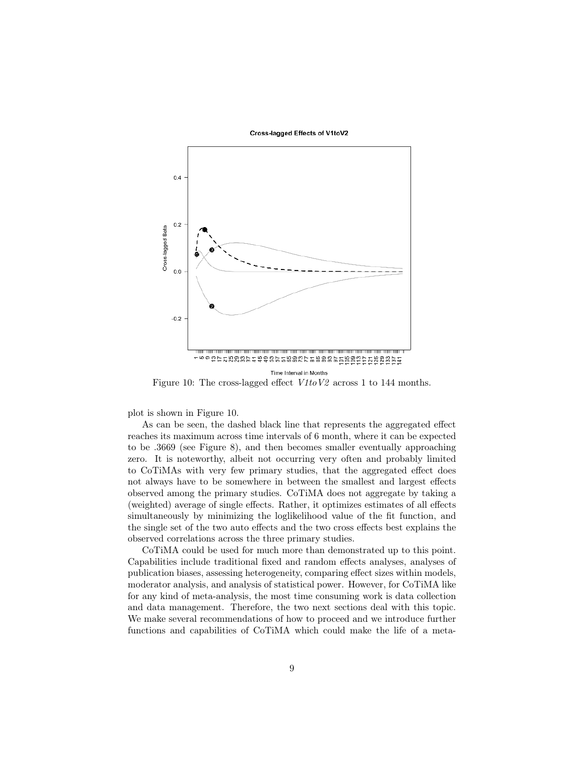Figure 10: The cross-lagged effect *V1toV2* across 1 to 144 months.

plot is shown in Figure 10.

As can be seen, the dashed black line that represents the aggregated effect reaches its maximum across time intervals of 6 month, where it can be expected to be .3669 (see Figure 8), and then becomes smaller eventually approaching zero. It is noteworthy, albeit not occurring very often and probably limited to CoTiMAs with very few primary studies, that the aggregated effect does not always have to be somewhere in between the smallest and largest effects observed among the primary studies. CoTiMA does not aggregate by taking a (weighted) average of single effects. Rather, it optimizes estimates of all effects simultaneously by minimizing the loglikelihood value of the fit function, and the single set of the two auto effects and the two cross effects best explains the observed correlations across the three primary studies.

CoTiMA could be used for much more than demonstrated up to this point. Capabilities include traditional fixed and random effects analyses, analyses of publication biases, assessing heterogeneity, comparing effect sizes within models, moderator analysis, and analysis of statistical power. However, for CoTiMA like for any kind of meta-analysis, the most time consuming work is data collection and data management. Therefore, the two next sections deal with this topic. We make several recommendations of how to proceed and we introduce further functions and capabilities of CoTiMA which could make the life of a meta-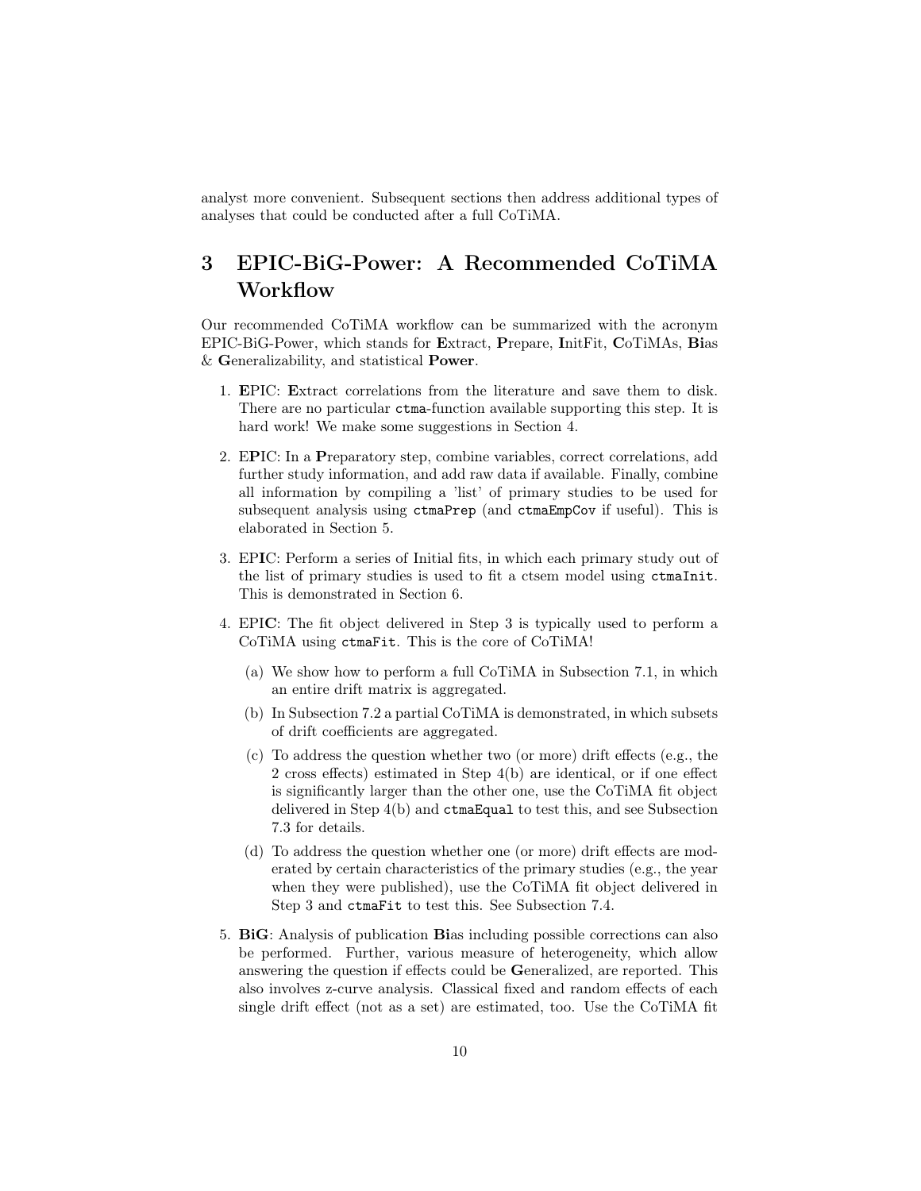analyst more convenient. Subsequent sections then address additional types of analyses that could be conducted after a full CoTiMA.

# 3 EPIC-BiG-Power: A Recommended CoTiMA Workflow

Our recommended CoTiMA workflow can be summarized with the acronym EPIC-BiG-Power, which stands for **E**xtract, **P**repare, **I**nitFit, **C**oTiMAs, **Bi**as & **G**eneralizability, and statistical **Power**.

1. **E**PIC: **E**xtract correlations from the literature and save them to disk. There are no particular `ctma`-function available supporting this step. It is hard work! We make some suggestions in Section 4.

2. E**P**IC: In a **P**reparatory step, combine variables, correct correlations, add further study information, and add raw data if available. Finally, combine all information by compiling a 'list' of primary studies to be used for subsequent analysis using `ctmaPrep` (and `ctmaEmpCov` if useful). This is elaborated in Section 5.

3. EP**I**C: Perform a series of Initial fits, in which each primary study out of the list of primary studies is used to fit a ctsem model using `ctmaInit`. This is demonstrated in Section 6.

4. EPI**C**: The fit object delivered in Step 3 is typically used to perform a CoTiMA using `ctmaFit`. This is the core of CoTiMA!

   (a) We show how to perform a full CoTiMA in Subsection 7.1, in which an entire drift matrix is aggregated.

   (b) In Subsection 7.2 a partial CoTiMA is demonstrated, in which subsets of drift coefficients are aggregated.

   (c) To address the question whether two (or more) drift effects (e.g., the 2 cross effects) estimated in Step 4(b) are identical, or if one effect is significantly larger than the other one, use the CoTiMA fit object delivered in Step 4(b) and `ctmaEqual` to test this, and see Subsection 7.3 for details.

   (d) To address the question whether one (or more) drift effects are moderated by certain characteristics of the primary studies (e.g., the year when they were published), use the CoTiMA fit object delivered in Step 3 and `ctmaFit` to test this. See Subsection 7.4.

5. **BiG**: Analysis of publication **Bi**as including possible corrections can also be performed. Further, various measure of heterogeneity, which allow answering the question if effects could be **G**eneralized, are reported. This also involves z-curve analysis. Classical fixed and random effects of each single drift effect (not as a set) are estimated, too. Use the CoTiMA fit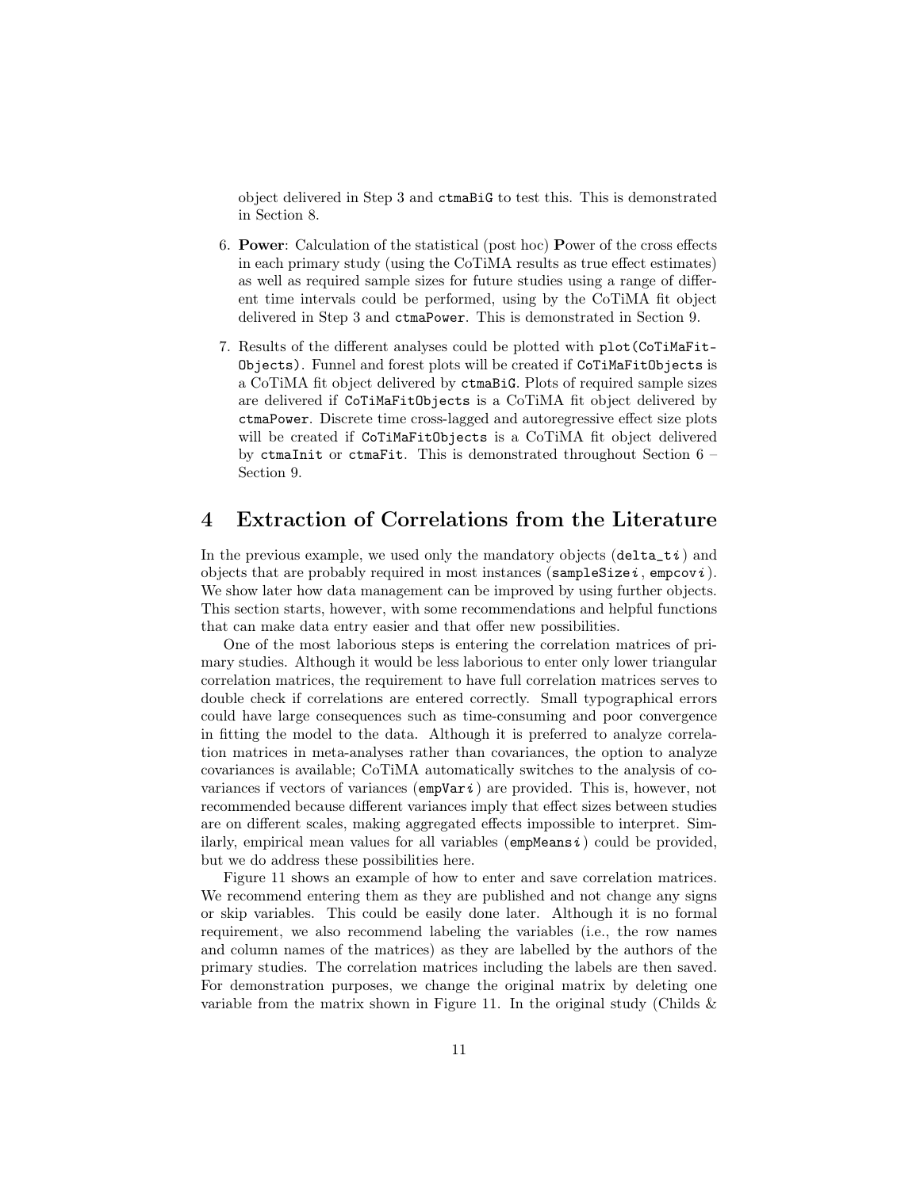object delivered in Step 3 and `ctmaBiG` to test this. This is demonstrated in Section 8.

6. **Power**: Calculation of the statistical (post hoc) **P**ower of the cross effects in each primary study (using the CoTiMA results as true effect estimates) as well as required sample sizes for future studies using a range of different time intervals could be performed, using by the CoTiMA fit object delivered in Step 3 and `ctmaPower`. This is demonstrated in Section 9.

7. Results of the different analyses could be plotted with `plot(CoTiMaFitObjects)`. Funnel and forest plots will be created if `CoTiMaFitObjects` is a CoTiMA fit object delivered by `ctmaBiG`. Plots of required sample sizes are delivered if `CoTiMaFitObjects` is a CoTiMA fit object delivered by `ctmaPower`. Discrete time cross-lagged and autoregressive effect size plots will be created if `CoTiMaFitObjects` is a CoTiMA fit object delivered by `ctmaInit` or `ctmaFit`. This is demonstrated throughout Section 6 – Section 9.

# 4 Extraction of Correlations from the Literature

In the previous example, we used only the mandatory objects (`delta_t`*i*) and objects that are probably required in most instances (`sampleSize`*i*, `empcov`*i*). We show later how data management can be improved by using further objects. This section starts, however, with some recommendations and helpful functions that can make data entry easier and that offer new possibilities.

One of the most laborious steps is entering the correlation matrices of primary studies. Although it would be less laborious to enter only lower triangular correlation matrices, the requirement to have full correlation matrices serves to double check if correlations are entered correctly. Small typographical errors could have large consequences such as time-consuming and poor convergence in fitting the model to the data. Although it is preferred to analyze correlation matrices in meta-analyses rather than covariances, the option to analyze covariances is available; CoTiMA automatically switches to the analysis of covariances if vectors of variances (`empVar`*i*) are provided. This is, however, not recommended because different variances imply that effect sizes between studies are on different scales, making aggregated effects impossible to interpret. Similarly, empirical mean values for all variables (`empMeans`*i*) could be provided, but we do address these possibilities here.

Figure 11 shows an example of how to enter and save correlation matrices. We recommend entering them as they are published and not change any signs or skip variables. This could be easily done later. Although it is no formal requirement, we also recommend labeling the variables (i.e., the row names and column names of the matrices) as they are labelled by the authors of the primary studies. The correlation matrices including the labels are then saved. For demonstration purposes, we change the original matrix by deleting one variable from the matrix shown in Figure 11. In the original study (Childs &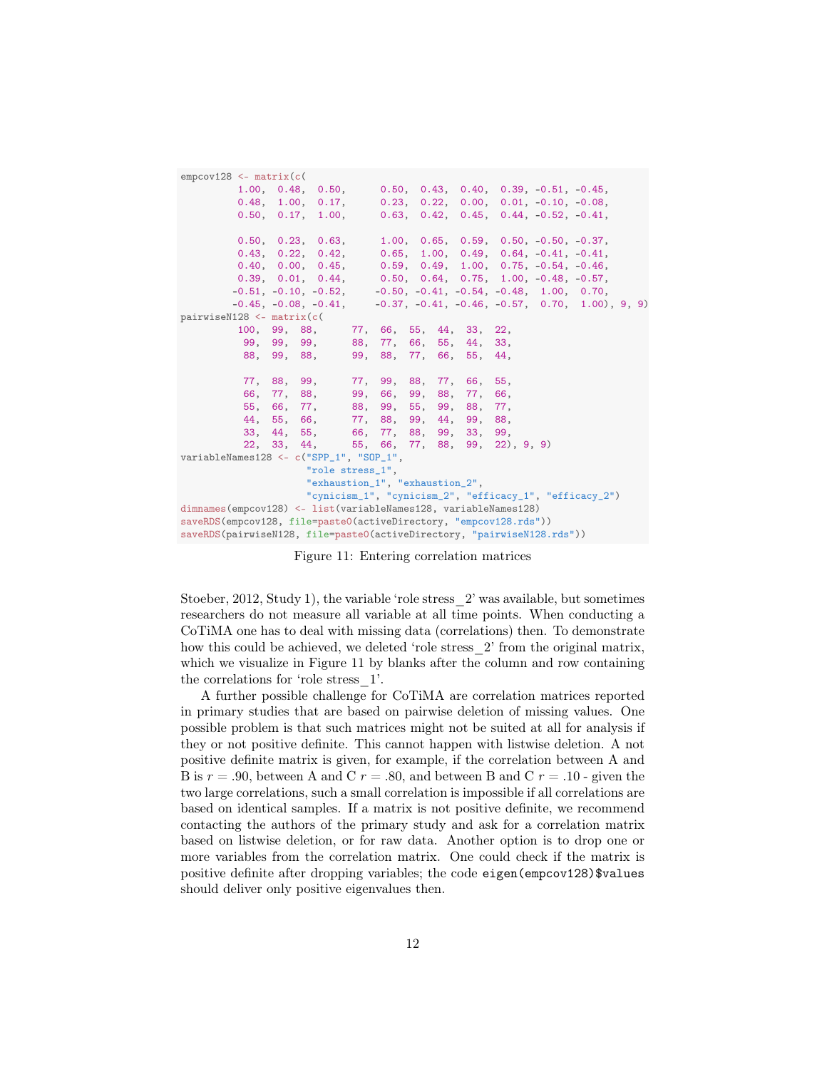```
empcov128 <- matrix(c(
         1.00,  0.48,  0.50,      0.50,  0.43,  0.40,  0.39, -0.51, -0.45,
         0.48,  1.00,  0.17,      0.23,  0.22,  0.00,  0.01, -0.10, -0.08,
         0.50,  0.17,  1.00,      0.63,  0.42,  0.45,  0.44, -0.52, -0.41,

         0.50,  0.23,  0.63,      1.00,  0.65,  0.59,  0.50, -0.50, -0.37,
         0.43,  0.22,  0.42,      0.65,  1.00,  0.49,  0.64, -0.41, -0.41,
         0.40,  0.00,  0.45,      0.59,  0.49,  1.00,  0.75, -0.54, -0.46,
         0.39,  0.01,  0.44,      0.50,  0.64,  0.75,  1.00, -0.48, -0.57,
        -0.51, -0.10, -0.52,     -0.50, -0.41, -0.54, -0.48,  1.00,  0.70,
        -0.45, -0.08, -0.41,     -0.37, -0.41, -0.46, -0.57,  0.70,  1.00), 9, 9)
pairwiseN128 <- matrix(c(
         100,  99,  88,      77,  66,  55,  44,  33,  22,
          99,  99,  99,      88,  77,  66,  55,  44,  33,
          88,  99,  88,      99,  88,  77,  66,  55,  44,

          77,  88,  99,      77,  99,  88,  77,  66,  55,
          66,  77,  88,      99,  66,  99,  88,  77,  66,
          55,  66,  77,      88,  99,  55,  99,  88,  77,
          44,  55,  66,      77,  88,  99,  44,  99,  88,
          33,  44,  55,      66,  77,  88,  99,  33,  99,
          22,  33,  44,      55,  66,  77,  88,  99,  22), 9, 9)
variableNames128 <- c("SPP_1", "SOP_1",
                      "role stress_1",
                      "exhaustion_1", "exhaustion_2",
                      "cynicism_1", "cynicism_2", "efficacy_1", "efficacy_2")
dimnames(empcov128) <- list(variableNames128, variableNames128)
saveRDS(empcov128, file=paste0(activeDirectory, "empcov128.rds"))
saveRDS(pairwiseN128, file=paste0(activeDirectory, "pairwiseN128.rds"))
```

Figure 11: Entering correlation matrices

Stoeber, 2012, Study 1), the variable 'role stress_2' was available, but sometimes researchers do not measure all variable at all time points. When conducting a CoTiMA one has to deal with missing data (correlations) then. To demonstrate how this could be achieved, we deleted 'role stress_2' from the original matrix, which we visualize in Figure 11 by blanks after the column and row containing the correlations for 'role stress_1'.

A further possible challenge for CoTiMA are correlation matrices reported in primary studies that are based on pairwise deletion of missing values. One possible problem is that such matrices might not be suited at all for analysis if they or not positive definite. This cannot happen with listwise deletion. A not positive definite matrix is given, for example, if the correlation between A and B is $r = .90$, between A and C $r = .80$, and between B and C $r = .10$ - given the two large correlations, such a small correlation is impossible if all correlations are based on identical samples. If a matrix is not positive definite, we recommend contacting the authors of the primary study and ask for a correlation matrix based on listwise deletion, or for raw data. Another option is to drop one or more variables from the correlation matrix. One could check if the matrix is positive definite after dropping variables; the code `eigen(empcov128)$values` should deliver only positive eigenvalues then.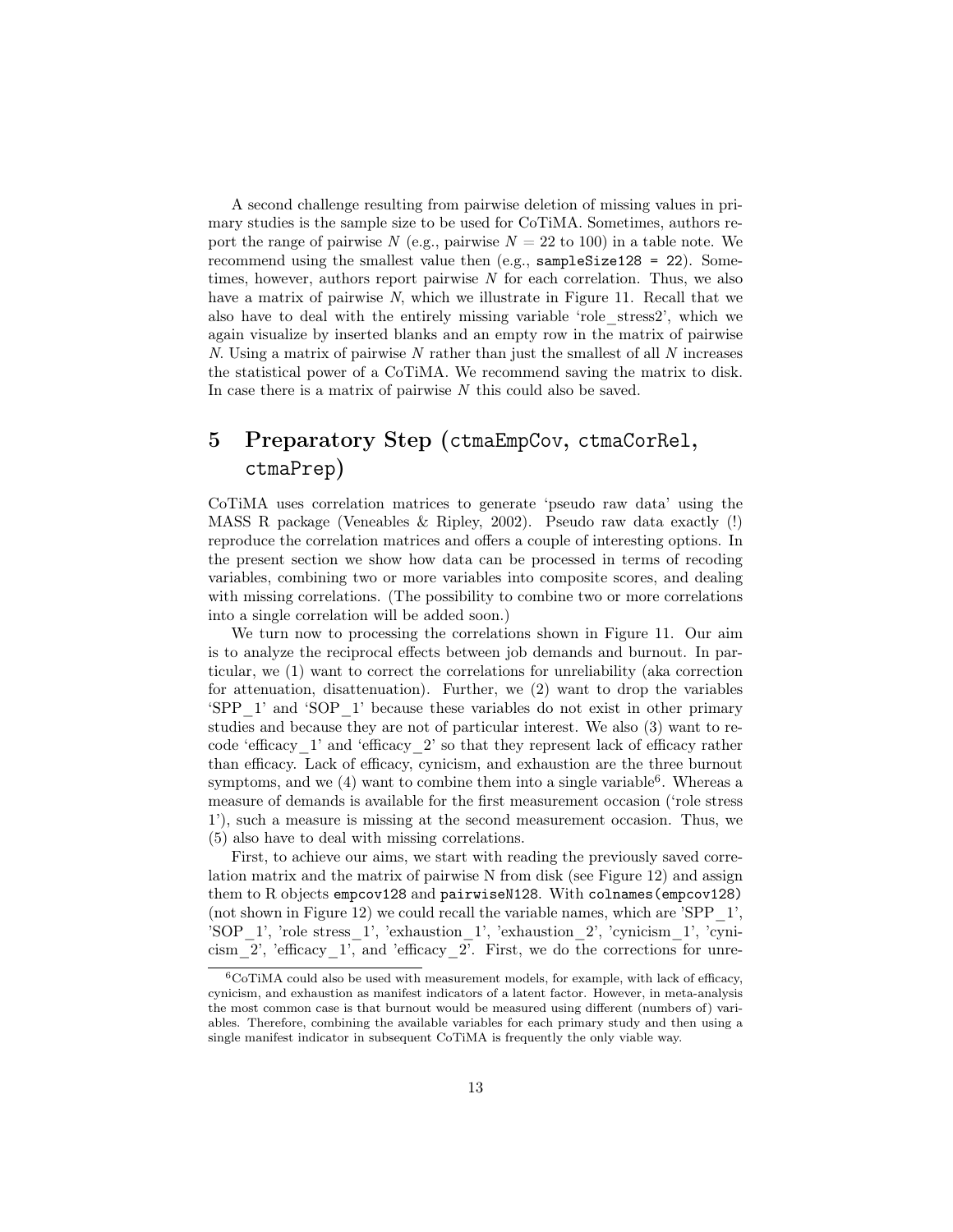A second challenge resulting from pairwise deletion of missing values in primary studies is the sample size to be used for CoTiMA. Sometimes, authors report the range of pairwise $N$ (e.g., pairwise $N = 22$ to 100) in a table note. We recommend using the smallest value then (e.g., `sampleSize128 = 22`). Sometimes, however, authors report pairwise $N$ for each correlation. Thus, we also have a matrix of pairwise $N$, which we illustrate in Figure 11. Recall that we also have to deal with the entirely missing variable 'role_stress2', which we again visualize by inserted blanks and an empty row in the matrix of pairwise $N$. Using a matrix of pairwise $N$ rather than just the smallest of all $N$ increases the statistical power of a CoTiMA. We recommend saving the matrix to disk. In case there is a matrix of pairwise $N$ this could also be saved.

# 5 Preparatory Step (`ctmaEmpCov`, `ctmaCorRel`, `ctmaPrep`)

CoTiMA uses correlation matrices to generate 'pseudo raw data' using the MASS R package (Veneables & Ripley, 2002). Pseudo raw data exactly (!) reproduce the correlation matrices and offers a couple of interesting options. In the present section we show how data can be processed in terms of recoding variables, combining two or more variables into composite scores, and dealing with missing correlations. (The possibility to combine two or more correlations into a single correlation will be added soon.)

We turn now to processing the correlations shown in Figure 11. Our aim is to analyze the reciprocal effects between job demands and burnout. In particular, we (1) want to correct the correlations for unreliability (aka correction for attenuation, disattenuation). Further, we (2) want to drop the variables 'SPP_1' and 'SOP_1' because these variables do not exist in other primary studies and because they are not of particular interest. We also (3) want to recode 'efficacy_1' and 'efficacy_2' so that they represent lack of efficacy rather than efficacy. Lack of efficacy, cynicism, and exhaustion are the three burnout symptoms, and we (4) want to combine them into a single variable[6]. Whereas a measure of demands is available for the first measurement occasion ('role stress 1'), such a measure is missing at the second measurement occasion. Thus, we (5) also have to deal with missing correlations.

First, to achieve our aims, we start with reading the previously saved correlation matrix and the matrix of pairwise N from disk (see Figure 12) and assign them to R objects `empcov128` and `pairwiseN128`. With `colnames(empcov128)` (not shown in Figure 12) we could recall the variable names, which are 'SPP_1', 'SOP_1', 'role stress_1', 'exhaustion_1', 'exhaustion_2', 'cynicism_1', 'cynicism_2', 'efficacy_1', and 'efficacy_2'. First, we do the corrections for unre-

[6] CoTiMA could also be used with measurement models, for example, with lack of efficacy, cynicism, and exhaustion as manifest indicators of a latent factor. However, in meta-analysis the most common case is that burnout would be measured using different (numbers of) variables. Therefore, combining the available variables for each primary study and then using a single manifest indicator in subsequent CoTiMA is frequently the only viable way.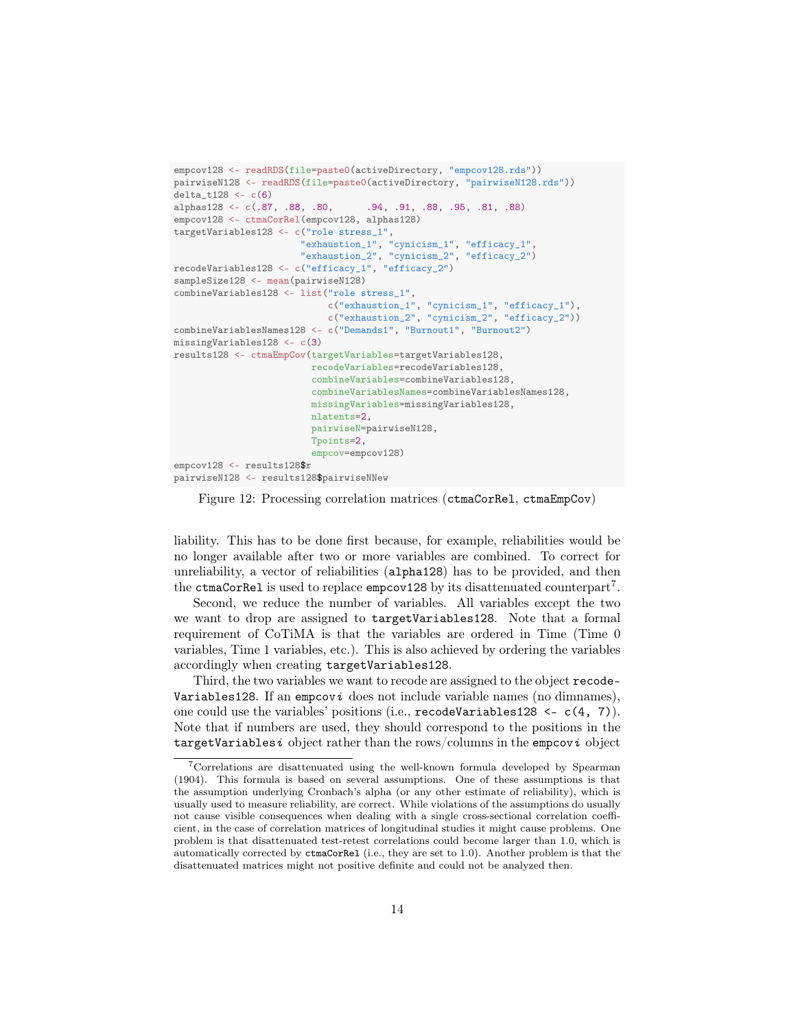```
empcov128 <- readRDS(file=paste0(activeDirectory, "empcov128.rds"))
pairwiseN128 <- readRDS(file=paste0(activeDirectory, "pairwiseN128.rds"))
delta_t128 <- c(6)
alphas128 <- c(.87, .88, .80,      .94, .91, .88, .95, .81, .88)
empcov128 <- ctmaCorRel(empcov128, alphas128)
targetVariables128 <- c("role stress_1",
                       "exhaustion_1", "cynicism_1", "efficacy_1",
                       "exhaustion_2", "cynicism_2", "efficacy_2")
recodeVariables128 <- c("efficacy_1", "efficacy_2")
sampleSize128 <- mean(pairwiseN128)
combineVariables128 <- list("role stress_1",
                            c("exhaustion_1", "cynicism_1", "efficacy_1"),
                            c("exhaustion_2", "cynicism_2", "efficacy_2"))
combineVariablesNames128 <- c("Demands1", "Burnout1", "Burnout2")
missingVariables128 <- c(3)
results128 <- ctmaEmpCov(targetVariables=targetVariables128,
                         recodeVariables=recodeVariables128,
                         combineVariables=combineVariables128,
                         combineVariablesNames=combineVariablesNames128,
                         missingVariables=missingVariables128,
                         nlatents=2,
                         pairwiseN=pairwiseN128,
                         Tpoints=2,
                         empcov=empcov128)
empcov128 <- results128$r
pairwiseN128 <- results128$pairwiseNNew
```

Figure 12: Processing correlation matrices (`ctmaCorRel`, `ctmaEmpCov`)

liability. This has to be done first because, for example, reliabilities would be no longer available after two or more variables are combined. To correct for unreliability, a vector of reliabilities (`alpha128`) has to be provided, and then the `ctmaCorRel` is used to replace `empcov128` by its disattenuated counterpart[7].

Second, we reduce the number of variables. All variables except the two we want to drop are assigned to `targetVariables128`. Note that a formal requirement of CoTiMA is that the variables are ordered in Time (Time 0 variables, Time 1 variables, etc.). This is also achieved by ordering the variables accordingly when creating `targetVariables128`.

Third, the two variables we want to recode are assigned to the object `recodeVariables128`. If an `empcov`*i* does not include variable names (no dimnames), one could use the variables' positions (i.e., `recodeVariables128 <- c(4, 7)`). Note that if numbers are used, they should correspond to the positions in the `targetVariables`*i* object rather than the rows/columns in the `empcov`*i* object

---

[7] Correlations are disattenuated using the well-known formula developed by Spearman (1904). This formula is based on several assumptions. One of these assumptions is that the assumption underlying Cronbach's alpha (or any other estimate of reliability), which is usually used to measure reliability, are correct. While violations of the assumptions do usually not cause visible consequences when dealing with a single cross-sectional correlation coefficient, in the case of correlation matrices of longitudinal studies it might cause problems. One problem is that disattenuated test-retest correlations could become larger than 1.0, which is automatically corrected by `ctmaCorRel` (i.e., they are set to 1.0). Another problem is that the disattenuated matrices might not positive definite and could not be analyzed then.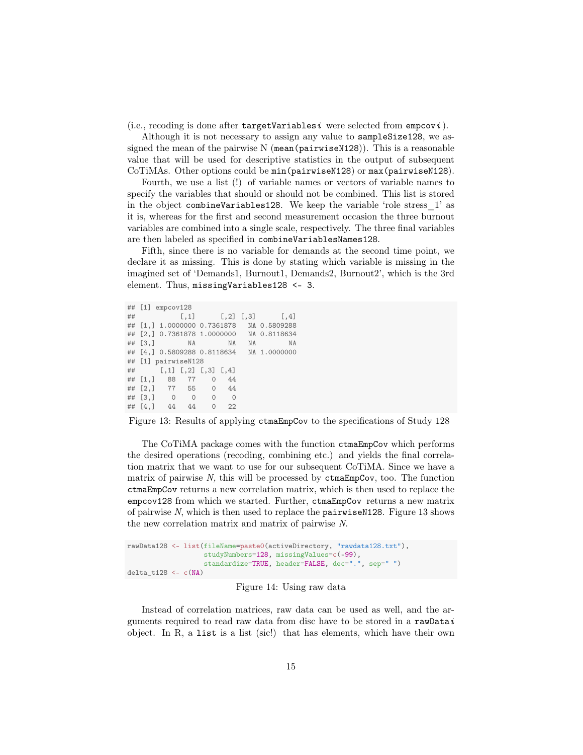(i.e., recoding is done after `targetVariables`*i* were selected from `empcov`*i*).

Although it is not necessary to assign any value to `sampleSize128`, we assigned the mean of the pairwise N (`mean(pairwiseN128)`). This is a reasonable value that will be used for descriptive statistics in the output of subsequent CoTiMAs. Other options could be `min(pairwiseN128)` or `max(pairwiseN128)`.

Fourth, we use a list (!) of variable names or vectors of variable names to specify the variables that should or should not be combined. This list is stored in the object `combineVariables128`. We keep the variable 'role stress_1' as it is, whereas for the first and second measurement occasion the three burnout variables are combined into a single scale, respectively. The three final variables are then labeled as specified in `combineVariablesNames128`.

Fifth, since there is no variable for demands at the second time point, we declare it as missing. This is done by stating which variable is missing in the imagined set of 'Demands1, Burnout1, Demands2, Burnout2', which is the 3rd element. Thus, `missingVariables128 <- 3`.

```
## [1] empcov128
##           [,1]      [,2] [,3]      [,4]
## [1,] 1.0000000 0.7361878   NA 0.5809288
## [2,] 0.7361878 1.0000000   NA 0.8118634
## [3,]        NA        NA   NA        NA
## [4,] 0.5809288 0.8118634   NA 1.0000000
## [1] pairwiseN128
##      [,1] [,2] [,3] [,4]
## [1,]   88   77    0   44
## [2,]   77   55    0   44
## [3,]    0    0    0    0
## [4,]   44   44    0   22
```

Figure 13: Results of applying `ctmaEmpCov` to the specifications of Study 128

The CoTiMA package comes with the function `ctmaEmpCov` which performs the desired operations (recoding, combining etc.) and yields the final correlation matrix that we want to use for our subsequent CoTiMA. Since we have a matrix of pairwise *N,* this will be processed by `ctmaEmpCov`, too. The function `ctmaEmpCov` returns a new correlation matrix, which is then used to replace the `empcov128` from which we started. Further, `ctmaEmpCov` returns a new matrix of pairwise *N*, which is then used to replace the `pairwiseN128`. Figure 13 shows the new correlation matrix and matrix of pairwise *N*.

```r
rawData128 <- list(fileName=paste0(activeDirectory, "rawdata128.txt"),
                   studyNumbers=128, missingValues=c(-99),
                   standardize=TRUE, header=FALSE, dec=".", sep=" ")
delta_t128 <- c(NA)
```

Figure 14: Using raw data

Instead of correlation matrices, raw data can be used as well, and the arguments required to read raw data from disc have to be stored in a `rawData`*i* object. In R, a `list` is a list (sic!) that has elements, which have their own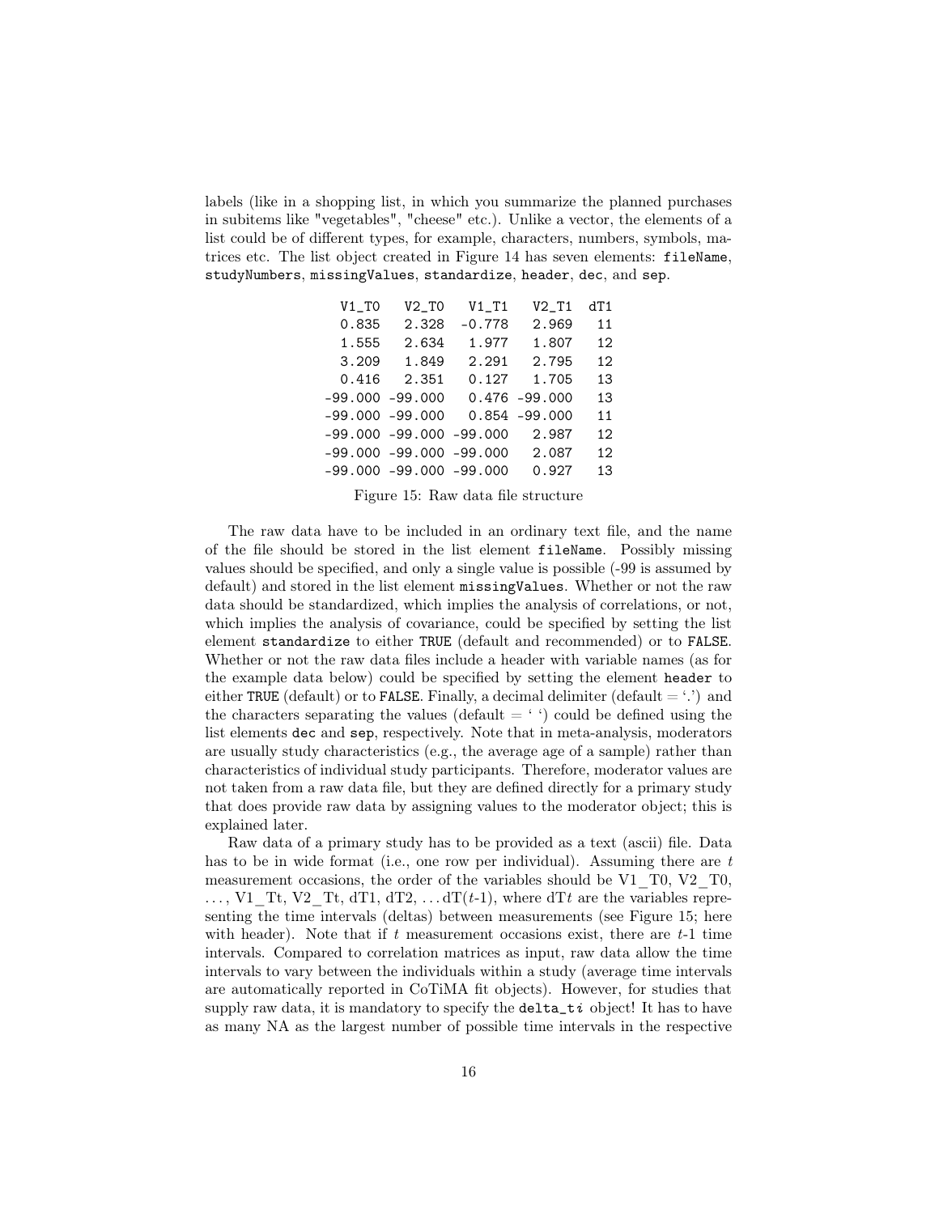labels (like in a shopping list, in which you summarize the planned purchases in subitems like "vegetables", "cheese" etc.). Unlike a vector, the elements of a list could be of different types, for example, characters, numbers, symbols, matrices etc. The list object created in Figure 14 has seven elements: `fileName`, `studyNumbers`, `missingValues`, `standardize`, `header`, `dec`, and `sep`.

```
  V1_T0   V2_T0   V1_T1   V2_T1  dT1
  0.835   2.328  -0.778   2.969   11
  1.555   2.634   1.977   1.807   12
  3.209   1.849   2.291   2.795   12
  0.416   2.351   0.127   1.705   13
-99.000 -99.000   0.476 -99.000   13
-99.000 -99.000   0.854 -99.000   11
-99.000 -99.000 -99.000   2.987   12
-99.000 -99.000 -99.000   2.087   12
-99.000 -99.000 -99.000   0.927   13
```

Figure 15: Raw data file structure

The raw data have to be included in an ordinary text file, and the name of the file should be stored in the list element `fileName`. Possibly missing values should be specified, and only a single value is possible (-99 is assumed by default) and stored in the list element `missingValues`. Whether or not the raw data should be standardized, which implies the analysis of correlations, or not, which implies the analysis of covariance, could be specified by setting the list element `standardize` to either `TRUE` (default and recommended) or to `FALSE`. Whether or not the raw data files include a header with variable names (as for the example data below) could be specified by setting the element `header` to either `TRUE` (default) or to `FALSE`. Finally, a decimal delimiter (default = '.') and the characters separating the values (default = ' ') could be defined using the list elements `dec` and `sep`, respectively. Note that in meta-analysis, moderators are usually study characteristics (e.g., the average age of a sample) rather than characteristics of individual study participants. Therefore, moderator values are not taken from a raw data file, but they are defined directly for a primary study that does provide raw data by assigning values to the moderator object; this is explained later.

Raw data of a primary study has to be provided as a text (ascii) file. Data has to be in wide format (i.e., one row per individual). Assuming there are $t$ measurement occasions, the order of the variables should be V1_T0, V2_T0, ..., V1_Tt, V2_Tt, dT1, dT2, ...dT($t$-1), where dT$t$ are the variables representing the time intervals (deltas) between measurements (see Figure 15; here with header). Note that if $t$ measurement occasions exist, there are $t$-1 time intervals. Compared to correlation matrices as input, raw data allow the time intervals to vary between the individuals within a study (average time intervals are automatically reported in CoTiMA fit objects). However, for studies that supply raw data, it is mandatory to specify the `delta_ti` object! It has to have as many NA as the largest number of possible time intervals in the respective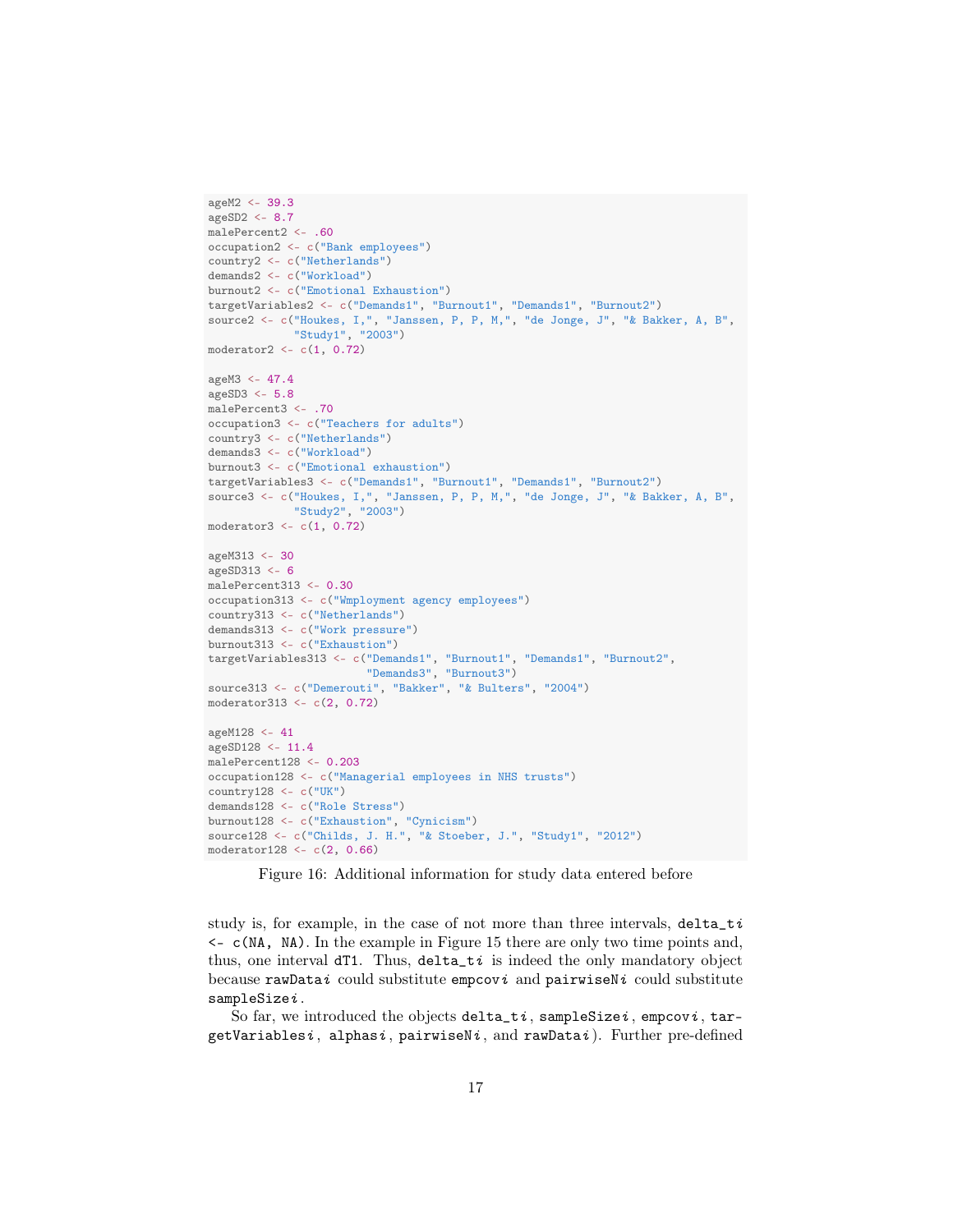```
ageM2 <- 39.3
ageSD2 <- 8.7
malePercent2 <- .60
occupation2 <- c("Bank employees")
country2 <- c("Netherlands")
demands2 <- c("Workload")
burnout2 <- c("Emotional Exhaustion")
targetVariables2 <- c("Demands1", "Burnout1", "Demands1", "Burnout2")
source2 <- c("Houkes, I,", "Janssen, P, P, M,", "de Jonge, J", "& Bakker, A, B",
             "Study1", "2003")
moderator2 <- c(1, 0.72)

ageM3 <- 47.4
ageSD3 <- 5.8
malePercent3 <- .70
occupation3 <- c("Teachers for adults")
country3 <- c("Netherlands")
demands3 <- c("Workload")
burnout3 <- c("Emotional exhaustion")
targetVariables3 <- c("Demands1", "Burnout1", "Demands1", "Burnout2")
source3 <- c("Houkes, I,", "Janssen, P, P, M,", "de Jonge, J", "& Bakker, A, B",
             "Study2", "2003")
moderator3 <- c(1, 0.72)

ageM313 <- 30
ageSD313 <- 6
malePercent313 <- 0.30
occupation313 <- c("Wmployment agency employees")
country313 <- c("Netherlands")
demands313 <- c("Work pressure")
burnout313 <- c("Exhaustion")
targetVariables313 <- c("Demands1", "Burnout1", "Demands1", "Burnout2",
                        "Demands3", "Burnout3")
source313 <- c("Demerouti", "Bakker", "& Bulters", "2004")
moderator313 <- c(2, 0.72)

ageM128 <- 41
ageSD128 <- 11.4
malePercent128 <- 0.203
occupation128 <- c("Managerial employees in NHS trusts")
country128 <- c("UK")
demands128 <- c("Role Stress")
burnout128 <- c("Exhaustion", "Cynicism")
source128 <- c("Childs, J. H.", "& Stoeber, J.", "Study1", "2012")
moderator128 <- c(2, 0.66)
```

Figure 16: Additional information for study data entered before

study is, for example, in the case of not more than three intervals, `delta_ti <- c(NA, NA)`. In the example in Figure 15 there are only two time points and, thus, one interval `dT1`. Thus, `delta_ti` is indeed the only mandatory object because `rawDatai` could substitute `empcovi` and `pairwiseNi` could substitute `sampleSizei`.

So far, we introduced the objects `delta_ti`, `sampleSizei`, `empcovi`, `targetVariablesi`, `alphasi`, `pairwiseNi`, and `rawDatai`). Further pre-defined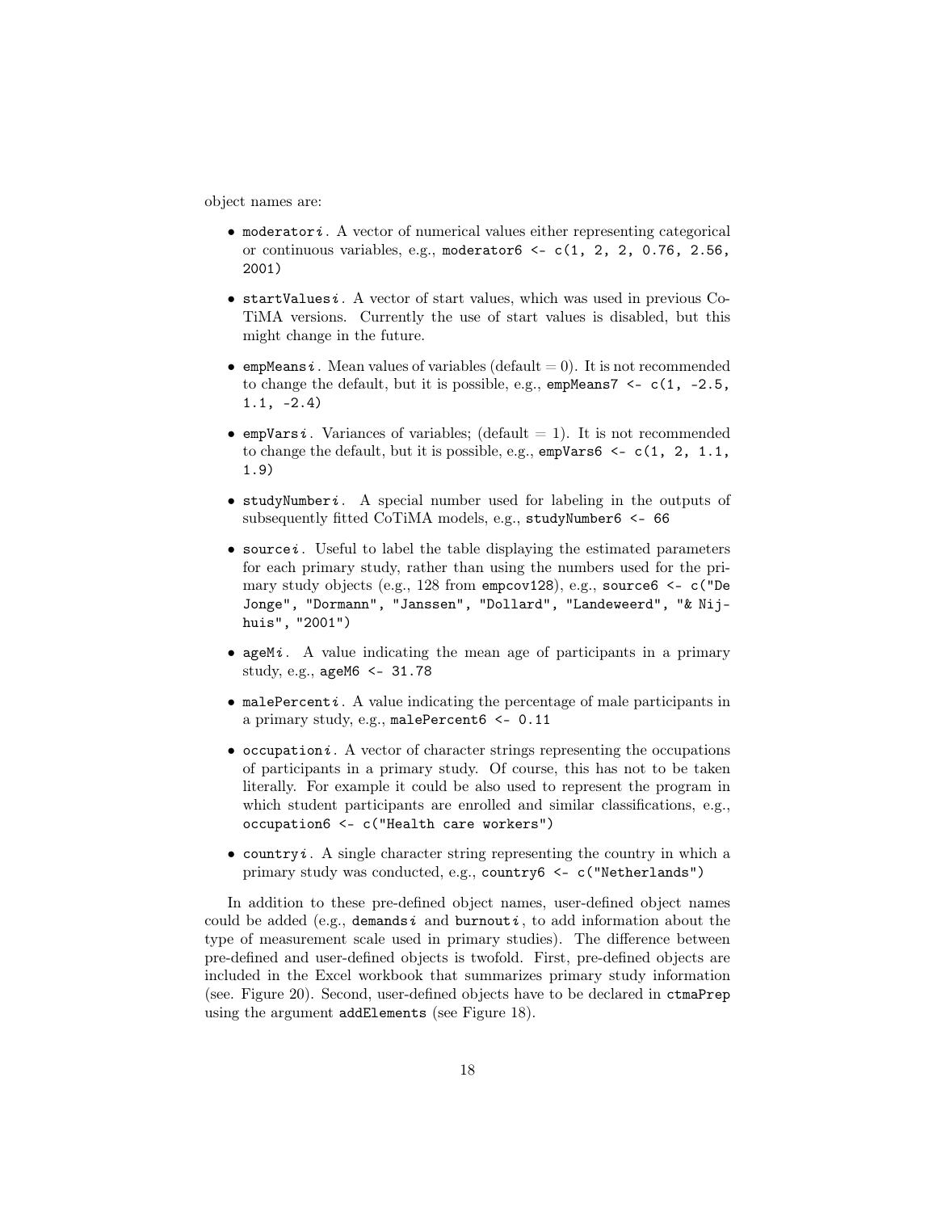object names are:

- `moderator`*i*. A vector of numerical values either representing categorical or continuous variables, e.g., `moderator6 <- c(1, 2, 2, 0.76, 2.56, 2001)`
- `startValues`*i*. A vector of start values, which was used in previous CoTiMA versions. Currently the use of start values is disabled, but this might change in the future.
- `empMeans`*i*. Mean values of variables (default = 0). It is not recommended to change the default, but it is possible, e.g., `empMeans7 <- c(1, -2.5, 1.1, -2.4)`
- `empVars`*i*. Variances of variables; (default = 1). It is not recommended to change the default, but it is possible, e.g., `empVars6 <- c(1, 2, 1.1, 1.9)`
- `studyNumber`*i*. A special number used for labeling in the outputs of subsequently fitted CoTiMA models, e.g., `studyNumber6 <- 66`
- `source`*i*. Useful to label the table displaying the estimated parameters for each primary study, rather than using the numbers used for the primary study objects (e.g., 128 from `empcov128`), e.g., `source6 <- c("De Jonge", "Dormann", "Janssen", "Dollard", "Landeweerd", "& Nijhuis", "2001")`
- `ageM`*i*. A value indicating the mean age of participants in a primary study, e.g., `ageM6 <- 31.78`
- `malePercent`*i*. A value indicating the percentage of male participants in a primary study, e.g., `malePercent6 <- 0.11`
- `occupation`*i*. A vector of character strings representing the occupations of participants in a primary study. Of course, this has not to be taken literally. For example it could be also used to represent the program in which student participants are enrolled and similar classifications, e.g., `occupation6 <- c("Health care workers")`
- `country`*i*. A single character string representing the country in which a primary study was conducted, e.g., `country6 <- c("Netherlands")`

In addition to these pre-defined object names, user-defined object names could be added (e.g., `demands`*i* and `burnout`*i*, to add information about the type of measurement scale used in primary studies). The difference between pre-defined and user-defined objects is twofold. First, pre-defined objects are included in the Excel workbook that summarizes primary study information (see. Figure 20). Second, user-defined objects have to be declared in `ctmaPrep` using the argument `addElements` (see Figure 18).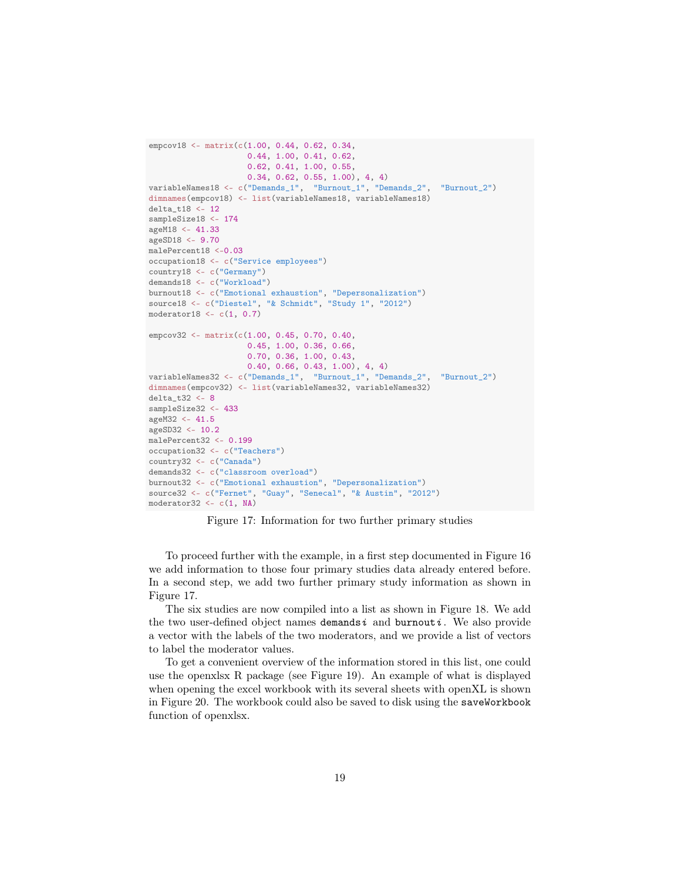```
empcov18 <- matrix(c(1.00, 0.44, 0.62, 0.34,
                     0.44, 1.00, 0.41, 0.62,
                     0.62, 0.41, 1.00, 0.55,
                     0.34, 0.62, 0.55, 1.00), 4, 4)
variableNames18 <- c("Demands_1",  "Burnout_1", "Demands_2",  "Burnout_2")
dimnames(empcov18) <- list(variableNames18, variableNames18)
delta_t18 <- 12
sampleSize18 <- 174
ageM18 <- 41.33
ageSD18 <- 9.70
malePercent18 <-0.03
occupation18 <- c("Service employees")
country18 <- c("Germany")
demands18 <- c("Workload")
burnout18 <- c("Emotional exhaustion", "Depersonalization")
source18 <- c("Diestel", "& Schmidt", "Study 1", "2012")
moderator18 <- c(1, 0.7)

empcov32 <- matrix(c(1.00, 0.45, 0.70, 0.40,
                     0.45, 1.00, 0.36, 0.66,
                     0.70, 0.36, 1.00, 0.43,
                     0.40, 0.66, 0.43, 1.00), 4, 4)
variableNames32 <- c("Demands_1",  "Burnout_1", "Demands_2",  "Burnout_2")
dimnames(empcov32) <- list(variableNames32, variableNames32)
delta_t32 <- 8
sampleSize32 <- 433
ageM32 <- 41.5
ageSD32 <- 10.2
malePercent32 <- 0.199
occupation32 <- c("Teachers")
country32 <- c("Canada")
demands32 <- c("classroom overload")
burnout32 <- c("Emotional exhaustion", "Depersonalization")
source32 <- c("Fernet", "Guay", "Senecal", "& Austin", "2012")
moderator32 <- c(1, NA)
```

Figure 17: Information for two further primary studies

To proceed further with the example, in a first step documented in Figure 16 we add information to those four primary studies data already entered before. In a second step, we add two further primary study information as shown in Figure 17.

The six studies are now compiled into a list as shown in Figure 18. We add the two user-defined object names `demands`*i* and `burnout`*i*. We also provide a vector with the labels of the two moderators, and we provide a list of vectors to label the moderator values.

To get a convenient overview of the information stored in this list, one could use the openxlsx R package (see Figure 19). An example of what is displayed when opening the excel workbook with its several sheets with openXL is shown in Figure 20. The workbook could also be saved to disk using the `saveWorkbook` function of openxlsx.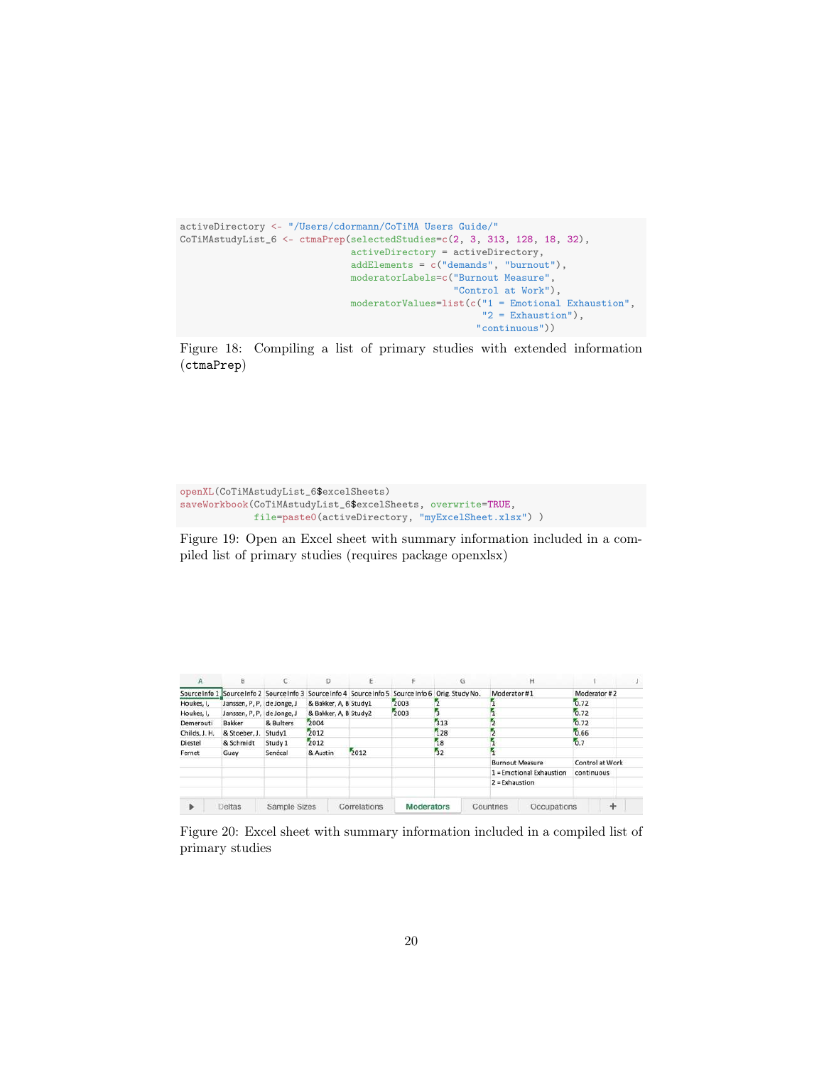```
activeDirectory <- "/Users/cdormann/CoTiMA Users Guide/"
CoTiMAstudyList_6 <- ctmaPrep(selectedStudies=c(2, 3, 313, 128, 18, 32),
                              activeDirectory = activeDirectory,
                              addElements = c("demands", "burnout"),
                              moderatorLabels=c("Burnout Measure",
                                                "Control at Work"),
                              moderatorValues=list(c("1 = Emotional Exhaustion",
                                                     "2 = Exhaustion"),
                                                   "continuous"))
```

Figure 18: Compiling a list of primary studies with extended information (ctmaPrep)

```
openXL(CoTiMAstudyList_6$excelSheets)
saveWorkbook(CoTiMAstudyList_6$excelSheets, overwrite=TRUE,
             file=paste0(activeDirectory, "myExcelSheet.xlsx") )
```

Figure 19: Open an Excel sheet with summary information included in a compiled list of primary studies (requires package openxlsx)

| A | B | C | D | E | F | G | H | I |
|---|---|---|---|---|---|---|---|---|
| Source Info 1 | Source Info 2 | Source Info 3 | Source Info 4 | Source Info 5 | Source Info 6 | Orig. Study No. | Moderator #1 | Moderator #2 |
| Houkes, I, | Janssen, P, P, | de Jonge, J | & Bakker, A, B | Study1 | 2003 | 2 | 1 | 0.72 |
| Houkes, I, | Janssen, P, P, | de Jonge, J | & Bakker, A, B | Study2 | 2003 | 3 | 1 | 0.72 |
| Demerouti | Bakker | & Bulters | 2004 | | | 313 | 2 | 0.72 |
| Childs, J. H. | & Stoeber, J. | Study1 | 2012 | | | 128 | 2 | 0.66 |
| Diestel | & Schmidt | Study 1 | 2012 | | | 18 | 1 | 0.7 |
| Fernet | Guay | Senécal | & Austin | 2012 | | 32 | 1 | |
| | | | | | | | Burnout Measure | Control at Work |
| | | | | | | | 1 = Emotional Exhaustion | continuous |
| | | | | | | | 2 = Exhaustion | |

Deltas | Sample Sizes | Correlations | Moderators | Countries | Occupations

Figure 20: Excel sheet with summary information included in a compiled list of primary studies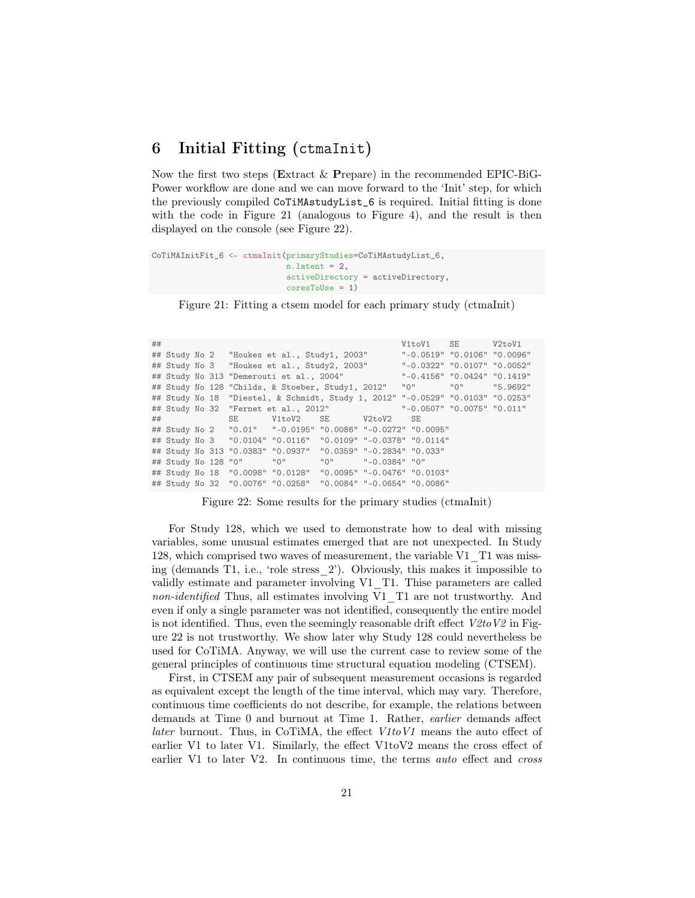# 6 Initial Fitting (ctmaInit)

Now the first two steps (**E**xtract & **P**repare) in the recommended EPIC-BiG-Power workflow are done and we can move forward to the 'Init' step, for which the previously compiled `CoTiMAstudyList_6` is required. Initial fitting is done with the code in Figure 21 (analogous to Figure 4), and the result is then displayed on the console (see Figure 22).

```
CoTiMAInitFit_6 <- ctmaInit(primaryStudies=CoTiMAstudyList_6,
                            n.latent = 2,
                            activeDirectory = activeDirectory,
                            coresToUse = 1)
```

Figure 21: Fitting a ctsem model for each primary study (ctmaInit)

```
##                                                        V1toV1    SE       V2toV1
## Study No 2   "Houkes et al., Study1, 2003"       "-0.0519" "0.0106" "0.0096"
## Study No 3   "Houkes et al., Study2, 2003"       "-0.0322" "0.0107" "0.0052"
## Study No 313 "Demerouti et al., 2004"            "-0.4156" "0.0424" "0.1419"
## Study No 128 "Childs, & Stoeber, Study1, 2012"   "0"       "0"      "5.9692"
## Study No 18  "Diestel, & Schmidt, Study 1, 2012" "-0.0529" "0.0103" "0.0253"
## Study No 32  "Fernet et al., 2012"               "-0.0507" "0.0075" "0.011"
##              SE       V1toV2    SE       V2toV2    SE
## Study No 2   "0.01"   "-0.0195" "0.0086" "-0.0272" "0.0095"
## Study No 3   "0.0104" "0.0116"  "0.0109" "-0.0378" "0.0114"
## Study No 313 "0.0383" "0.0937"  "0.0359" "-0.2834" "0.033"
## Study No 128 "0"      "0"       "0"      "-0.0384" "0"
## Study No 18  "0.0098" "0.0128"  "0.0095" "-0.0476" "0.0103"
## Study No 32  "0.0076" "0.0258"  "0.0084" "-0.0654" "0.0086"
```

Figure 22: Some results for the primary studies (ctmaInit)

For Study 128, which we used to demonstrate how to deal with missing variables, some unusual estimates emerged that are not unexpected. In Study 128, which comprised two waves of measurement, the variable V1_T1 was missing (demands T1, i.e., 'role stress_2'). Obviously, this makes it impossible to validly estimate and parameter involving V1_T1. Thise parameters are called *non-identified* Thus, all estimates involving V1_T1 are not trustworthy. And even if only a single parameter was not identified, consequently the entire model is not identified. Thus, even the seemingly reasonable drift effect *V2toV2* in Figure 22 is not trustworthy. We show later why Study 128 could nevertheless be used for CoTiMA. Anyway, we will use the current case to review some of the general principles of continuous time structural equation modeling (CTSEM).

First, in CTSEM any pair of subsequent measurement occasions is regarded as equivalent except the length of the time interval, which may vary. Therefore, continuous time coefficients do not describe, for example, the relations between demands at Time 0 and burnout at Time 1. Rather, *earlier* demands affect *later* burnout. Thus, in CoTiMA, the effect *V1toV1* means the auto effect of earlier V1 to later V1. Similarly, the effect V1toV2 means the cross effect of earlier V1 to later V2. In continuous time, the terms *auto* effect and *cross*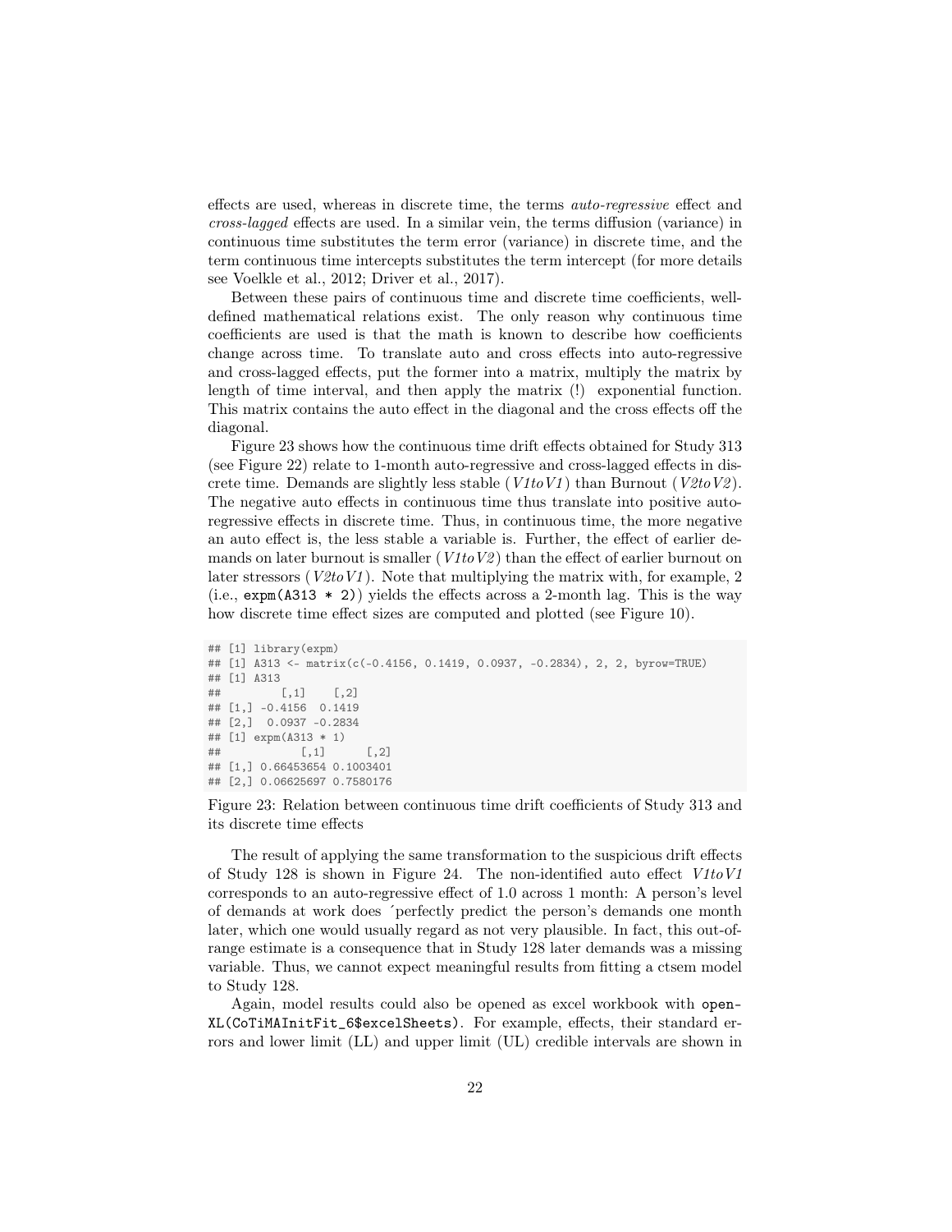effects are used, whereas in discrete time, the terms *auto-regressive* effect and *cross-lagged* effects are used. In a similar vein, the terms diffusion (variance) in continuous time substitutes the term error (variance) in discrete time, and the term continuous time intercepts substitutes the term intercept (for more details see Voelkle et al., 2012; Driver et al., 2017).

Between these pairs of continuous time and discrete time coefficients, well-defined mathematical relations exist. The only reason why continuous time coefficients are used is that the math is known to describe how coefficients change across time. To translate auto and cross effects into auto-regressive and cross-lagged effects, put the former into a matrix, multiply the matrix by length of time interval, and then apply the matrix (!) exponential function. This matrix contains the auto effect in the diagonal and the cross effects off the diagonal.

Figure 23 shows how the continuous time drift effects obtained for Study 313 (see Figure 22) relate to 1-month auto-regressive and cross-lagged effects in discrete time. Demands are slightly less stable (*V1toV1*) than Burnout (*V2toV2*). The negative auto effects in continuous time thus translate into positive auto-regressive effects in discrete time. Thus, in continuous time, the more negative an auto effect is, the less stable a variable is. Further, the effect of earlier demands on later burnout is smaller (*V1toV2*) than the effect of earlier burnout on later stressors (*V2toV1*). Note that multiplying the matrix with, for example, 2 (i.e., `expm(A313 * 2)`) yields the effects across a 2-month lag. This is the way how discrete time effect sizes are computed and plotted (see Figure 10).

```
## [1] library(expm)
## [1] A313 <- matrix(c(-0.4156, 0.1419, 0.0937, -0.2834), 2, 2, byrow=TRUE)
## [1] A313
##         [,1]    [,2]
## [1,] -0.4156  0.1419
## [2,]  0.0937 -0.2834
## [1] expm(A313 * 1)
##            [,1]      [,2]
## [1,] 0.66453654 0.1003401
## [2,] 0.06625697 0.7580176
```

Figure 23: Relation between continuous time drift coefficients of Study 313 and its discrete time effects

The result of applying the same transformation to the suspicious drift effects of Study 128 is shown in Figure 24. The non-identified auto effect *V1toV1* corresponds to an auto-regressive effect of 1.0 across 1 month: A person's level of demands at work does ´perfectly predict the person's demands one month later, which one would usually regard as not very plausible. In fact, this out-of-range estimate is a consequence that in Study 128 later demands was a missing variable. Thus, we cannot expect meaningful results from fitting a ctsem model to Study 128.

Again, model results could also be opened as excel workbook with `openXL(CoTiMAInitFit_6$excelSheets)`. For example, effects, their standard errors and lower limit (LL) and upper limit (UL) credible intervals are shown in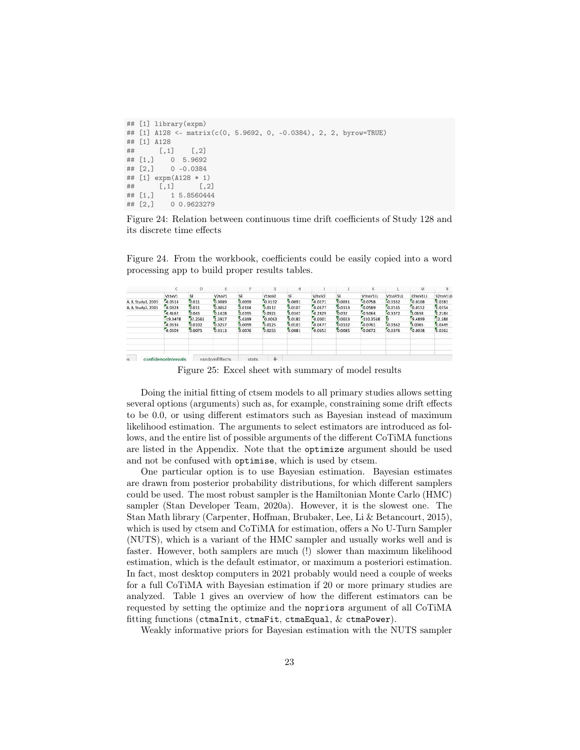```
## [1] library(expm)
## [1] A128 <- matrix(c(0, 5.9692, 0, -0.0384), 2, 2, byrow=TRUE)
## [1] A128
##      [,1]    [,2]
## [1,]    0  5.9692
## [2,]    0 -0.0384
## [1] expm(A128 * 1)
##      [,1]      [,2]
## [1,]    1 5.8560444
## [2,]    0 0.9623279
```

Figure 24: Relation between continuous time drift coefficients of Study 128 and its discrete time effects

Figure 24. From the workbook, coefficients could be easily copied into a word processing app to build proper results tables.

| | C | D | E | F | G | H | I | J | K | L | M | N |
|---|---|---|---|---|---|---|---|---|---|---|---|---|
| | V1toV1 | SE | V2toV1 | SE | V1toV2 | SE | V2toV2 | SE | V1toV1LL | V1toV1UL | V2toV1LL | V2toV1UL |
| A, B, Study1, 2003 | -0.0514 | 0.011 | 0.0089 | 0.0099 | 0.0192 | 0.0091 | -0.0271 | 0.0091 | -0.0758 | -0.0332 | -0.0108 | 0.0283 |
| A, B, Study2, 2003 | -0.0328 | 0.011 | 0.0052 | 0.0104 | 0.0112 | 0.0107 | -0.0377 | 0.0113 | -0.0589 | -0.0165 | -0.0152 | 0.0254 |
| | -0.4162 | 0.043 | 0.1428 | 0.0395 | 0.0921 | 0.0347 | -0.2829 | 0.032 | -0.5064 | -0.3372 | 0.0658 | 0.2184 |
| | -19.3478 | 32.2561 | 1.5927 | 5.6399 | 0.0063 | 0.0185 | -0.0001 | 0.0023 | -110.3568 | 0 | -9.4899 | 12.588 |
| | -0.0536 | 0.0102 | 0.0257 | 0.0099 | 0.0125 | 0.0101 | -0.0477 | 0.0102 | -0.0761 | -0.0362 | 0.0065 | 0.0449 |
| | -0.0509 | 0.0075 | 0.0113 | 0.0076 | 0.0255 | 0.0081 | -0.0651 | 0.0085 | -0.0672 | -0.0376 | -0.0038 | 0.0262 |

Figure 25: Excel sheet with summary of model results

Doing the initial fitting of ctsem models to all primary studies allows setting several options (arguments) such as, for example, constraining some drift effects to be 0.0, or using different estimators such as Bayesian instead of maximum likelihood estimation. The arguments to select estimators are introduced as follows, and the entire list of possible arguments of the different CoTiMA functions are listed in the Appendix. Note that the `optimize` argument should be used and not be confused with `optimise`, which is used by ctsem.

One particular option is to use Bayesian estimation. Bayesian estimates are drawn from posterior probability distributions, for which different samplers could be used. The most robust sampler is the Hamiltonian Monte Carlo (HMC) sampler (Stan Developer Team, 2020a). However, it is the slowest one. The Stan Math library (Carpenter, Hoffman, Brubaker, Lee, Li & Betancourt, 2015), which is used by ctsem and CoTiMA for estimation, offers a No U-Turn Sampler (NUTS), which is a variant of the HMC sampler and usually works well and is faster. However, both samplers are much (!) slower than maximum likelihood estimation, which is the default estimator, or maximum a posteriori estimation. In fact, most desktop computers in 2021 probably would need a couple of weeks for a full CoTiMA with Bayesian estimation if 20 or more primary studies are analyzed. Table 1 gives an overview of how the different estimators can be requested by setting the optimize and the `nopriors` argument of all CoTiMA fitting functions (`ctmaInit`, `ctmaFit`, `ctmaEqual`, & `ctmaPower`).

Weakly informative priors for Bayesian estimation with the NUTS sampler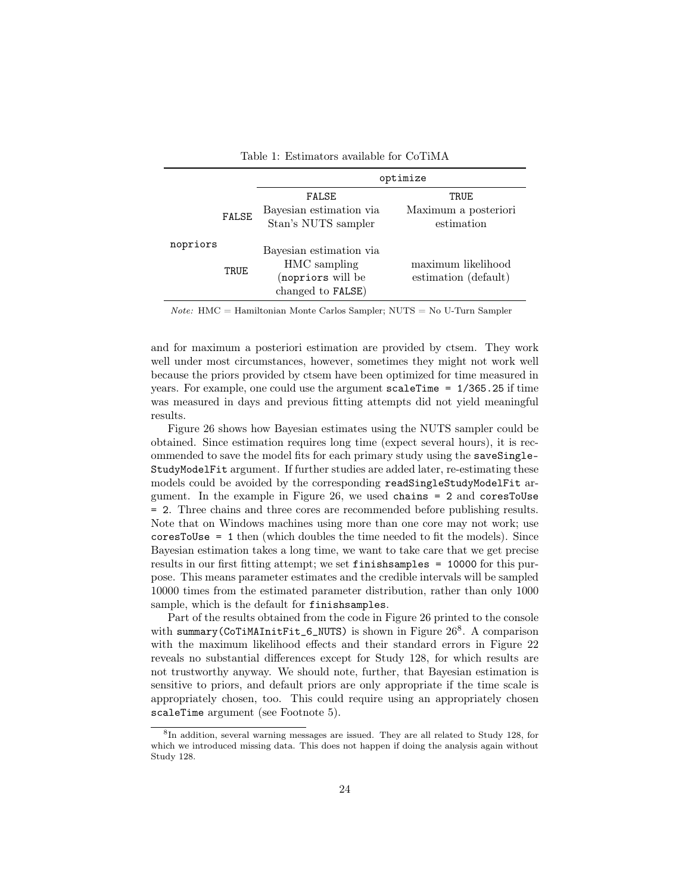Table 1: Estimators available for CoTiMA

| | | optimize | |
|---|---|---|---|
| | | FALSE | TRUE |
| nopriors | FALSE | Bayesian estimation via Stan's NUTS sampler | Maximum a posteriori estimation |
| | TRUE | Bayesian estimation via HMC sampling (nopriors will be changed to FALSE) | maximum likelihood estimation (default) |

*Note:* HMC = Hamiltonian Monte Carlos Sampler; NUTS = No U-Turn Sampler

and for maximum a posteriori estimation are provided by ctsem. They work well under most circumstances, however, sometimes they might not work well because the priors provided by ctsem have been optimized for time measured in years. For example, one could use the argument `scaleTime = 1/365.25` if time was measured in days and previous fitting attempts did not yield meaningful results.

Figure 26 shows how Bayesian estimates using the NUTS sampler could be obtained. Since estimation requires long time (expect several hours), it is recommended to save the model fits for each primary study using the `saveSingleStudyModelFit` argument. If further studies are added later, re-estimating these models could be avoided by the corresponding `readSingleStudyModelFit` argument. In the example in Figure 26, we used `chains = 2` and `coresToUse = 2`. Three chains and three cores are recommended before publishing results. Note that on Windows machines using more than one core may not work; use `coresToUse = 1` then (which doubles the time needed to fit the models). Since Bayesian estimation takes a long time, we want to take care that we get precise results in our first fitting attempt; we set `finishsamples = 10000` for this purpose. This means parameter estimates and the credible intervals will be sampled 10000 times from the estimated parameter distribution, rather than only 1000 sample, which is the default for `finishsamples`.

Part of the results obtained from the code in Figure 26 printed to the console with `summary(CoTiMAInitFit_6_NUTS)` is shown in Figure 26[8]. A comparison with the maximum likelihood effects and their standard errors in Figure 22 reveals no substantial differences except for Study 128, for which results are not trustworthy anyway. We should note, further, that Bayesian estimation is sensitive to priors, and default priors are only appropriate if the time scale is appropriately chosen, too. This could require using an appropriately chosen `scaleTime` argument (see Footnote 5).

[8] In addition, several warning messages are issued. They are all related to Study 128, for which we introduced missing data. This does not happen if doing the analysis again without Study 128.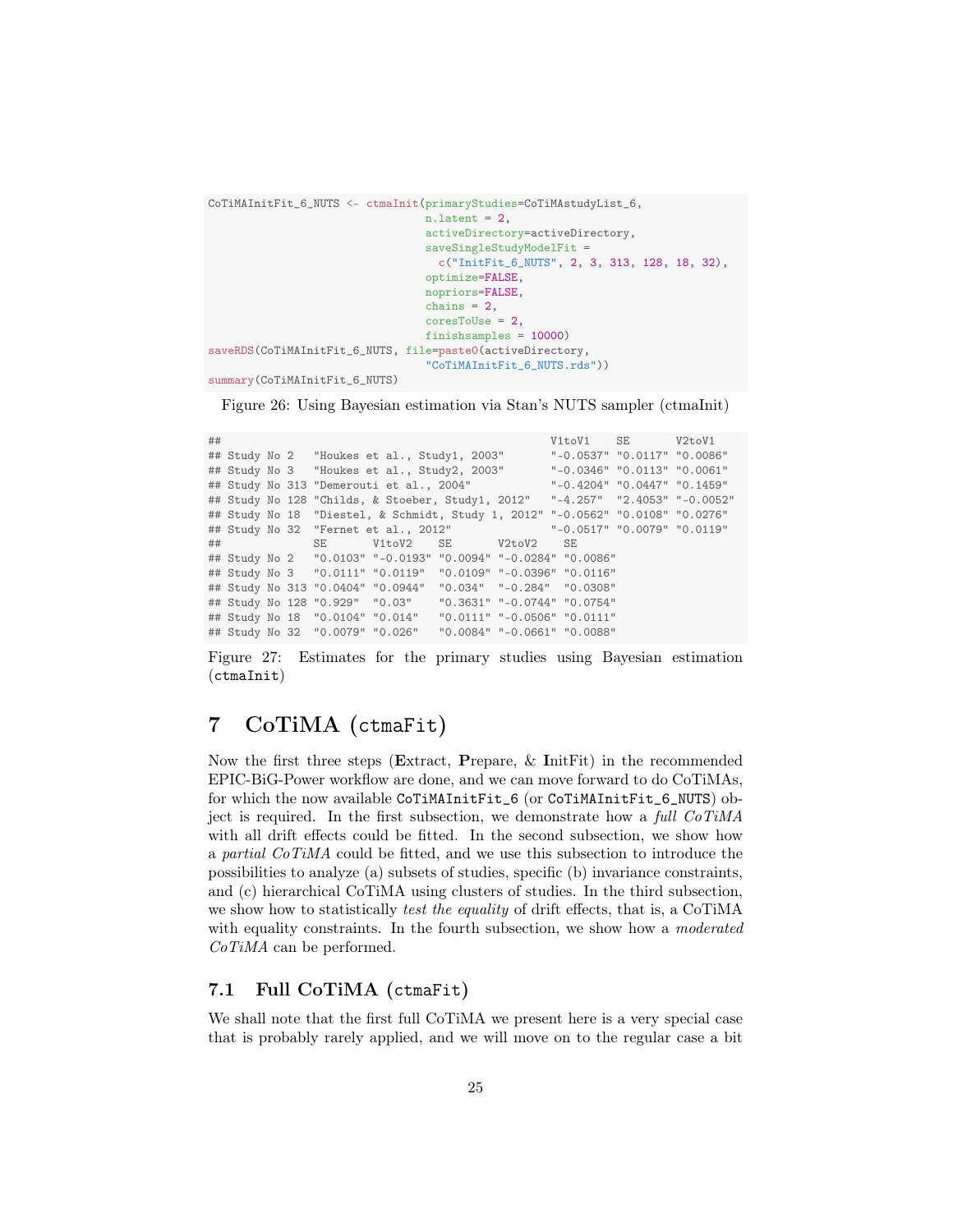```
CoTiMAInitFit_6_NUTS <- ctmaInit(primaryStudies=CoTiMAstudyList_6,
                                 n.latent = 2,
                                 activeDirectory=activeDirectory,
                                 saveSingleStudyModelFit =
                                   c("InitFit_6_NUTS", 2, 3, 313, 128, 18, 32),
                                 optimize=FALSE,
                                 nopriors=FALSE,
                                 chains = 2,
                                 coresToUse = 2,
                                 finishsamples = 10000)
saveRDS(CoTiMAInitFit_6_NUTS, file=paste0(activeDirectory,
                                 "CoTiMAInitFit_6_NUTS.rds"))
summary(CoTiMAInitFit_6_NUTS)
```

Figure 26: Using Bayesian estimation via Stan's NUTS sampler (ctmaInit)

```
##                                                   V1toV1    SE       V2toV1
## Study No 2   "Houkes et al., Study1, 2003"       "-0.0537" "0.0117" "0.0086"
## Study No 3   "Houkes et al., Study2, 2003"       "-0.0346" "0.0113" "0.0061"
## Study No 313 "Demerouti et al., 2004"            "-0.4204" "0.0447" "0.1459"
## Study No 128 "Childs, & Stoeber, Study1, 2012"   "-4.257"  "2.4053" "-0.0052"
## Study No 18  "Diestel, & Schmidt, Study 1, 2012" "-0.0562" "0.0108" "0.0276"
## Study No 32  "Fernet et al., 2012"               "-0.0517" "0.0079" "0.0119"
##              SE       V1toV2    SE       V2toV2    SE
## Study No 2   "0.0103" "-0.0193" "0.0094" "-0.0284" "0.0086"
## Study No 3   "0.0111" "0.0119"  "0.0109" "-0.0396" "0.0116"
## Study No 313 "0.0404" "0.0944"  "0.034"  "-0.284"  "0.0308"
## Study No 128 "0.929"  "0.03"    "0.3631" "-0.0744" "0.0754"
## Study No 18  "0.0104" "0.014"   "0.0111" "-0.0506" "0.0111"
## Study No 32  "0.0079" "0.026"   "0.0084" "-0.0661" "0.0088"
```

Figure 27: Estimates for the primary studies using Bayesian estimation (`ctmaInit`)

# 7 CoTiMA (`ctmaFit`)

Now the first three steps (**E**xtract, **P**repare, & **I**nitFit) in the recommended EPIC-BiG-Power workflow are done, and we can move forward to do CoTiMAs, for which the now available `CoTiMAInitFit_6` (or `CoTiMAInitFit_6_NUTS`) object is required. In the first subsection, we demonstrate how a *full CoTiMA* with all drift effects could be fitted. In the second subsection, we show how a *partial CoTiMA* could be fitted, and we use this subsection to introduce the possibilities to analyze (a) subsets of studies, specific (b) invariance constraints, and (c) hierarchical CoTiMA using clusters of studies. In the third subsection, we show how to statistically *test the equality* of drift effects, that is, a CoTiMA with equality constraints. In the fourth subsection, we show how a *moderated CoTiMA* can be performed.

## 7.1 Full CoTiMA (`ctmaFit`)

We shall note that the first full CoTiMA we present here is a very special case that is probably rarely applied, and we will move on to the regular case a bit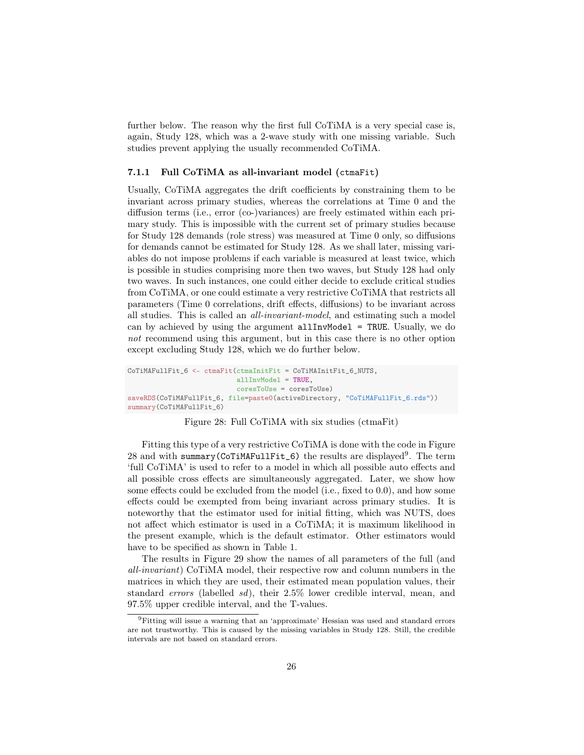further below. The reason why the first full CoTiMA is a very special case is, again, Study 128, which was a 2-wave study with one missing variable. Such studies prevent applying the usually recommended CoTiMA.

### 7.1.1 Full CoTiMA as all-invariant model (`ctmaFit`)

Usually, CoTiMA aggregates the drift coefficients by constraining them to be invariant across primary studies, whereas the correlations at Time 0 and the diffusion terms (i.e., error (co-)variances) are freely estimated within each primary study. This is impossible with the current set of primary studies because for Study 128 demands (role stress) was measured at Time 0 only, so diffusions for demands cannot be estimated for Study 128. As we shall later, missing variables do not impose problems if each variable is measured at least twice, which is possible in studies comprising more then two waves, but Study 128 had only two waves. In such instances, one could either decide to exclude critical studies from CoTiMA, or one could estimate a very restrictive CoTiMA that restricts all parameters (Time 0 correlations, drift effects, diffusions) to be invariant across all studies. This is called an *all-invariant-model*, and estimating such a model can by achieved by using the argument `allInvModel = TRUE`. Usually, we do *not* recommend using this argument, but in this case there is no other option except excluding Study 128, which we do further below.

```
CoTiMAFullFit_6 <- ctmaFit(ctmaInitFit = CoTiMAInitFit_6_NUTS,
                           allInvModel = TRUE,
                           coresToUse = coresToUse)
saveRDS(CoTiMAFullFit_6, file=paste0(activeDirectory, "CoTiMAFullFit_6.rds"))
summary(CoTiMAFullFit_6)
```

Figure 28: Full CoTiMA with six studies (ctmaFit)

Fitting this type of a very restrictive CoTiMA is done with the code in Figure 28 and with `summary(CoTiMAFullFit_6)` the results are displayed[9]. The term 'full CoTiMA' is used to refer to a model in which all possible auto effects and all possible cross effects are simultaneously aggregated. Later, we show how some effects could be excluded from the model (i.e., fixed to 0.0), and how some effects could be exempted from being invariant across primary studies. It is noteworthy that the estimator used for initial fitting, which was NUTS, does not affect which estimator is used in a CoTiMA; it is maximum likelihood in the present example, which is the default estimator. Other estimators would have to be specified as shown in Table 1.

The results in Figure 29 show the names of all parameters of the full (and *all-invariant*) CoTiMA model, their respective row and column numbers in the matrices in which they are used, their estimated mean population values, their standard *errors* (labelled *sd*), their 2.5% lower credible interval, mean, and 97.5% upper credible interval, and the T-values.

[9] Fitting will issue a warning that an 'approximate' Hessian was used and standard errors are not trustworthy. This is caused by the missing variables in Study 128. Still, the credible intervals are not based on standard errors.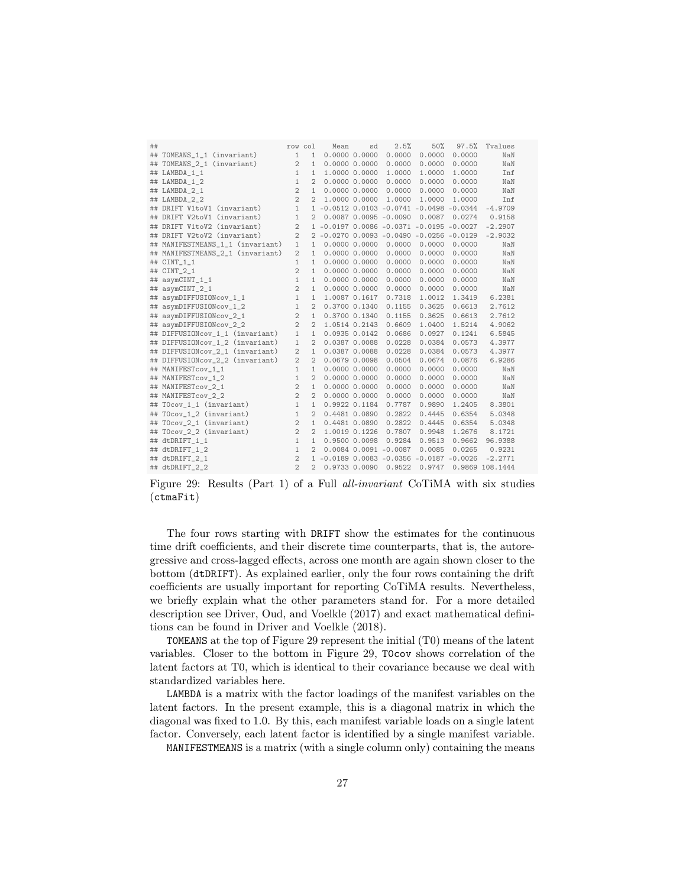```
##                                 row col    Mean     sd    2.5%     50%   97.5%  Tvalues
## TOMEANS_1_1 (invariant)          1   1  0.0000 0.0000  0.0000  0.0000  0.0000      NaN
## TOMEANS_2_1 (invariant)          2   1  0.0000 0.0000  0.0000  0.0000  0.0000      NaN
## LAMBDA_1_1                       1   1  1.0000 0.0000  1.0000  1.0000  1.0000      Inf
## LAMBDA_1_2                       1   2  0.0000 0.0000  0.0000  0.0000  0.0000      NaN
## LAMBDA_2_1                       2   1  0.0000 0.0000  0.0000  0.0000  0.0000      NaN
## LAMBDA_2_2                       2   2  1.0000 0.0000  1.0000  1.0000  1.0000      Inf
## DRIFT V1toV1 (invariant)         1   1 -0.0512 0.0103 -0.0741 -0.0498 -0.0344  -4.9709
## DRIFT V2toV1 (invariant)         1   2  0.0087 0.0095 -0.0090  0.0087  0.0274   0.9158
## DRIFT V1toV2 (invariant)         2   1 -0.0197 0.0086 -0.0371 -0.0195 -0.0027  -2.2907
## DRIFT V2toV2 (invariant)         2   2 -0.0270 0.0093 -0.0490 -0.0256 -0.0129  -2.9032
## MANIFESTMEANS_1_1 (invariant)    1   1  0.0000 0.0000  0.0000  0.0000  0.0000      NaN
## MANIFESTMEANS_2_1 (invariant)    2   1  0.0000 0.0000  0.0000  0.0000  0.0000      NaN
## CINT_1_1                         1   1  0.0000 0.0000  0.0000  0.0000  0.0000      NaN
## CINT_2_1                         2   1  0.0000 0.0000  0.0000  0.0000  0.0000      NaN
## asymCINT_1_1                     1   1  0.0000 0.0000  0.0000  0.0000  0.0000      NaN
## asymCINT_2_1                     2   1  0.0000 0.0000  0.0000  0.0000  0.0000      NaN
## asymDIFFUSIONcov_1_1             1   1  1.0087 0.1617  0.7318  1.0012  1.3419   6.2381
## asymDIFFUSIONcov_1_2             1   2  0.3700 0.1340  0.1155  0.3625  0.6613   2.7612
## asymDIFFUSIONcov_2_1             2   1  0.3700 0.1340  0.1155  0.3625  0.6613   2.7612
## asymDIFFUSIONcov_2_2             2   2  1.0514 0.2143  0.6609  1.0400  1.5214   4.9062
## DIFFUSIONcov_1_1 (invariant)     1   1  0.0935 0.0142  0.0686  0.0927  0.1241   6.5845
## DIFFUSIONcov_1_2 (invariant)     1   2  0.0387 0.0088  0.0228  0.0384  0.0573   4.3977
## DIFFUSIONcov_2_1 (invariant)     2   1  0.0387 0.0088  0.0228  0.0384  0.0573   4.3977
## DIFFUSIONcov_2_2 (invariant)     2   2  0.0679 0.0098  0.0504  0.0674  0.0876   6.9286
## MANIFESTcov_1_1                  1   1  0.0000 0.0000  0.0000  0.0000  0.0000      NaN
## MANIFESTcov_1_2                  1   2  0.0000 0.0000  0.0000  0.0000  0.0000      NaN
## MANIFESTcov_2_1                  2   1  0.0000 0.0000  0.0000  0.0000  0.0000      NaN
## MANIFESTcov_2_2                  2   2  0.0000 0.0000  0.0000  0.0000  0.0000      NaN
## T0cov_1_1 (invariant)            1   1  0.9922 0.1184  0.7787  0.9890  1.2405   8.3801
## T0cov_1_2 (invariant)            1   2  0.4481 0.0890  0.2822  0.4445  0.6354   5.0348
## T0cov_2_1 (invariant)            2   1  0.4481 0.0890  0.2822  0.4445  0.6354   5.0348
## T0cov_2_2 (invariant)            2   2  1.0019 0.1226  0.7807  0.9948  1.2676   8.1721
## dtDRIFT_1_1                      1   1  0.9500 0.0098  0.9284  0.9513  0.9662  96.9388
## dtDRIFT_1_2                      1   2  0.0084 0.0091 -0.0087  0.0085  0.0265   0.9231
## dtDRIFT_2_1                      2   1 -0.0189 0.0083 -0.0356 -0.0187 -0.0026  -2.2771
## dtDRIFT_2_2                      2   2  0.9733 0.0090  0.9522  0.9747  0.9869 108.1444
```

Figure 29: Results (Part 1) of a Full *all-invariant* CoTiMA with six studies (`ctmaFit`)

The four rows starting with `DRIFT` show the estimates for the continuous time drift coefficients, and their discrete time counterparts, that is, the autoregressive and cross-lagged effects, across one month are again shown closer to the bottom (`dtDRIFT`). As explained earlier, only the four rows containing the drift coefficients are usually important for reporting CoTiMA results. Nevertheless, we briefly explain what the other parameters stand for. For a more detailed description see Driver, Oud, and Voelkle (2017) and exact mathematical definitions can be found in Driver and Voelkle (2018).

`T0MEANS` at the top of Figure 29 represent the initial (T0) means of the latent variables. Closer to the bottom in Figure 29, `T0cov` shows correlation of the latent factors at T0, which is identical to their covariance because we deal with standardized variables here.

`LAMBDA` is a matrix with the factor loadings of the manifest variables on the latent factors. In the present example, this is a diagonal matrix in which the diagonal was fixed to 1.0. By this, each manifest variable loads on a single latent factor. Conversely, each latent factor is identified by a single manifest variable.

`MANIFESTMEANS` is a matrix (with a single column only) containing the means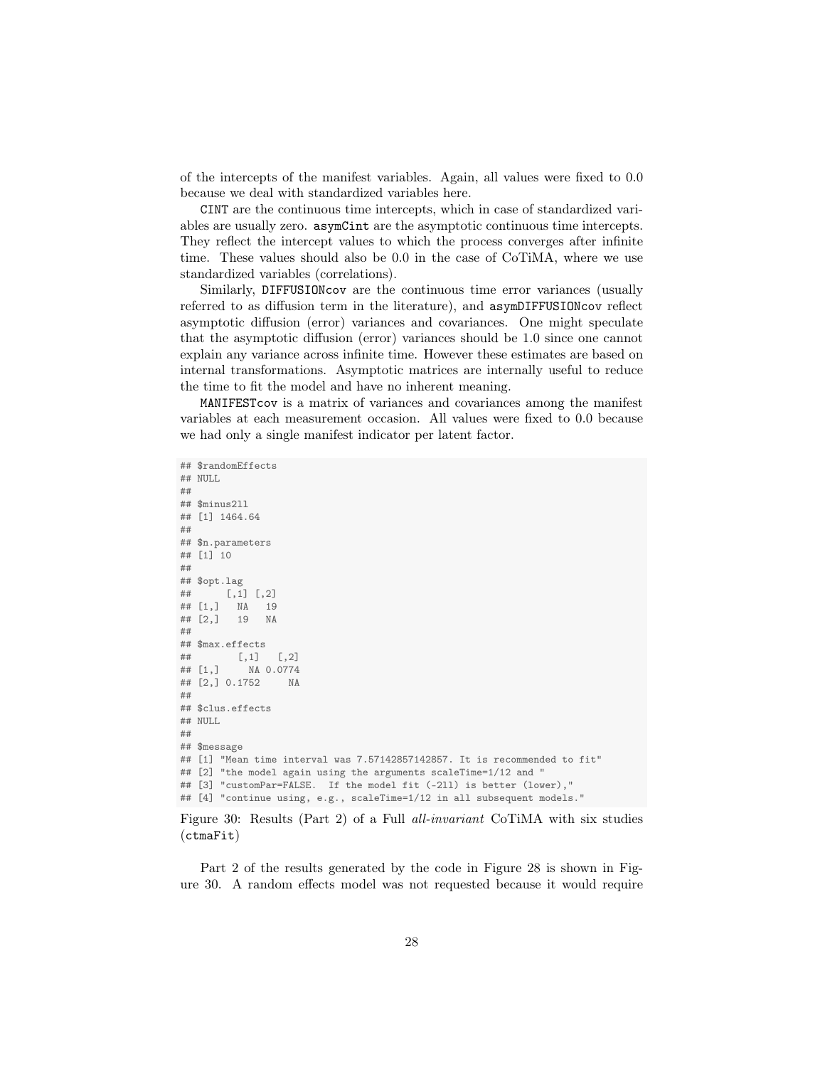of the intercepts of the manifest variables. Again, all values were fixed to 0.0 because we deal with standardized variables here.

CINT are the continuous time intercepts, which in case of standardized variables are usually zero. asymCint are the asymptotic continuous time intercepts. They reflect the intercept values to which the process converges after infinite time. These values should also be 0.0 in the case of CoTiMA, where we use standardized variables (correlations).

Similarly, DIFFUSIONcov are the continuous time error variances (usually referred to as diffusion term in the literature), and asymDIFFUSIONcov reflect asymptotic diffusion (error) variances and covariances. One might speculate that the asymptotic diffusion (error) variances should be 1.0 since one cannot explain any variance across infinite time. However these estimates are based on internal transformations. Asymptotic matrices are internally useful to reduce the time to fit the model and have no inherent meaning.

MANIFESTcov is a matrix of variances and covariances among the manifest variables at each measurement occasion. All values were fixed to 0.0 because we had only a single manifest indicator per latent factor.

```
## $randomEffects
## NULL
##
## $minus2ll
## [1] 1464.64
##
## $n.parameters
## [1] 10
##
## $opt.lag
##      [,1] [,2]
## [1,]   NA   19
## [2,]   19   NA
##
## $max.effects
##        [,1]   [,2]
## [1,]     NA 0.0774
## [2,] 0.1752     NA
##
## $clus.effects
## NULL
##
## $message
## [1] "Mean time interval was 7.57142857142857. It is recommended to fit"
## [2] "the model again using the arguments scaleTime=1/12 and "
## [3] "customPar=FALSE.  If the model fit (-2ll) is better (lower),"
## [4] "continue using, e.g., scaleTime=1/12 in all subsequent models."
```

Figure 30: Results (Part 2) of a Full *all-invariant* CoTiMA with six studies (ctmaFit)

Part 2 of the results generated by the code in Figure 28 is shown in Figure 30. A random effects model was not requested because it would require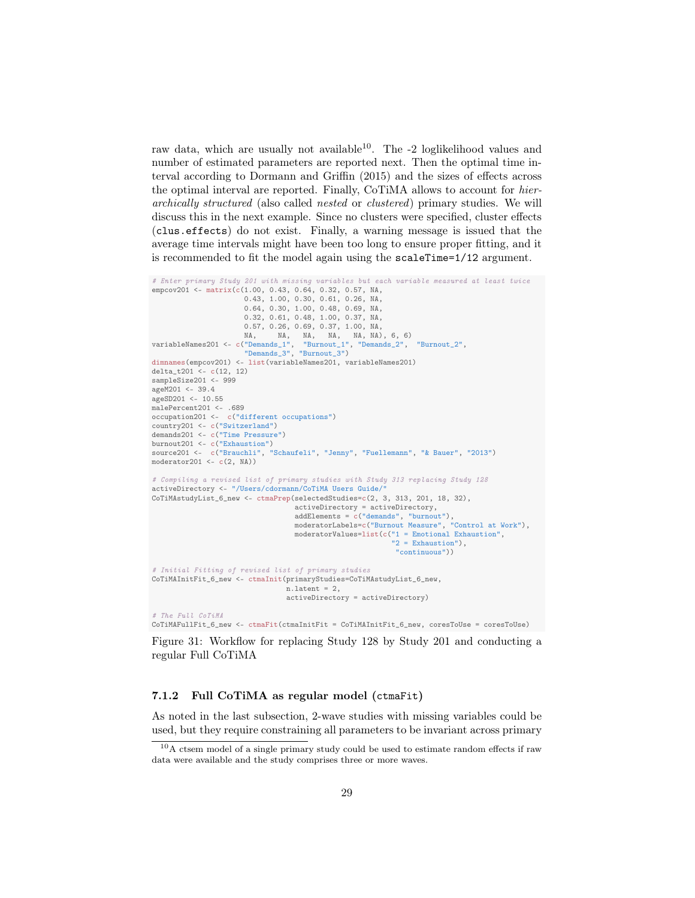raw data, which are usually not available[10]. The -2 loglikelihood values and number of estimated parameters are reported next. Then the optimal time interval according to Dormann and Griffin (2015) and the sizes of effects across the optimal interval are reported. Finally, CoTiMA allows to account for *hierarchically structured* (also called *nested* or *clustered*) primary studies. We will discuss this in the next example. Since no clusters were specified, cluster effects (`clus.effects`) do not exist. Finally, a warning message is issued that the average time intervals might have been too long to ensure proper fitting, and it is recommended to fit the model again using the `scaleTime=1/12` argument.

```
# Enter primary Study 201 with missing variables but each variable measured at least twice
empcov201 <- matrix(c(1.00, 0.43, 0.64, 0.32, 0.57, NA,
                      0.43, 1.00, 0.30, 0.61, 0.26, NA,
                      0.64, 0.30, 1.00, 0.48, 0.69, NA,
                      0.32, 0.61, 0.48, 1.00, 0.37, NA,
                      0.57, 0.26, 0.69, 0.37, 1.00, NA,
                      NA,    NA,   NA,   NA,   NA, NA), 6, 6)
variableNames201 <- c("Demands_1",  "Burnout_1", "Demands_2",  "Burnout_2",
                      "Demands_3", "Burnout_3")
dimnames(empcov201) <- list(variableNames201, variableNames201)
delta_t201 <- c(12, 12)
sampleSize201 <- 999
ageM201 <- 39.4
ageSD201 <- 10.55
malePercent201 <- .689
occupation201 <-  c("different occupations")
country201 <- c("Switzerland")
demands201 <- c("Time Pressure")
burnout201 <- c("Exhaustion")
source201 <-  c("Brauchli", "Schaufeli", "Jenny", "Fuellemann", "& Bauer", "2013")
moderator201 <- c(2, NA))

# Compiling a revised list of primary studies with Study 313 replacing Study 128
activeDirectory <- "/Users/cdormann/CoTiMA Users Guide/"
CoTiMAstudyList_6_new <- ctmaPrep(selectedStudies=c(2, 3, 313, 201, 18, 32),
                                  activeDirectory = activeDirectory,
                                  addElements = c("demands", "burnout"),
                                  moderatorLabels=c("Burnout Measure", "Control at Work"),
                                  moderatorValues=list(c("1 = Emotional Exhaustion",
                                                         "2 = Exhaustion"),
                                                          "continuous"))

# Initial Fitting of revised list of primary studies
CoTiMAInitFit_6_new <- ctmaInit(primaryStudies=CoTiMAstudyList_6_new,
                                n.latent = 2,
                                activeDirectory = activeDirectory)

# The Full CoTiMA
CoTiMAFullFit_6_new <- ctmaFit(ctmaInitFit = CoTiMAInitFit_6_new, coresToUse = coresToUse)
```

Figure 31: Workflow for replacing Study 128 by Study 201 and conducting a regular Full CoTiMA

### 7.1.2 Full CoTiMA as regular model (`ctmaFit`)

As noted in the last subsection, 2-wave studies with missing variables could be used, but they require constraining all parameters to be invariant across primary

[10] A ctsem model of a single primary study could be used to estimate random effects if raw data were available and the study comprises three or more waves.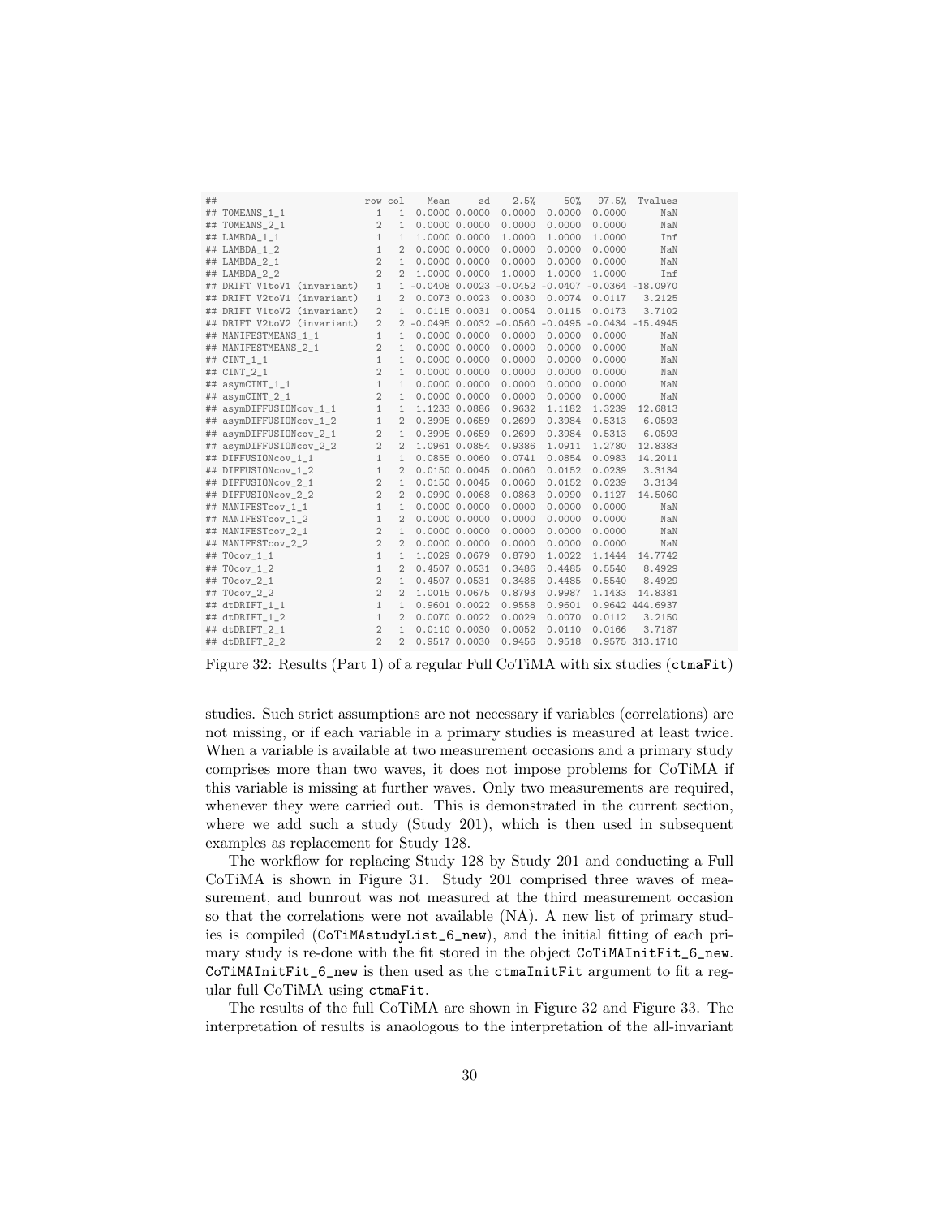```
##                             row col    Mean     sd    2.5%     50%   97.5%  Tvalues
## TOMEANS_1_1                   1   1  0.0000 0.0000  0.0000  0.0000  0.0000      NaN
## TOMEANS_2_1                   2   1  0.0000 0.0000  0.0000  0.0000  0.0000      NaN
## LAMBDA_1_1                    1   1  1.0000 0.0000  1.0000  1.0000  1.0000      Inf
## LAMBDA_1_2                    1   2  0.0000 0.0000  0.0000  0.0000  0.0000      NaN
## LAMBDA_2_1                    2   1  0.0000 0.0000  0.0000  0.0000  0.0000      NaN
## LAMBDA_2_2                    2   2  1.0000 0.0000  1.0000  1.0000  1.0000      Inf
## DRIFT V1toV1 (invariant)      1   1 -0.0408 0.0023 -0.0452 -0.0407 -0.0364 -18.0970
## DRIFT V2toV1 (invariant)      1   2  0.0073 0.0023  0.0030  0.0074  0.0117   3.2125
## DRIFT V1toV2 (invariant)      2   1  0.0115 0.0031  0.0054  0.0115  0.0173   3.7102
## DRIFT V2toV2 (invariant)      2   2 -0.0495 0.0032 -0.0560 -0.0495 -0.0434 -15.4945
## MANIFESTMEANS_1_1             1   1  0.0000 0.0000  0.0000  0.0000  0.0000      NaN
## MANIFESTMEANS_2_1             2   1  0.0000 0.0000  0.0000  0.0000  0.0000      NaN
## CINT_1_1                      1   1  0.0000 0.0000  0.0000  0.0000  0.0000      NaN
## CINT_2_1                      2   1  0.0000 0.0000  0.0000  0.0000  0.0000      NaN
## asymCINT_1_1                  1   1  0.0000 0.0000  0.0000  0.0000  0.0000      NaN
## asymCINT_2_1                  2   1  0.0000 0.0000  0.0000  0.0000  0.0000      NaN
## asymDIFFUSIONcov_1_1          1   1  1.1233 0.0886  0.9632  1.1182  1.3239  12.6813
## asymDIFFUSIONcov_1_2          1   2  0.3995 0.0659  0.2699  0.3984  0.5313   6.0593
## asymDIFFUSIONcov_2_1          2   1  0.3995 0.0659  0.2699  0.3984  0.5313   6.0593
## asymDIFFUSIONcov_2_2          2   2  1.0961 0.0854  0.9386  1.0911  1.2780  12.8383
## DIFFUSIONcov_1_1              1   1  0.0855 0.0060  0.0741  0.0854  0.0983  14.2011
## DIFFUSIONcov_1_2              1   2  0.0150 0.0045  0.0060  0.0152  0.0239   3.3134
## DIFFUSIONcov_2_1              2   1  0.0150 0.0045  0.0060  0.0152  0.0239   3.3134
## DIFFUSIONcov_2_2              2   2  0.0990 0.0068  0.0863  0.0990  0.1127  14.5060
## MANIFESTcov_1_1               1   1  0.0000 0.0000  0.0000  0.0000  0.0000      NaN
## MANIFESTcov_1_2               1   2  0.0000 0.0000  0.0000  0.0000  0.0000      NaN
## MANIFESTcov_2_1               2   1  0.0000 0.0000  0.0000  0.0000  0.0000      NaN
## MANIFESTcov_2_2               2   2  0.0000 0.0000  0.0000  0.0000  0.0000      NaN
## T0cov_1_1                     1   1  1.0029 0.0679  0.8790  1.0022  1.1444  14.7742
## T0cov_1_2                     1   2  0.4507 0.0531  0.3486  0.4485  0.5540   8.4929
## T0cov_2_1                     2   1  0.4507 0.0531  0.3486  0.4485  0.5540   8.4929
## T0cov_2_2                     2   2  1.0015 0.0675  0.8793  0.9987  1.1433  14.8381
## dtDRIFT_1_1                   1   1  0.9601 0.0022  0.9558  0.9601  0.9642 444.6937
## dtDRIFT_1_2                   1   2  0.0070 0.0022  0.0029  0.0070  0.0112   3.2150
## dtDRIFT_2_1                   2   1  0.0110 0.0030  0.0052  0.0110  0.0166   3.7187
## dtDRIFT_2_2                   2   2  0.9517 0.0030  0.9456  0.9518  0.9575 313.1710
```

Figure 32: Results (Part 1) of a regular Full CoTiMA with six studies (`ctmaFit`)

studies. Such strict assumptions are not necessary if variables (correlations) are not missing, or if each variable in a primary studies is measured at least twice. When a variable is available at two measurement occasions and a primary study comprises more than two waves, it does not impose problems for CoTiMA if this variable is missing at further waves. Only two measurements are required, whenever they were carried out. This is demonstrated in the current section, where we add such a study (Study 201), which is then used in subsequent examples as replacement for Study 128.

The workflow for replacing Study 128 by Study 201 and conducting a Full CoTiMA is shown in Figure 31. Study 201 comprised three waves of measurement, and bunrout was not measured at the third measurement occasion so that the correlations were not available (NA). A new list of primary studies is compiled (`CoTiMAstudyList_6_new`), and the initial fitting of each primary study is re-done with the fit stored in the object `CoTiMAInitFit_6_new`. `CoTiMAInitFit_6_new` is then used as the `ctmaInitFit` argument to fit a regular full CoTiMA using `ctmaFit`.

The results of the full CoTiMA are shown in Figure 32 and Figure 33. The interpretation of results is anaologous to the interpretation of the all-invariant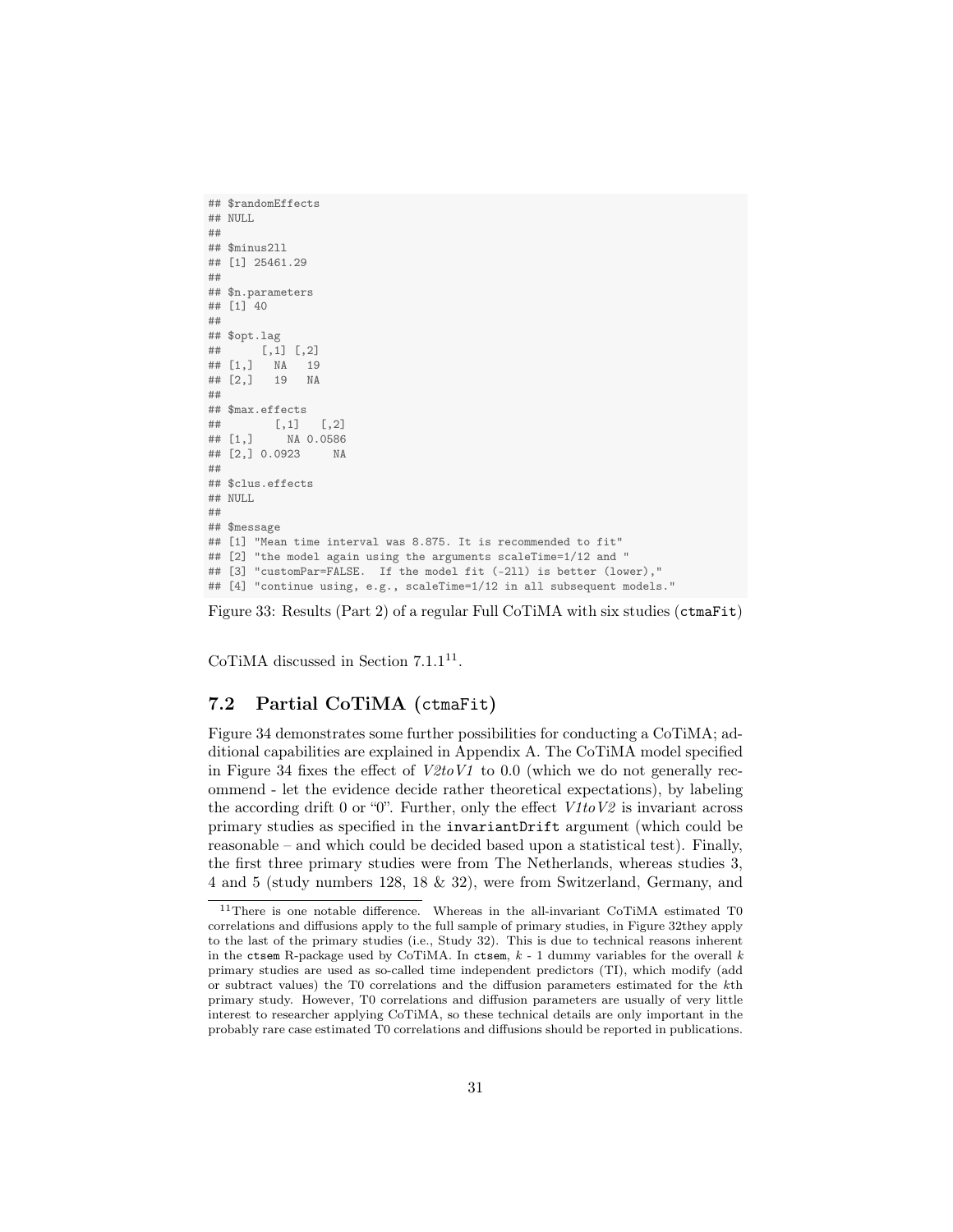```
## $randomEffects
## NULL
##
## $minus2ll
## [1] 25461.29
##
## $n.parameters
## [1] 40
##
## $opt.lag
##      [,1] [,2]
## [1,]   NA   19
## [2,]   19   NA
##
## $max.effects
##        [,1]   [,2]
## [1,]     NA 0.0586
## [2,] 0.0923     NA
##
## $clus.effects
## NULL
##
## $message
## [1] "Mean time interval was 8.875. It is recommended to fit"
## [2] "the model again using the arguments scaleTime=1/12 and "
## [3] "customPar=FALSE.  If the model fit (-2ll) is better (lower),"
## [4] "continue using, e.g., scaleTime=1/12 in all subsequent models."
```

Figure 33: Results (Part 2) of a regular Full CoTiMA with six studies (`ctmaFit`)

CoTiMA discussed in Section 7.1.1[11].

## 7.2 Partial CoTiMA (`ctmaFit`)

Figure 34 demonstrates some further possibilities for conducting a CoTiMA; additional capabilities are explained in Appendix A. The CoTiMA model specified in Figure 34 fixes the effect of *V2toV1* to 0.0 (which we do not generally recommend - let the evidence decide rather theoretical expectations), by labeling the according drift 0 or "0". Further, only the effect *V1toV2* is invariant across primary studies as specified in the `invariantDrift` argument (which could be reasonable – and which could be decided based upon a statistical test). Finally, the first three primary studies were from The Netherlands, whereas studies 3, 4 and 5 (study numbers 128, 18 & 32), were from Switzerland, Germany, and

[11] There is one notable difference. Whereas in the all-invariant CoTiMA estimated T0 correlations and diffusions apply to the full sample of primary studies, in Figure 32they apply to the last of the primary studies (i.e., Study 32). This is due to technical reasons inherent in the `ctsem` R-package used by CoTiMA. In `ctsem`, $k$ - 1 dummy variables for the overall $k$ primary studies are used as so-called time independent predictors (TI), which modify (add or subtract values) the T0 correlations and the diffusion parameters estimated for the $k$th primary study. However, T0 correlations and diffusion parameters are usually of very little interest to researcher applying CoTiMA, so these technical details are only important in the probably rare case estimated T0 correlations and diffusions should be reported in publications.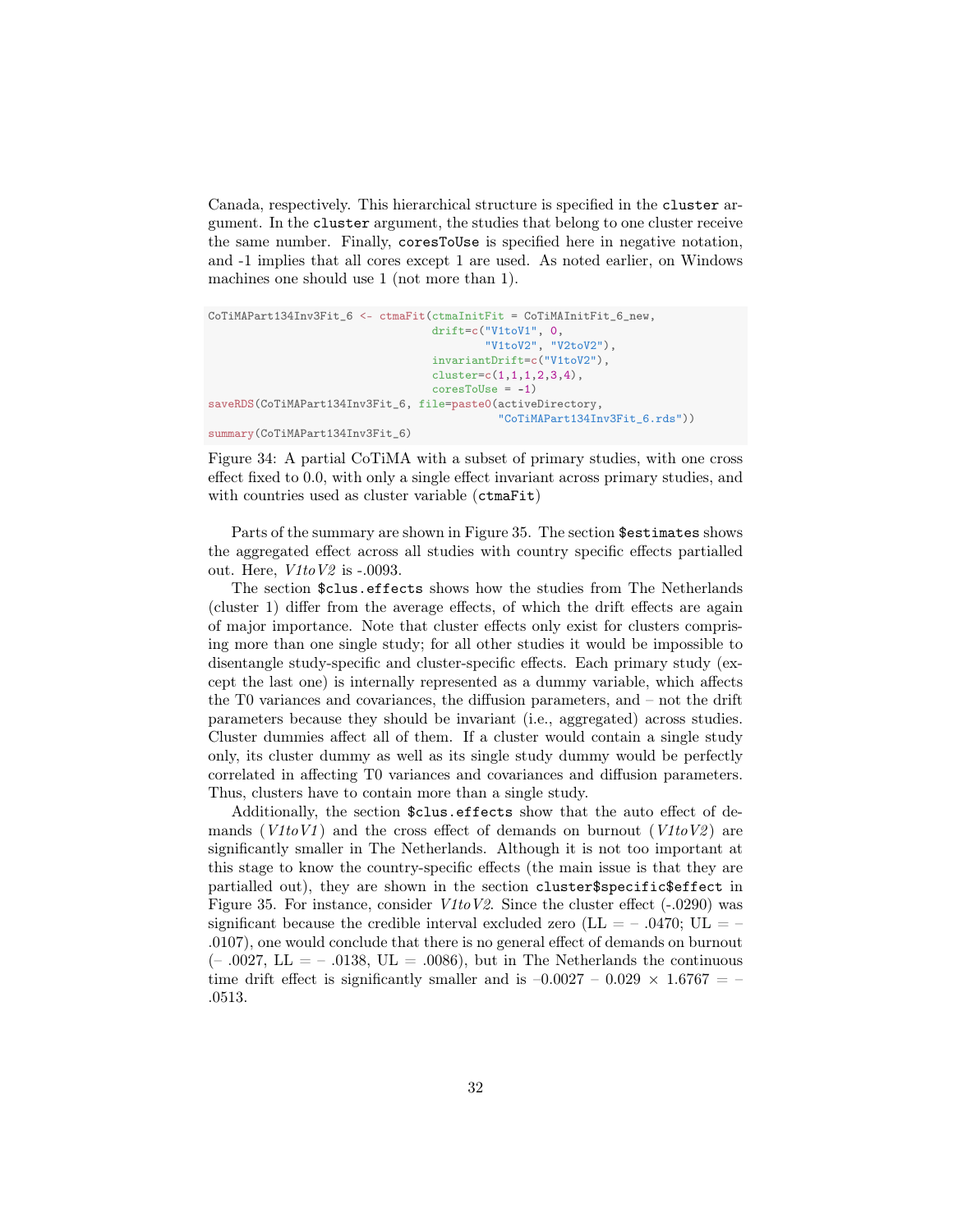Canada, respectively. This hierarchical structure is specified in the `cluster` argument. In the `cluster` argument, the studies that belong to one cluster receive the same number. Finally, `coresToUse` is specified here in negative notation, and -1 implies that all cores except 1 are used. As noted earlier, on Windows machines one should use 1 (not more than 1).

```
CoTiMAPart134Inv3Fit_6 <- ctmaFit(ctmaInitFit = CoTiMAInitFit_6_new,
                                  drift=c("V1toV1", 0,
                                          "V1toV2", "V2toV2"),
                                  invariantDrift=c("V1toV2"),
                                  cluster=c(1,1,1,2,3,4),
                                  coresToUse = -1)
saveRDS(CoTiMAPart134Inv3Fit_6, file=paste0(activeDirectory,
                                            "CoTiMAPart134Inv3Fit_6.rds"))
summary(CoTiMAPart134Inv3Fit_6)
```

Figure 34: A partial CoTiMA with a subset of primary studies, with one cross effect fixed to 0.0, with only a single effect invariant across primary studies, and with countries used as cluster variable (`ctmaFit`)

Parts of the summary are shown in Figure 35. The section `$estimates` shows the aggregated effect across all studies with country specific effects partialled out. Here, *V1toV2* is -.0093.

The section `$clus.effects` shows how the studies from The Netherlands (cluster 1) differ from the average effects, of which the drift effects are again of major importance. Note that cluster effects only exist for clusters comprising more than one single study; for all other studies it would be impossible to disentangle study-specific and cluster-specific effects. Each primary study (except the last one) is internally represented as a dummy variable, which affects the T0 variances and covariances, the diffusion parameters, and – not the drift parameters because they should be invariant (i.e., aggregated) across studies. Cluster dummies affect all of them. If a cluster would contain a single study only, its cluster dummy as well as its single study dummy would be perfectly correlated in affecting T0 variances and covariances and diffusion parameters. Thus, clusters have to contain more than a single study.

Additionally, the section `$clus.effects` show that the auto effect of demands (*V1toV1*) and the cross effect of demands on burnout (*V1toV2*) are significantly smaller in The Netherlands. Although it is not too important at this stage to know the country-specific effects (the main issue is that they are partialled out), they are shown in the section `cluster$specific$effect` in Figure 35. For instance, consider *V1toV2*. Since the cluster effect (-.0290) was significant because the credible interval excluded zero (LL = – .0470; UL = – .0107), one would conclude that there is no general effect of demands on burnout (– .0027, LL = – .0138, UL = .0086), but in The Netherlands the continuous time drift effect is significantly smaller and is –0.0027 – 0.029 × 1.6767 = – .0513.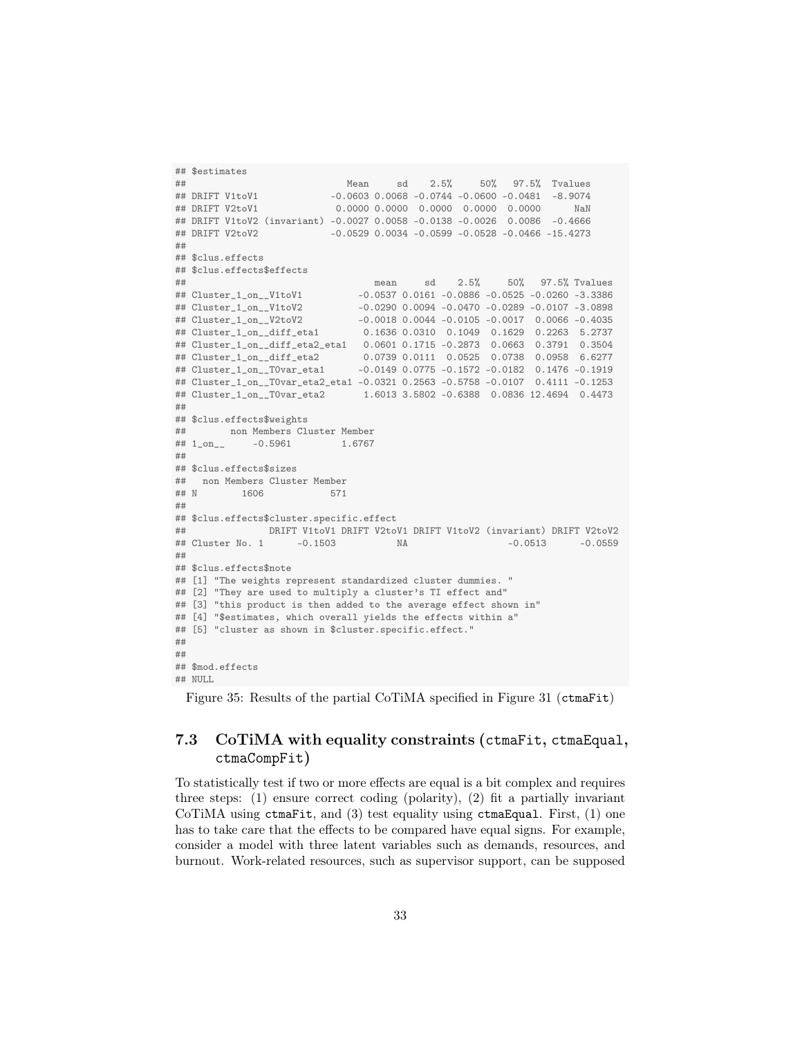```
## $estimates
##                               Mean     sd    2.5%     50%   97.5%  Tvalues
## DRIFT V1toV1             -0.0603 0.0068 -0.0744 -0.0600 -0.0481  -8.9074
## DRIFT V2toV1              0.0000 0.0000  0.0000  0.0000  0.0000      NaN
## DRIFT V1toV2 (invariant) -0.0027 0.0058 -0.0138 -0.0026  0.0086  -0.4666
## DRIFT V2toV2             -0.0529 0.0034 -0.0599 -0.0528 -0.0466 -15.4273
##
## $clus.effects
## $clus.effects$effects
##                                   mean     sd    2.5%     50%   97.5% Tvalues
## Cluster_1_on__V1toV1          -0.0537 0.0161 -0.0886 -0.0525 -0.0260 -3.3386
## Cluster_1_on__V1toV2          -0.0290 0.0094 -0.0470 -0.0289 -0.0107 -3.0898
## Cluster_1_on__V2toV2          -0.0018 0.0044 -0.0105 -0.0017  0.0066 -0.4035
## Cluster_1_on__diff_eta1        0.1636 0.0310  0.1049  0.1629  0.2263  5.2737
## Cluster_1_on__diff_eta2_eta1   0.0601 0.1715 -0.2873  0.0663  0.3791  0.3504
## Cluster_1_on__diff_eta2        0.0739 0.0111  0.0525  0.0738  0.0958  6.6277
## Cluster_1_on__T0var_eta1      -0.0149 0.0775 -0.1572 -0.0182  0.1476 -0.1919
## Cluster_1_on__T0var_eta2_eta1 -0.0321 0.2563 -0.5758 -0.0107  0.4111 -0.1253
## Cluster_1_on__T0var_eta2       1.6013 3.5802 -0.6388  0.0836 12.4694  0.4473
##
## $clus.effects$weights
##         non Members Cluster Member
## 1_on__     -0.5961         1.6767
##
## $clus.effects$sizes
##   non Members Cluster Member
## N        1606            571
##
## $clus.effects$cluster.specific.effect
##               DRIFT V1toV1 DRIFT V2toV1 DRIFT V1toV2 (invariant) DRIFT V2toV2
## Cluster No. 1      -0.1503           NA                  -0.0513      -0.0559
##
## $clus.effects$note
## [1] "The weights represent standardized cluster dummies. "
## [2] "They are used to multiply a cluster's TI effect and"
## [3] "this product is then added to the average effect shown in"
## [4] "$estimates, which overall yields the effects within a"
## [5] "cluster as shown in $cluster.specific.effect."
##
##
## $mod.effects
## NULL
```

Figure 35: Results of the partial CoTiMA specified in Figure 31 (`ctmaFit`)

### 7.3 CoTiMA with equality constraints (`ctmaFit`, `ctmaEqual`, `ctmaCompFit`)

To statistically test if two or more effects are equal is a bit complex and requires three steps: (1) ensure correct coding (polarity), (2) fit a partially invariant CoTiMA using `ctmaFit`, and (3) test equality using `ctmaEqual`. First, (1) one has to take care that the effects to be compared have equal signs. For example, consider a model with three latent variables such as demands, resources, and burnout. Work-related resources, such as supervisor support, can be supposed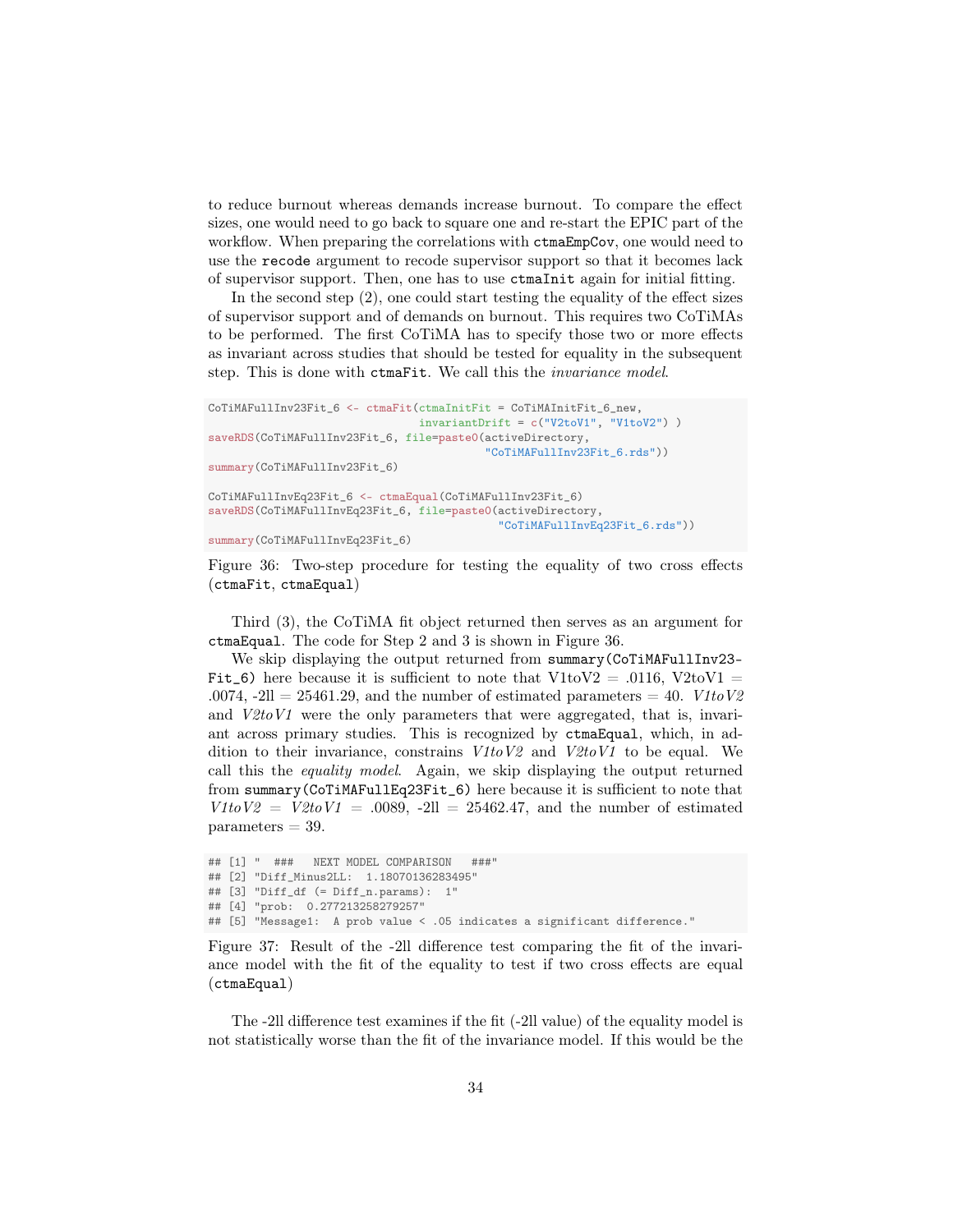to reduce burnout whereas demands increase burnout. To compare the effect sizes, one would need to go back to square one and re-start the EPIC part of the workflow. When preparing the correlations with `ctmaEmpCov`, one would need to use the `recode` argument to recode supervisor support so that it becomes lack of supervisor support. Then, one has to use `ctmaInit` again for initial fitting.

In the second step (2), one could start testing the equality of the effect sizes of supervisor support and of demands on burnout. This requires two CoTiMAs to be performed. The first CoTiMA has to specify those two or more effects as invariant across studies that should be tested for equality in the subsequent step. This is done with `ctmaFit`. We call this the *invariance model*.

```
CoTiMAFullInv23Fit_6 <- ctmaFit(ctmaInitFit = CoTiMAInitFit_6_new,
                                invariantDrift = c("V2toV1", "V1toV2") )
saveRDS(CoTiMAFullInv23Fit_6, file=paste0(activeDirectory,
                                          "CoTiMAFullInv23Fit_6.rds"))
summary(CoTiMAFullInv23Fit_6)

CoTiMAFullInvEq23Fit_6 <- ctmaEqual(CoTiMAFullInv23Fit_6)
saveRDS(CoTiMAFullInvEq23Fit_6, file=paste0(activeDirectory,
                                            "CoTiMAFullInvEq23Fit_6.rds"))
summary(CoTiMAFullInvEq23Fit_6)
```

Figure 36: Two-step procedure for testing the equality of two cross effects (`ctmaFit`, `ctmaEqual`)

Third (3), the CoTiMA fit object returned then serves as an argument for `ctmaEqual`. The code for Step 2 and 3 is shown in Figure 36.

We skip displaying the output returned from `summary(CoTiMAFullInv23-Fit_6)` here because it is sufficient to note that V1toV2 = .0116, V2toV1 = .0074, -2ll = 25461.29, and the number of estimated parameters = 40. *V1toV2* and *V2toV1* were the only parameters that were aggregated, that is, invariant across primary studies. This is recognized by `ctmaEqual`, which, in addition to their invariance, constrains *V1toV2* and *V2toV1* to be equal. We call this the *equality model*. Again, we skip displaying the output returned from `summary(CoTiMAFullEq23Fit_6)` here because it is sufficient to note that *V1toV2* = *V2toV1* = .0089, -2ll = 25462.47, and the number of estimated parameters = 39.

```
## [1] "  ###   NEXT MODEL COMPARISON   ###"
## [2] "Diff_Minus2LL:  1.18070136283495"
## [3] "Diff_df (= Diff_n.params):  1"
## [4] "prob:  0.277213258279257"
## [5] "Message1:  A prob value < .05 indicates a significant difference."
```

Figure 37: Result of the -2ll difference test comparing the fit of the invariance model with the fit of the equality to test if two cross effects are equal (`ctmaEqual`)

The -2ll difference test examines if the fit (-2ll value) of the equality model is not statistically worse than the fit of the invariance model. If this would be the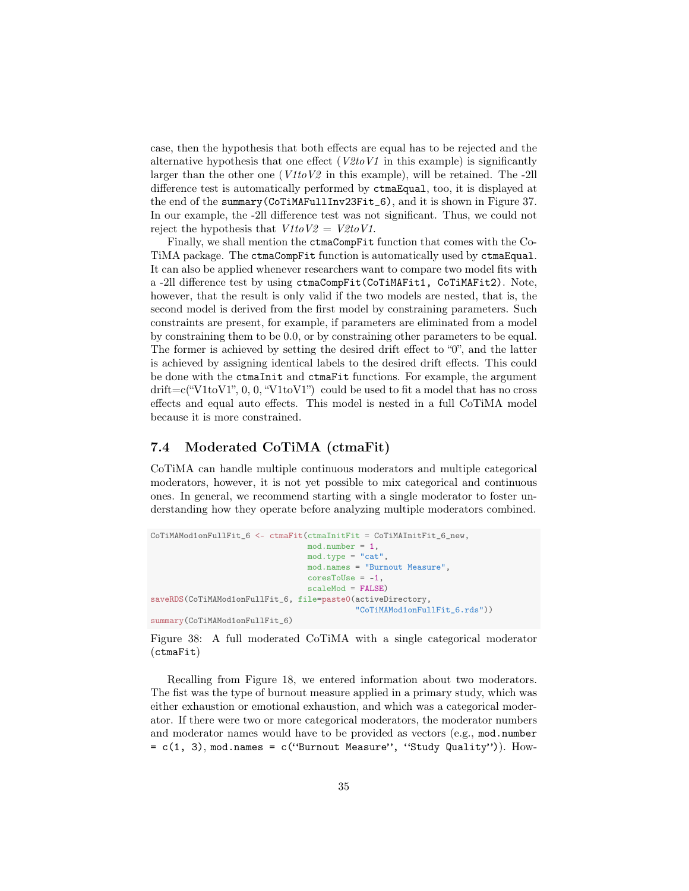case, then the hypothesis that both effects are equal has to be rejected and the alternative hypothesis that one effect (*V2toV1* in this example) is significantly larger than the other one (*V1toV2* in this example), will be retained. The -2ll difference test is automatically performed by `ctmaEqual`, too, it is displayed at the end of the `summary(CoTiMAFullInv23Fit_6)`, and it is shown in Figure 37. In our example, the -2ll difference test was not significant. Thus, we could not reject the hypothesis that *V1toV2* = *V2toV1*.

Finally, we shall mention the `ctmaCompFit` function that comes with the CoTiMA package. The `ctmaCompFit` function is automatically used by `ctmaEqual`. It can also be applied whenever researchers want to compare two model fits with a -2ll difference test by using `ctmaCompFit(CoTiMAFit1, CoTiMAFit2)`. Note, however, that the result is only valid if the two models are nested, that is, the second model is derived from the first model by constraining parameters. Such constraints are present, for example, if parameters are eliminated from a model by constraining them to be 0.0, or by constraining other parameters to be equal. The former is achieved by setting the desired drift effect to "0", and the latter is achieved by assigning identical labels to the desired drift effects. This could be done with the `ctmaInit` and `ctmaFit` functions. For example, the argument drift=c("V1toV1", 0, 0, "V1toV1") could be used to fit a model that has no cross effects and equal auto effects. This model is nested in a full CoTiMA model because it is more constrained.

## 7.4 Moderated CoTiMA (ctmaFit)

CoTiMA can handle multiple continuous moderators and multiple categorical moderators, however, it is not yet possible to mix categorical and continuous ones. In general, we recommend starting with a single moderator to foster understanding how they operate before analyzing multiple moderators combined.

```
CoTiMAMod1onFullFit_6 <- ctmaFit(ctmaInitFit = CoTiMAInitFit_6_new,
                                 mod.number = 1,
                                 mod.type = "cat",
                                 mod.names = "Burnout Measure",
                                 coresToUse = -1,
                                 scaleMod = FALSE)
saveRDS(CoTiMAMod1onFullFit_6, file=paste0(activeDirectory,
                                           "CoTiMAMod1onFullFit_6.rds"))
summary(CoTiMAMod1onFullFit_6)
```

Figure 38: A full moderated CoTiMA with a single categorical moderator (`ctmaFit`)

Recalling from Figure 18, we entered information about two moderators. The fist was the type of burnout measure applied in a primary study, which was either exhaustion or emotional exhaustion, and which was a categorical moderator. If there were two or more categorical moderators, the moderator numbers and moderator names would have to be provided as vectors (e.g., `mod.number = c(1, 3)`, `mod.names = c(''Burnout Measure'', ''Study Quality'')`). How-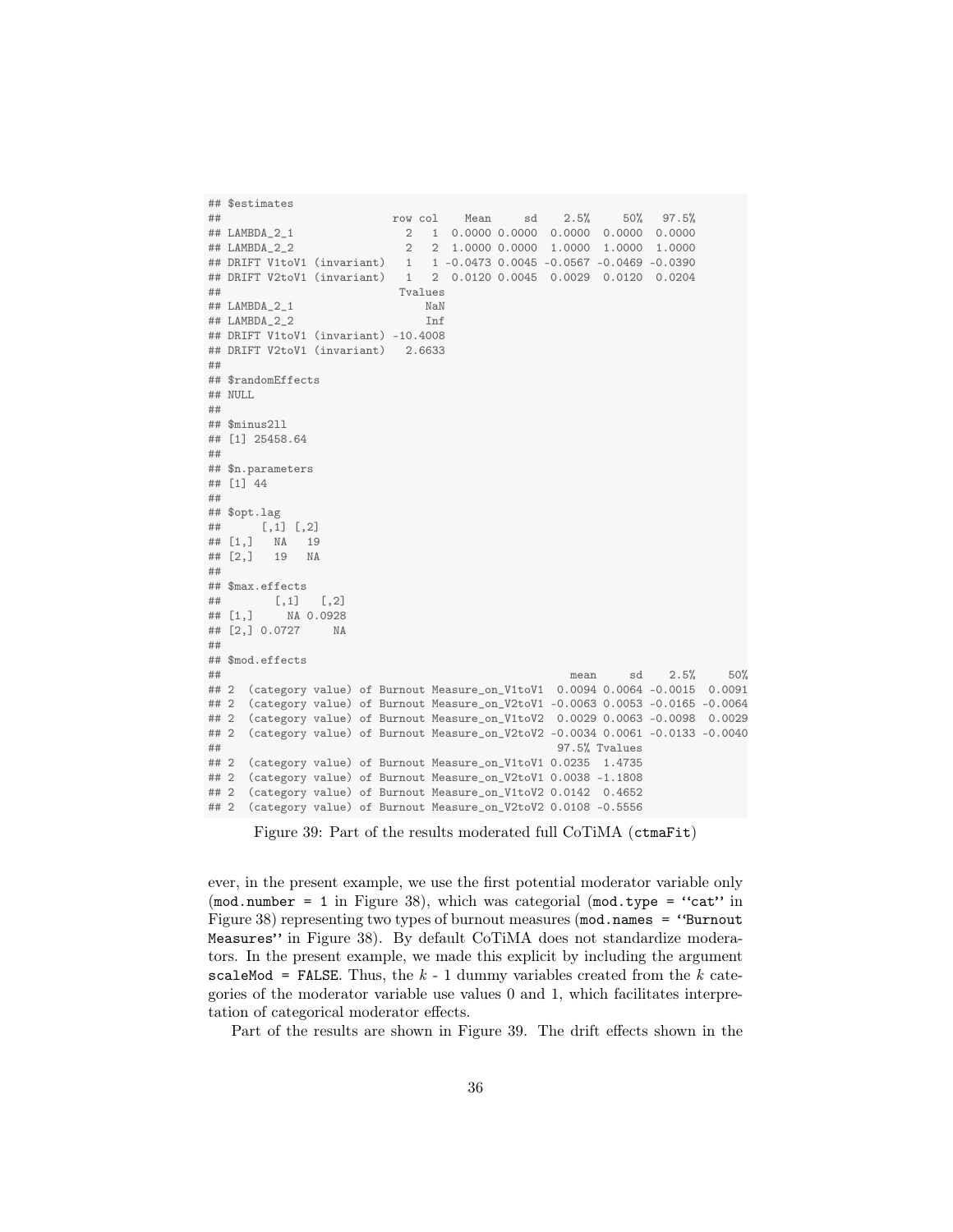```
## $estimates
##                            row col    Mean     sd    2.5%     50%   97.5%
## LAMBDA_2_1                   2   1  0.0000 0.0000  0.0000  0.0000  0.0000
## LAMBDA_2_2                   2   2  1.0000 0.0000  1.0000  1.0000  1.0000
## DRIFT V1toV1 (invariant)   1   1 -0.0473 0.0045 -0.0567 -0.0469 -0.0390
## DRIFT V2toV1 (invariant)   1   2  0.0120 0.0045  0.0029  0.0120  0.0204
##                            Tvalues
## LAMBDA_2_1                     NaN
## LAMBDA_2_2                     Inf
## DRIFT V1toV1 (invariant) -10.4008
## DRIFT V2toV1 (invariant)   2.6633
##
## $randomEffects
## NULL
##
## $minus2ll
## [1] 25458.64
##
## $n.parameters
## [1] 44
##
## $opt.lag
##      [,1] [,2]
## [1,]   NA   19
## [2,]   19   NA
##
## $max.effects
##        [,1]   [,2]
## [1,]     NA 0.0928
## [2,] 0.0727     NA
##
## $mod.effects
##                                                        mean     sd    2.5%     50%
## 2  (category value) of Burnout Measure_on_V1toV1  0.0094 0.0064 -0.0015  0.0091
## 2  (category value) of Burnout Measure_on_V2toV1 -0.0063 0.0053 -0.0165 -0.0064
## 2  (category value) of Burnout Measure_on_V1toV2  0.0029 0.0063 -0.0098  0.0029
## 2  (category value) of Burnout Measure_on_V2toV2 -0.0034 0.0061 -0.0133 -0.0040
##                                                   97.5% Tvalues
## 2  (category value) of Burnout Measure_on_V1toV1 0.0235  1.4735
## 2  (category value) of Burnout Measure_on_V2toV1 0.0038 -1.1808
## 2  (category value) of Burnout Measure_on_V1toV2 0.0142  0.4652
## 2  (category value) of Burnout Measure_on_V2toV2 0.0108 -0.5556
```

Figure 39: Part of the results moderated full CoTiMA (`ctmaFit`)

ever, in the present example, we use the first potential moderator variable only (`mod.number = 1` in Figure 38), which was categorial (`mod.type = ''cat''` in Figure 38) representing two types of burnout measures (`mod.names = ''Burnout Measures''` in Figure 38). By default CoTiMA does not standardize moderators. In the present example, we made this explicit by including the argument `scaleMod = FALSE`. Thus, the $k$ - 1 dummy variables created from the $k$ categories of the moderator variable use values 0 and 1, which facilitates interpretation of categorical moderator effects.

Part of the results are shown in Figure 39. The drift effects shown in the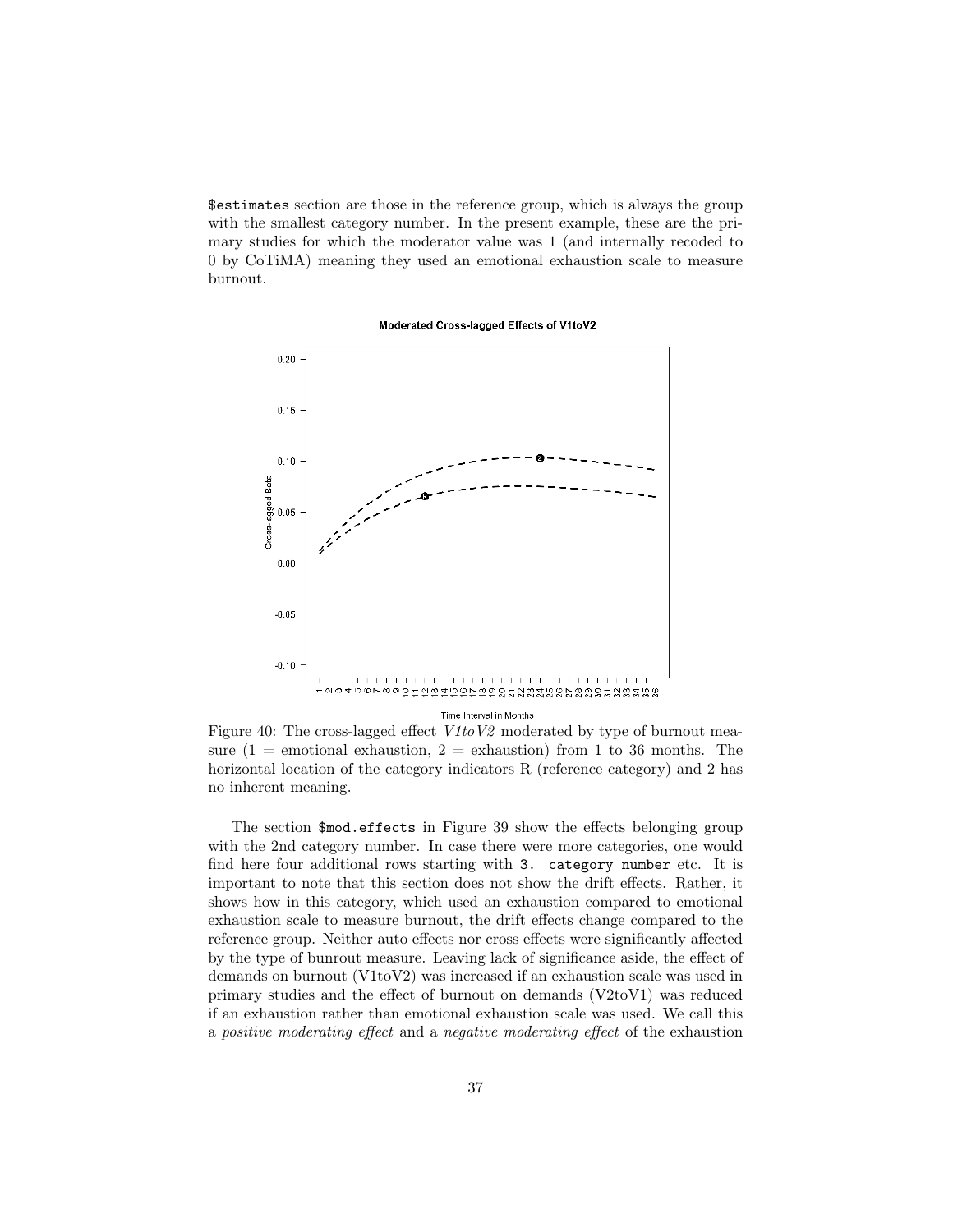`$estimates` section are those in the reference group, which is always the group with the smallest category number. In the present example, these are the primary studies for which the moderator value was 1 (and internally recoded to 0 by CoTiMA) meaning they used an emotional exhaustion scale to measure burnout.

Figure 40: The cross-lagged effect *V1toV2* moderated by type of burnout measure (1 = emotional exhaustion, 2 = exhaustion) from 1 to 36 months. The horizontal location of the category indicators R (reference category) and 2 has no inherent meaning.

The section `$mod.effects` in Figure 39 show the effects belonging group with the 2nd category number. In case there were more categories, one would find here four additional rows starting with `3. category number` etc. It is important to note that this section does not show the drift effects. Rather, it shows how in this category, which used an exhaustion compared to emotional exhaustion scale to measure burnout, the drift effects change compared to the reference group. Neither auto effects nor cross effects were significantly affected by the type of bunrout measure. Leaving lack of significance aside, the effect of demands on burnout (V1toV2) was increased if an exhaustion scale was used in primary studies and the effect of burnout on demands (V2toV1) was reduced if an exhaustion rather than emotional exhaustion scale was used. We call this a *positive moderating effect* and a *negative moderating effect* of the exhaustion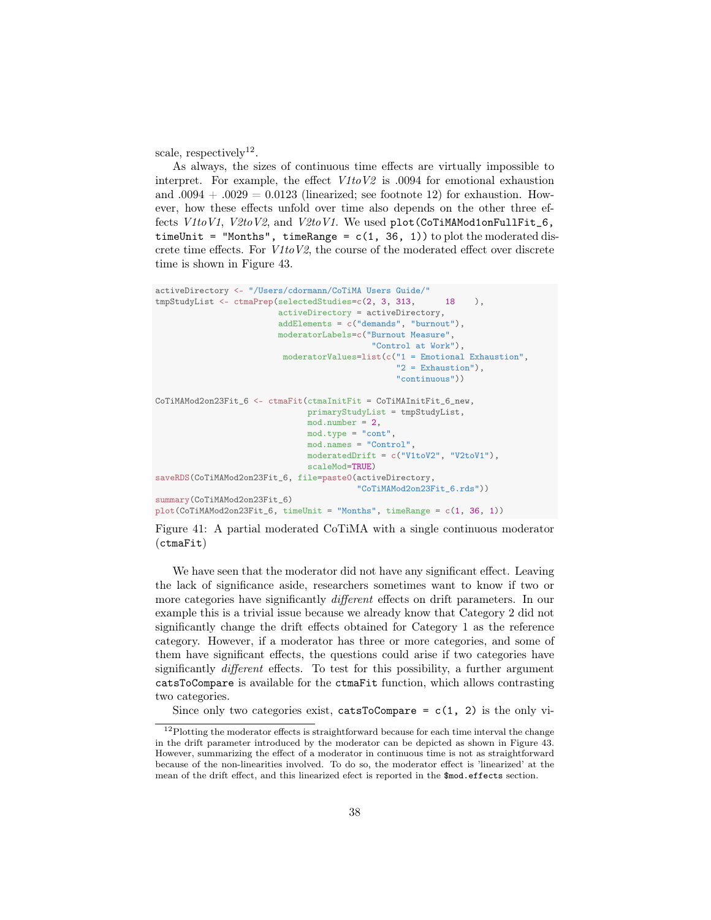scale, respectively[12].

As always, the sizes of continuous time effects are virtually impossible to interpret. For example, the effect *V1toV2* is .0094 for emotional exhaustion and .0094 + .0029 = 0.0123 (linearized; see footnote 12) for exhaustion. However, how these effects unfold over time also depends on the other three effects *V1toV1*, *V2toV2*, and *V2toV1*. We used `plot(CoTiMAMod1onFullFit_6, timeUnit = "Months", timeRange = c(1, 36, 1))` to plot the moderated discrete time effects. For *V1toV2*, the course of the moderated effect over discrete time is shown in Figure 43.

```
activeDirectory <- "/Users/cdormann/CoTiMA Users Guide/"
tmpStudyList <- ctmaPrep(selectedStudies=c(2, 3, 313,      18    ),
                        activeDirectory = activeDirectory,
                        addElements = c("demands", "burnout"),
                        moderatorLabels=c("Burnout Measure",
                                          "Control at Work"),
                         moderatorValues=list(c("1 = Emotional Exhaustion",
                                               "2 = Exhaustion"),
                                               "continuous"))

CoTiMAMod2on23Fit_6 <- ctmaFit(ctmaInitFit = CoTiMAInitFit_6_new,
                              primaryStudyList = tmpStudyList,
                              mod.number = 2,
                              mod.type = "cont",
                              mod.names = "Control",
                              moderatedDrift = c("V1toV2", "V2toV1"),
                              scaleMod=TRUE)
saveRDS(CoTiMAMod2on23Fit_6, file=paste0(activeDirectory,
                                         "CoTiMAMod2on23Fit_6.rds"))
summary(CoTiMAMod2on23Fit_6)
plot(CoTiMAMod2on23Fit_6, timeUnit = "Months", timeRange = c(1, 36, 1))
```

Figure 41: A partial moderated CoTiMA with a single continuous moderator (`ctmaFit`)

We have seen that the moderator did not have any significant effect. Leaving the lack of significance aside, researchers sometimes want to know if two or more categories have significantly *different* effects on drift parameters. In our example this is a trivial issue because we already know that Category 2 did not significantly change the drift effects obtained for Category 1 as the reference category. However, if a moderator has three or more categories, and some of them have significant effects, the questions could arise if two categories have significantly *different* effects. To test for this possibility, a further argument `catsToCompare` is available for the `ctmaFit` function, which allows contrasting two categories.

Since only two categories exist, `catsToCompare = c(1, 2)` is the only vi-

[12] Plotting the moderator effects is straightforward because for each time interval the change in the drift parameter introduced by the moderator can be depicted as shown in Figure 43. However, summarizing the effect of a moderator in continuous time is not as straightforward because of the non-linearities involved. To do so, the moderator effect is 'linearized' at the mean of the drift effect, and this linearized efect is reported in the `$mod.effects` section.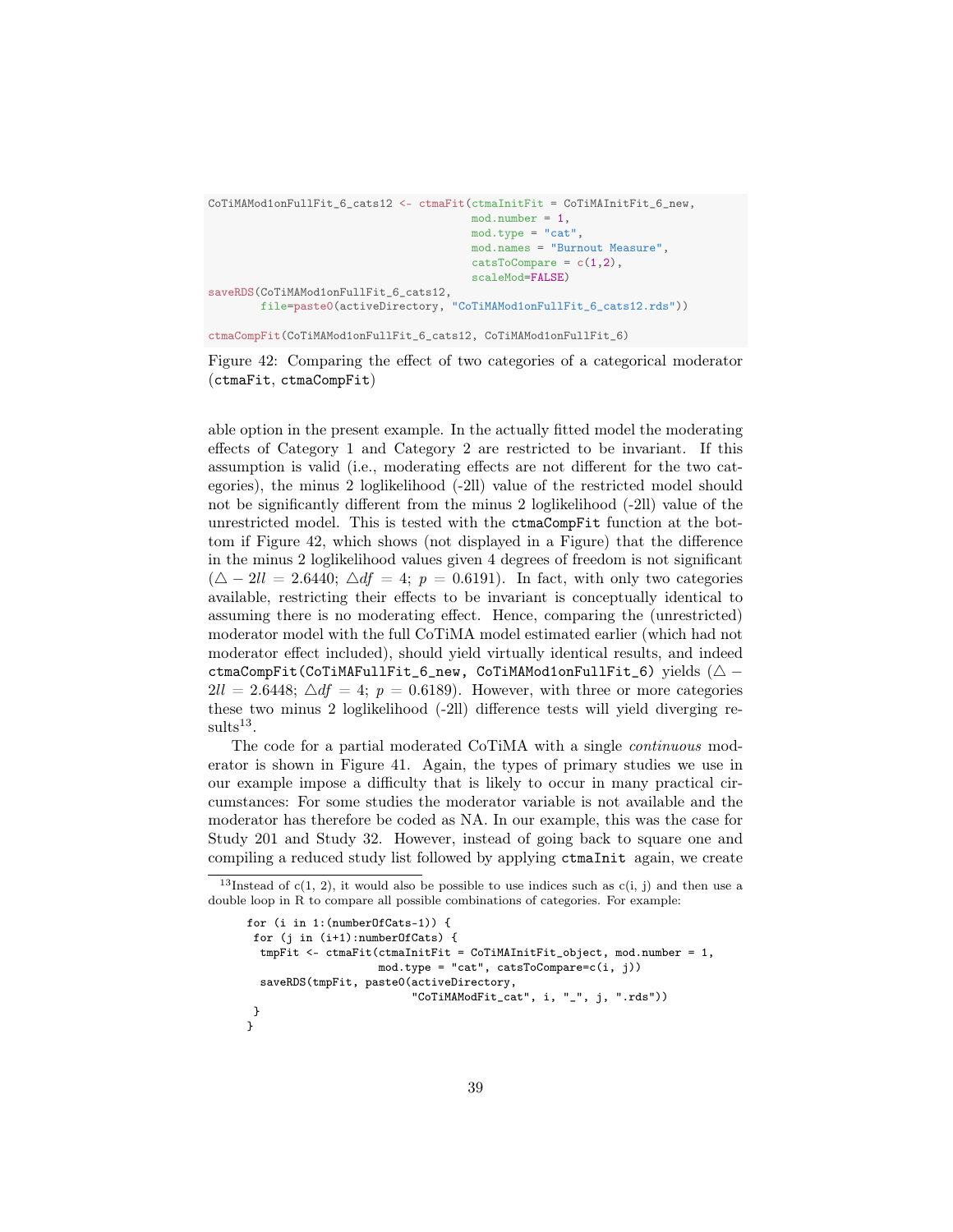```
CoTiMAMod1onFullFit_6_cats12 <- ctmaFit(ctmaInitFit = CoTiMAInitFit_6_new,
                                        mod.number = 1,
                                        mod.type = "cat",
                                        mod.names = "Burnout Measure",
                                        catsToCompare = c(1,2),
                                        scaleMod=FALSE)
saveRDS(CoTiMAMod1onFullFit_6_cats12,
        file=paste0(activeDirectory, "CoTiMAMod1onFullFit_6_cats12.rds"))

ctmaCompFit(CoTiMAMod1onFullFit_6_cats12, CoTiMAMod1onFullFit_6)
```

Figure 42: Comparing the effect of two categories of a categorical moderator (`ctmaFit`, `ctmaCompFit`)

able option in the present example. In the actually fitted model the moderating effects of Category 1 and Category 2 are restricted to be invariant. If this assumption is valid (i.e., moderating effects are not different for the two categories), the minus 2 loglikelihood (-2ll) value of the restricted model should not be significantly different from the minus 2 loglikelihood (-2ll) value of the unrestricted model. This is tested with the `ctmaCompFit` function at the bottom if Figure 42, which shows (not displayed in a Figure) that the difference in the minus 2 loglikelihood values given 4 degrees of freedom is not significant ($\triangle -2ll = 2.6440$; $\triangle df = 4$; $p = 0.6191$). In fact, with only two categories available, restricting their effects to be invariant is conceptually identical to assuming there is no moderating effect. Hence, comparing the (unrestricted) moderator model with the full CoTiMA model estimated earlier (which had not moderator effect included), should yield virtually identical results, and indeed `ctmaCompFit(CoTiMAFullFit_6_new, CoTiMAMod1onFullFit_6)` yields ($\triangle -2ll = 2.6448$; $\triangle df = 4$; $p = 0.6189$). However, with three or more categories these two minus 2 loglikelihood (-2ll) difference tests will yield diverging results[13].

The code for a partial moderated CoTiMA with a single *continuous* moderator is shown in Figure 41. Again, the types of primary studies we use in our example impose a difficulty that is likely to occur in many practical circumstances: For some studies the moderator variable is not available and the moderator has therefore be coded as NA. In our example, this was the case for Study 201 and Study 32. However, instead of going back to square one and compiling a reduced study list followed by applying `ctmaInit` again, we create

---

[13] Instead of c(1, 2), it would also be possible to use indices such as c(i, j) and then use a double loop in R to compare all possible combinations of categories. For example:

```
for (i in 1:(numberOfCats-1)) {
 for (j in (i+1):numberOfCats) {
  tmpFit <- ctmaFit(ctmaInitFit = CoTiMAInitFit_object, mod.number = 1,
                    mod.type = "cat", catsToCompare=c(i, j))
  saveRDS(tmpFit, paste0(activeDirectory,
                         "CoTiMAModFit_cat", i, "_", j, ".rds"))
 }
}
```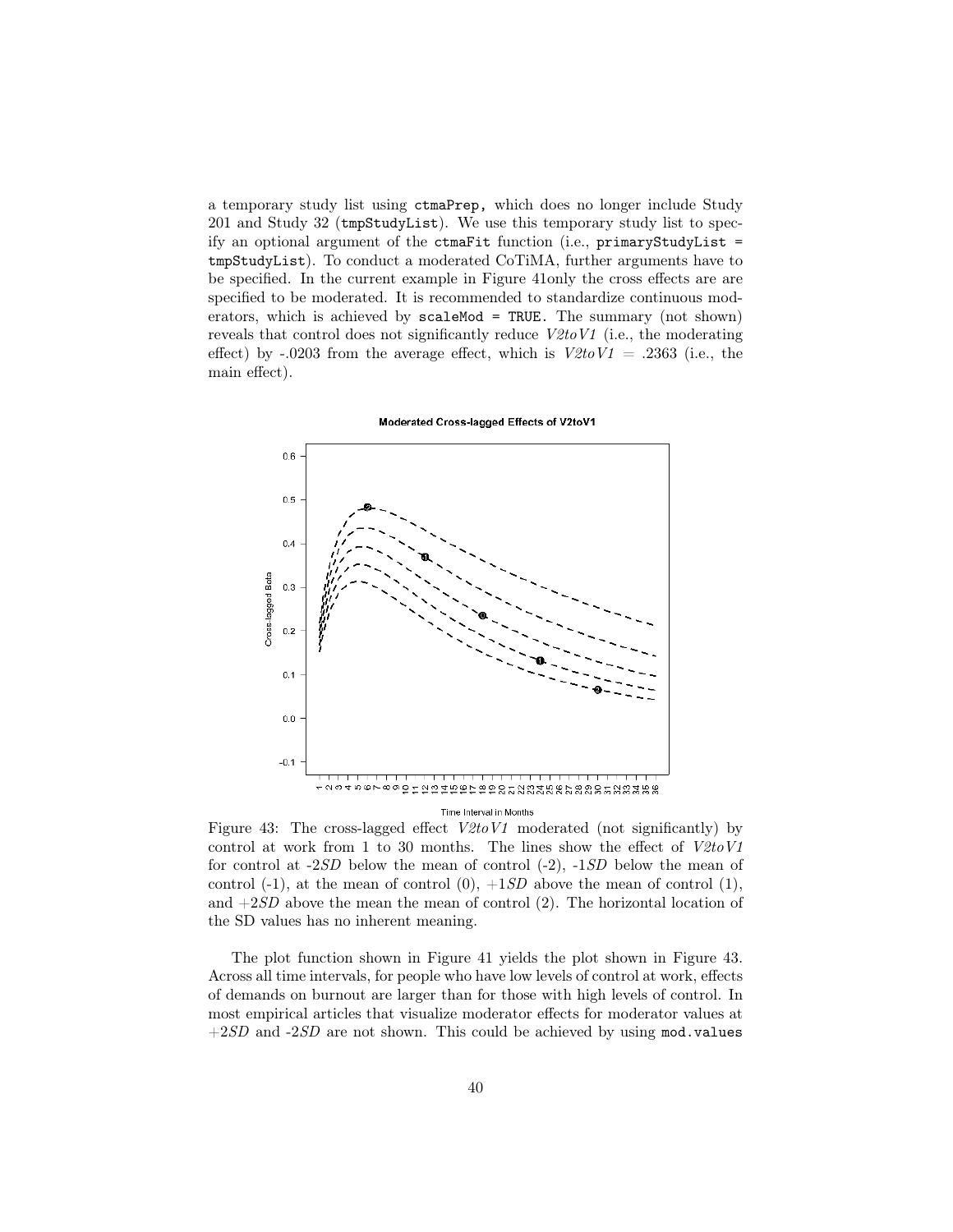a temporary study list using `ctmaPrep,` which does no longer include Study 201 and Study 32 (`tmpStudyList`). We use this temporary study list to specify an optional argument of the `ctmaFit` function (i.e., `primaryStudyList = tmpStudyList`). To conduct a moderated CoTiMA, further arguments have to be specified. In the current example in Figure 41only the cross effects are are specified to be moderated. It is recommended to standardize continuous moderators, which is achieved by `scaleMod = TRUE`. The summary (not shown) reveals that control does not significantly reduce *V2toV1* (i.e., the moderating effect) by -.0203 from the average effect, which is *V2toV1* = .2363 (i.e., the main effect).

Figure 43: The cross-lagged effect *V2toV1* moderated (not significantly) by control at work from 1 to 30 months. The lines show the effect of *V2toV1* for control at -2*SD* below the mean of control (-2), -1*SD* below the mean of control (-1), at the mean of control (0), +1*SD* above the mean of control (1), and +2*SD* above the mean the mean of control (2). The horizontal location of the SD values has no inherent meaning.

The plot function shown in Figure 41 yields the plot shown in Figure 43. Across all time intervals, for people who have low levels of control at work, effects of demands on burnout are larger than for those with high levels of control. In most empirical articles that visualize moderator effects for moderator values at +2*SD* and -2*SD* are not shown. This could be achieved by using `mod.values`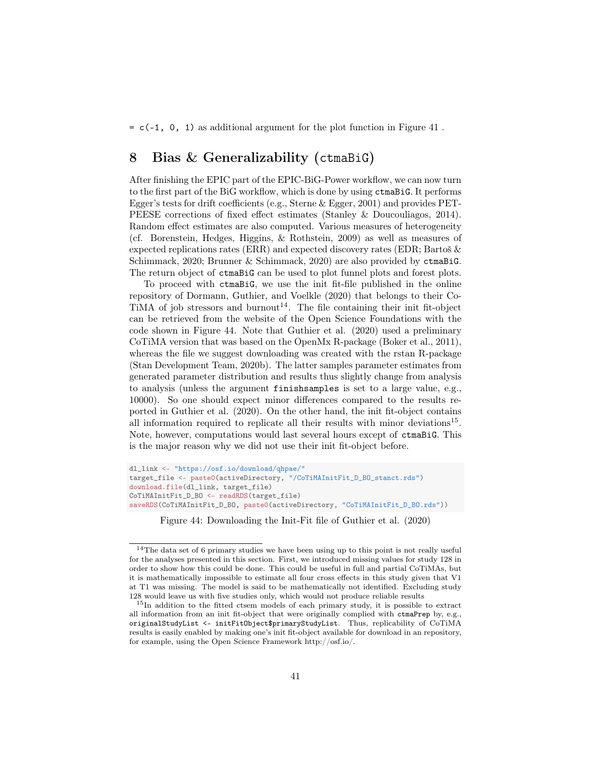= `c(-1, 0, 1)` as additional argument for the plot function in Figure 41 .

# 8 Bias & Generalizability (`ctmaBiG`)

After finishing the EPIC part of the EPIC-BiG-Power workflow, we can now turn to the first part of the BiG workflow, which is done by using `ctmaBiG`. It performs Egger's tests for drift coefficients (e.g., Sterne & Egger, 2001) and provides PET-PEESE corrections of fixed effect estimates (Stanley & Doucouliagos, 2014). Random effect estimates are also computed. Various measures of heterogeneity (cf. Borenstein, Hedges, Higgins, & Rothstein, 2009) as well as measures of expected replications rates (ERR) and expected discovery rates (EDR; Bartoš & Schimmack, 2020; Brunner & Schimmack, 2020) are also provided by `ctmaBiG`. The return object of `ctmaBiG` can be used to plot funnel plots and forest plots.

To proceed with `ctmaBiG`, we use the init fit-file published in the online repository of Dormann, Guthier, and Voelkle (2020) that belongs to their CoTiMA of job stressors and burnout[14]. The file containing their init fit-object can be retrieved from the website of the Open Science Foundations with the code shown in Figure 44. Note that Guthier et al. (2020) used a preliminary CoTiMA version that was based on the OpenMx R-package (Boker et al., 2011), whereas the file we suggest downloading was created with the rstan R-package (Stan Development Team, 2020b). The latter samples parameter estimates from generated parameter distribution and results thus slightly change from analysis to analysis (unless the argument `finishsamples` is set to a large value, e.g., 10000). So one should expect minor differences compared to the results reported in Guthier et al. (2020). On the other hand, the init fit-object contains all information required to replicate all their results with minor deviations[15]. Note, however, computations would last several hours except of `ctmaBiG`. This is the major reason why we did not use their init fit-object before.

```
dl_link <- "https://osf.io/download/qhpae/"
target_file <- paste0(activeDirectory, "/CoTiMAInitFit_D_BO_stanct.rds")
download.file(dl_link, target_file)
CoTiMAInitFit_D_BO <- readRDS(target_file)
saveRDS(CoTiMAInitFit_D_BO, paste0(activeDirectory, "CoTiMAInitFit_D_BO.rds"))
```

Figure 44: Downloading the Init-Fit file of Guthier et al. (2020)

---

[14] The data set of 6 primary studies we have been using up to this point is not really useful for the analyses presented in this section. First, we introduced missing values for study 128 in order to show how this could be done. This could be useful in full and partial CoTiMAs, but it is mathematically impossible to estimate all four cross effects in this study given that V1 at T1 was missing. The model is said to be mathematically not identified. Excluding study 128 would leave us with five studies only, which would not produce reliable results

[15] In addition to the fitted ctsem models of each primary study, it is possible to extract all information from an init fit-object that were originally complied with `ctmaPrep` by, e.g., `originalStudyList <- initFitObject$primaryStudyList`. Thus, replicability of CoTiMA results is easily enabled by making one's init fit-object available for download in an repository, for example, using the Open Science Framework http://osf.io/.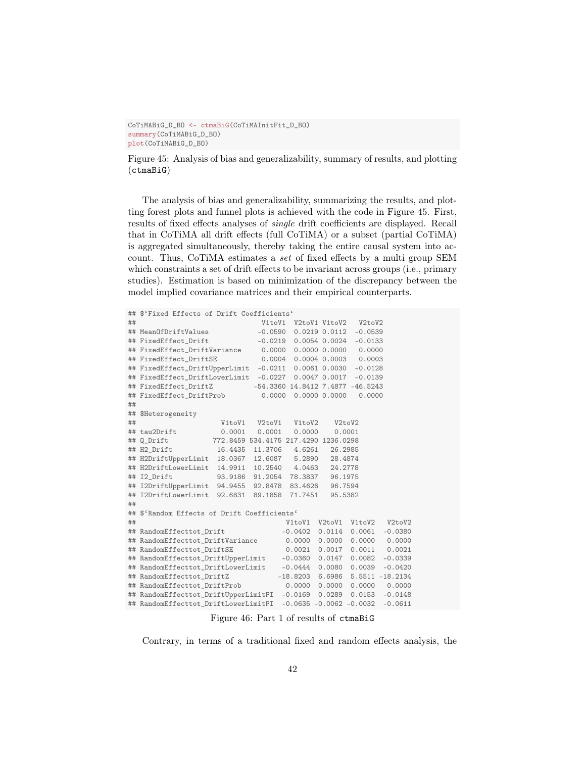```
CoTiMABiG_D_BO <- ctmaBiG(CoTiMAInitFit_D_BO)
summary(CoTiMABiG_D_BO)
plot(CoTiMABiG_D_BO)
```

Figure 45: Analysis of bias and generalizability, summary of results, and plotting (`ctmaBiG`)

The analysis of bias and generalizability, summarizing the results, and plotting forest plots and funnel plots is achieved with the code in Figure 45. First, results of fixed effects analyses of *single* drift coefficients are displayed. Recall that in CoTiMA all drift effects (full CoTiMA) or a subset (partial CoTiMA) is aggregated simultaneously, thereby taking the entire causal system into account. Thus, CoTiMA estimates a *set* of fixed effects by a multi group SEM which constraints a set of drift effects to be invariant across groups (i.e., primary studies). Estimation is based on minimization of the discrepancy between the model implied covariance matrices and their empirical counterparts.

```
## $`Fixed Effects of Drift Coefficients`
##                              V1toV1  V2toV1 V1toV2   V2toV2
## MeanOfDriftValues           -0.0590  0.0219 0.0112  -0.0539
## FixedEffect_Drift           -0.0219  0.0054 0.0024  -0.0133
## FixedEffect_DriftVariance    0.0000  0.0000 0.0000   0.0000
## FixedEffect_DriftSE          0.0004  0.0004 0.0003   0.0003
## FixedEffect_DriftUpperLimit -0.0211  0.0061 0.0030  -0.0128
## FixedEffect_DriftLowerLimit -0.0227  0.0047 0.0017  -0.0139
## FixedEffect_DriftZ         -54.3360 14.8412 7.4877 -46.5243
## FixedEffect_DriftProb        0.0000  0.0000 0.0000   0.0000
##
## $Heterogeneity
##                     V1toV1   V2toV1   V1toV2    V2toV2
## tau2Drift           0.0001   0.0001   0.0000    0.0001
## Q_Drift           772.8459 534.4175 217.4290 1236.0298
## H2_Drift           16.4435  11.3706   4.6261   26.2985
## H2DriftUpperLimit  18.0367  12.6087   5.2890   28.4874
## H2DriftLowerLimit  14.9911  10.2540   4.0463   24.2778
## I2_Drift           93.9186  91.2054  78.3837   96.1975
## I2DriftUpperLimit  94.9455  92.8478  83.4626   96.7594
## I2DriftLowerLimit  92.6831  89.1858  71.7451   95.5382
##
## $`Random Effects of Drift Coefficients`
##                                    V1toV1  V2toV1  V1toV2   V2toV2
## RandomEffecttot_Drift             -0.0402  0.0114  0.0061  -0.0380
## RandomEffecttot_DriftVariance      0.0000  0.0000  0.0000   0.0000
## RandomEffecttot_DriftSE            0.0021  0.0017  0.0011   0.0021
## RandomEffecttot_DriftUpperLimit   -0.0360  0.0147  0.0082  -0.0339
## RandomEffecttot_DriftLowerLimit   -0.0444  0.0080  0.0039  -0.0420
## RandomEffecttot_DriftZ           -18.8203  6.6986  5.5511 -18.2134
## RandomEffecttot_DriftProb          0.0000  0.0000  0.0000   0.0000
## RandomEffecttot_DriftUpperLimitPI -0.0169  0.0289  0.0153  -0.0148
## RandomEffecttot_DriftLowerLimitPI -0.0635 -0.0062 -0.0032  -0.0611
```

Figure 46: Part 1 of results of `ctmaBiG`

Contrary, in terms of a traditional fixed and random effects analysis, the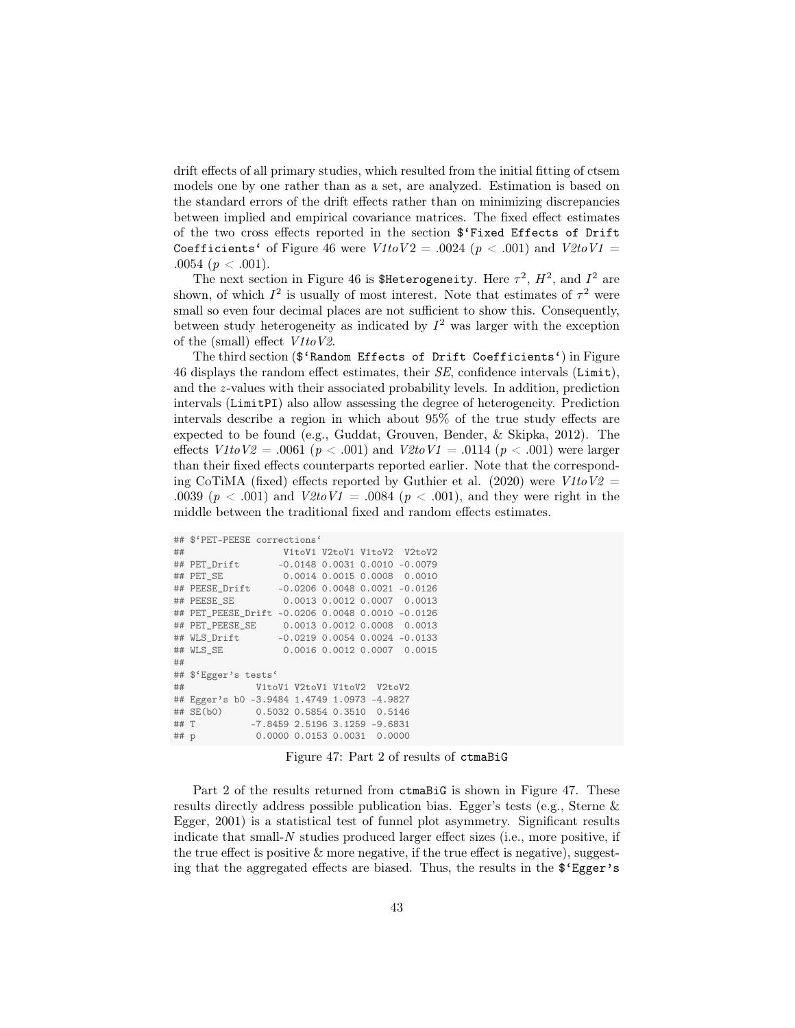drift effects of all primary studies, which resulted from the initial fitting of ctsem models one by one rather than as a set, are analyzed. Estimation is based on the standard errors of the drift effects rather than on minimizing discrepancies between implied and empirical covariance matrices. The fixed effect estimates of the two cross effects reported in the section `$‘Fixed Effects of Drift Coefficients‘` of Figure 46 were *V1toV2* = .0024 ($p < .001$) and *V2toV1* = .0054 ($p < .001$).

The next section in Figure 46 is `$Heterogeneity`. Here $\tau^2$, $H^2$, and $I^2$ are shown, of which $I^2$ is usually of most interest. Note that estimates of $\tau^2$ were small so even four decimal places are not sufficient to show this. Consequently, between study heterogeneity as indicated by $I^2$ was larger with the exception of the (small) effect *V1toV2*.

The third section (`$‘Random Effects of Drift Coefficients‘`) in Figure 46 displays the random effect estimates, their *SE*, confidence intervals (`Limit`), and the $z$-values with their associated probability levels. In addition, prediction intervals (`LimitPI`) also allow assessing the degree of heterogeneity. Prediction intervals describe a region in which about 95% of the true study effects are expected to be found (e.g., Guddat, Grouven, Bender, & Skipka, 2012). The effects *V1toV2* = .0061 ($p < .001$) and *V2toV1* = .0114 ($p < .001$) were larger than their fixed effects counterparts reported earlier. Note that the corresponding CoTiMA (fixed) effects reported by Guthier et al. (2020) were *V1toV2* = .0039 ($p < .001$) and *V2toV1* = .0084 ($p < .001$), and they were right in the middle between the traditional fixed and random effects estimates.

```
## $‘PET-PEESE corrections‘
##                   V1toV1 V2toV1 V1toV2  V2toV2
## PET_Drift        -0.0148 0.0031 0.0010 -0.0079
## PET_SE            0.0014 0.0015 0.0008  0.0010
## PEESE_Drift      -0.0206 0.0048 0.0021 -0.0126
## PEESE_SE          0.0013 0.0012 0.0007  0.0013
## PET_PEESE_Drift -0.0206 0.0048 0.0010 -0.0126
## PET_PEESE_SE      0.0013 0.0012 0.0008  0.0013
## WLS_Drift        -0.0219 0.0054 0.0024 -0.0133
## WLS_SE            0.0016 0.0012 0.0007  0.0015
##
## $‘Egger’s tests‘
##              V1toV1 V2toV1 V1toV2  V2toV2
## Egger’s b0 -3.9484 1.4749 1.0973 -4.9827
## SE(b0)      0.5032 0.5854 0.3510  0.5146
## T          -7.8459 2.5196 3.1259 -9.6831
## p           0.0000 0.0153 0.0031  0.0000
```

Figure 47: Part 2 of results of `ctmaBiG`

Part 2 of the results returned from `ctmaBiG` is shown in Figure 47. These results directly address possible publication bias. Egger’s tests (e.g., Sterne & Egger, 2001) is a statistical test of funnel plot asymmetry. Significant results indicate that small-$N$ studies produced larger effect sizes (i.e., more positive, if the true effect is positive & more negative, if the true effect is negative), suggesting that the aggregated effects are biased. Thus, the results in the `$‘Egger’s`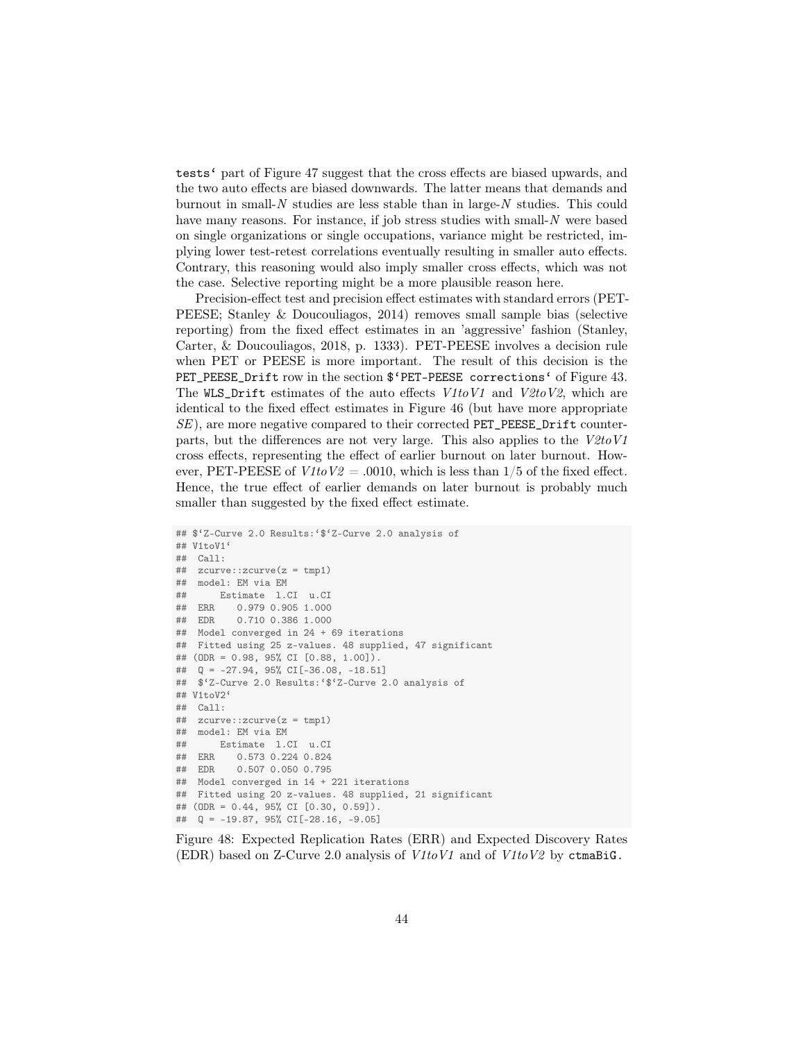`tests`` part of Figure 47 suggest that the cross effects are biased upwards, and the two auto effects are biased downwards. The latter means that demands and burnout in small-$N$ studies are less stable than in large-$N$ studies. This could have many reasons. For instance, if job stress studies with small-$N$ were based on single organizations or single occupations, variance might be restricted, implying lower test-retest correlations eventually resulting in smaller auto effects. Contrary, this reasoning would also imply smaller cross effects, which was not the case. Selective reporting might be a more plausible reason here.

Precision-effect test and precision effect estimates with standard errors (PET-PEESE; Stanley & Doucouliagos, 2014) removes small sample bias (selective reporting) from the fixed effect estimates in an 'aggressive' fashion (Stanley, Carter, & Doucouliagos, 2018, p. 1333). PET-PEESE involves a decision rule when PET or PEESE is more important. The result of this decision is the `PET_PEESE_Drift` row in the section `$`PET-PEESE corrections`` of Figure 43. The `WLS_Drift` estimates of the auto effects *V1toV1* and *V2toV2*, which are identical to the fixed effect estimates in Figure 46 (but have more appropriate *SE*), are more negative compared to their corrected `PET_PEESE_Drift` counterparts, but the differences are not very large. This also applies to the *V2toV1* cross effects, representing the effect of earlier burnout on later burnout. However, PET-PEESE of $V1toV2 = .0010$, which is less than 1/5 of the fixed effect. Hence, the true effect of earlier demands on later burnout is probably much smaller than suggested by the fixed effect estimate.

```
## $`Z-Curve 2.0 Results:`$`Z-Curve 2.0 analysis of
## V1toV1`
##  Call:
##  zcurve::zcurve(z = tmp1)
##  model: EM via EM
##      Estimate  l.CI  u.CI
##  ERR    0.979 0.905 1.000
##  EDR    0.710 0.386 1.000
##  Model converged in 24 + 69 iterations
##  Fitted using 25 z-values. 48 supplied, 47 significant
## (ODR = 0.98, 95% CI [0.88, 1.00]).
##  Q = -27.94, 95% CI[-36.08, -18.51]
##  $`Z-Curve 2.0 Results:`$`Z-Curve 2.0 analysis of
## V1toV2`
##  Call:
##  zcurve::zcurve(z = tmp1)
##  model: EM via EM
##      Estimate  l.CI  u.CI
##  ERR    0.573 0.224 0.824
##  EDR    0.507 0.050 0.795
##  Model converged in 14 + 221 iterations
##  Fitted using 20 z-values. 48 supplied, 21 significant
## (ODR = 0.44, 95% CI [0.30, 0.59]).
##  Q = -19.87, 95% CI[-28.16, -9.05]
```

Figure 48: Expected Replication Rates (ERR) and Expected Discovery Rates (EDR) based on Z-Curve 2.0 analysis of *V1toV1* and of *V1toV2* by `ctmaBiG`.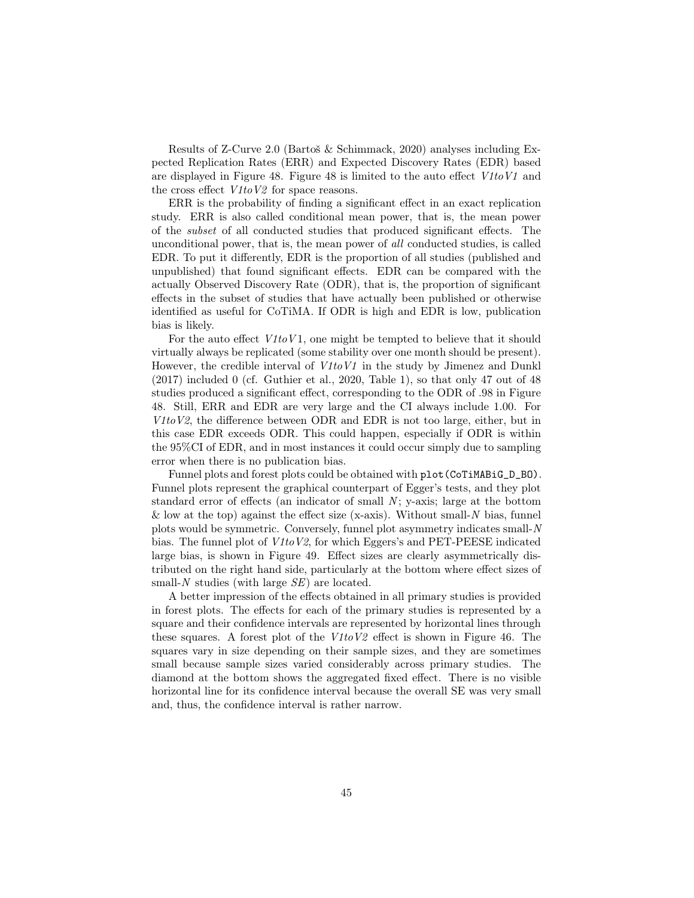Results of Z-Curve 2.0 (Bartoš & Schimmack, 2020) analyses including Expected Replication Rates (ERR) and Expected Discovery Rates (EDR) based are displayed in Figure 48. Figure 48 is limited to the auto effect *V1toV1* and the cross effect *V1toV2* for space reasons.

ERR is the probability of finding a significant effect in an exact replication study. ERR is also called conditional mean power, that is, the mean power of the *subset* of all conducted studies that produced significant effects. The unconditional power, that is, the mean power of *all* conducted studies, is called EDR. To put it differently, EDR is the proportion of all studies (published and unpublished) that found significant effects. EDR can be compared with the actually Observed Discovery Rate (ODR), that is, the proportion of significant effects in the subset of studies that have actually been published or otherwise identified as useful for CoTiMA. If ODR is high and EDR is low, publication bias is likely.

For the auto effect *V1toV1*, one might be tempted to believe that it should virtually always be replicated (some stability over one month should be present). However, the credible interval of *V1toV1* in the study by Jimenez and Dunkl (2017) included 0 (cf. Guthier et al., 2020, Table 1), so that only 47 out of 48 studies produced a significant effect, corresponding to the ODR of .98 in Figure 48. Still, ERR and EDR are very large and the CI always include 1.00. For *V1toV2*, the difference between ODR and EDR is not too large, either, but in this case EDR exceeds ODR. This could happen, especially if ODR is within the 95%CI of EDR, and in most instances it could occur simply due to sampling error when there is no publication bias.

Funnel plots and forest plots could be obtained with `plot(CoTiMABiG_D_BO)`. Funnel plots represent the graphical counterpart of Egger's tests, and they plot standard error of effects (an indicator of small *N*; y-axis; large at the bottom & low at the top) against the effect size (x-axis). Without small-*N* bias, funnel plots would be symmetric. Conversely, funnel plot asymmetry indicates small-*N* bias. The funnel plot of *V1toV2*, for which Eggers's and PET-PEESE indicated large bias, is shown in Figure 49. Effect sizes are clearly asymmetrically distributed on the right hand side, particularly at the bottom where effect sizes of small-*N* studies (with large *SE*) are located.

A better impression of the effects obtained in all primary studies is provided in forest plots. The effects for each of the primary studies is represented by a square and their confidence intervals are represented by horizontal lines through these squares. A forest plot of the *V1toV2* effect is shown in Figure 46. The squares vary in size depending on their sample sizes, and they are sometimes small because sample sizes varied considerably across primary studies. The diamond at the bottom shows the aggregated fixed effect. There is no visible horizontal line for its confidence interval because the overall SE was very small and, thus, the confidence interval is rather narrow.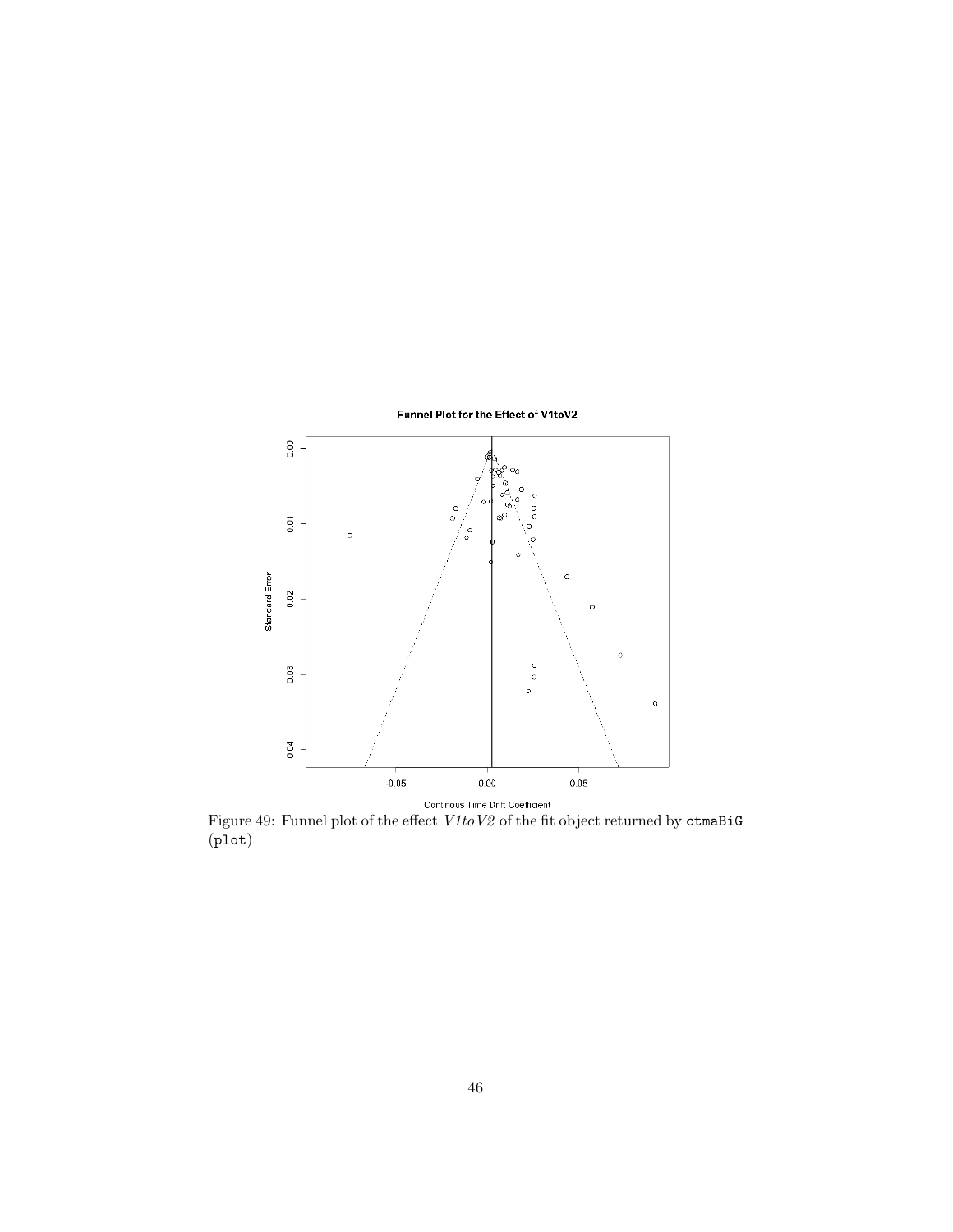Figure 49: Funnel plot of the effect *V1toV2* of the fit object returned by `ctmaBiG` (`plot`)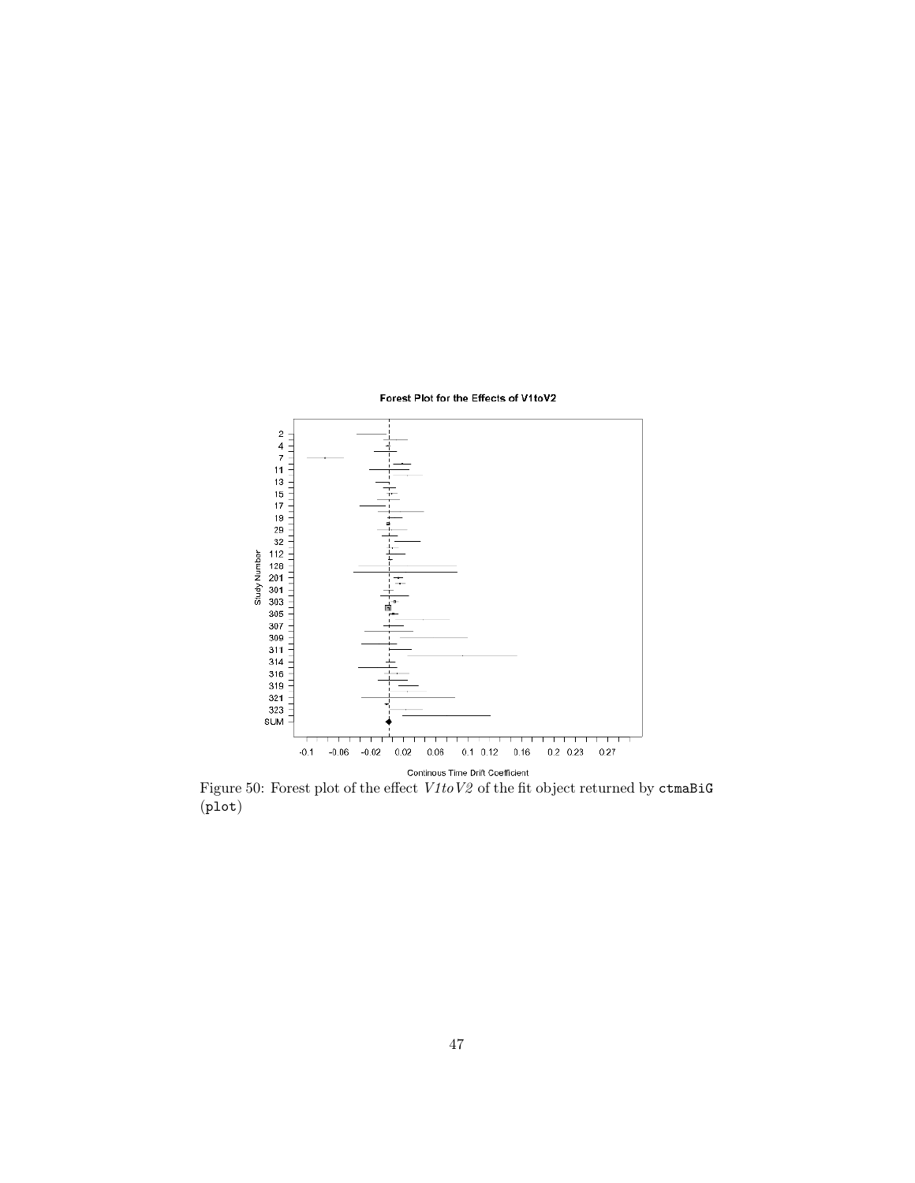Figure 50: Forest plot of the effect *V1toV2* of the fit object returned by `ctmaBiG` (`plot`)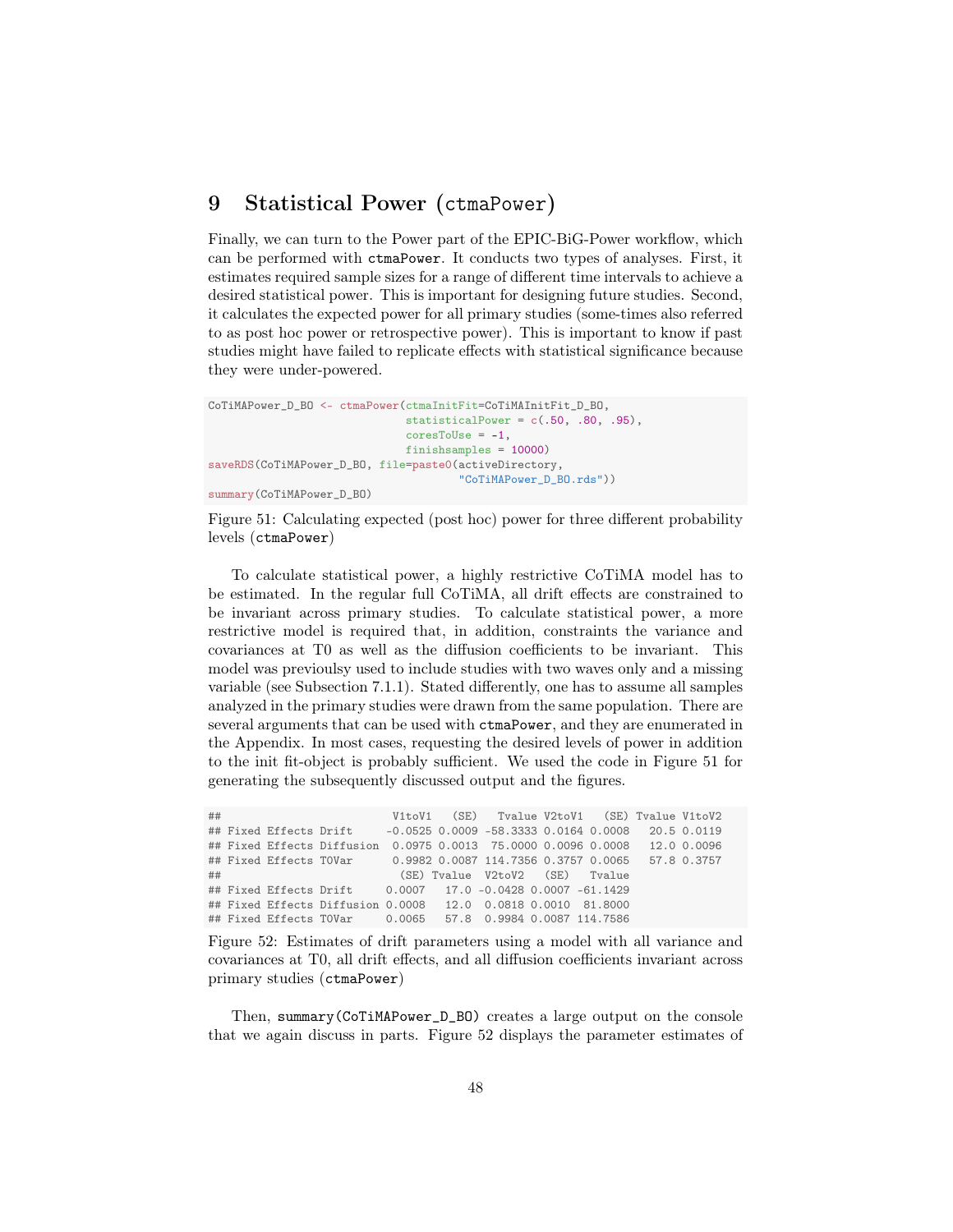# 9 Statistical Power (ctmaPower)

Finally, we can turn to the Power part of the EPIC-BiG-Power workflow, which can be performed with `ctmaPower`. It conducts two types of analyses. First, it estimates required sample sizes for a range of different time intervals to achieve a desired statistical power. This is important for designing future studies. Second, it calculates the expected power for all primary studies (some-times also referred to as post hoc power or retrospective power). This is important to know if past studies might have failed to replicate effects with statistical significance because they were under-powered.

```
CoTiMAPower_D_BO <- ctmaPower(ctmaInitFit=CoTiMAInitFit_D_BO,
                              statisticalPower = c(.50, .80, .95),
                              coresToUse = -1,
                              finishsamples = 10000)
saveRDS(CoTiMAPower_D_BO, file=paste0(activeDirectory,
                                      "CoTiMAPower_D_BO.rds"))
summary(CoTiMAPower_D_BO)
```

Figure 51: Calculating expected (post hoc) power for three different probability levels (`ctmaPower`)

To calculate statistical power, a highly restrictive CoTiMA model has to be estimated. In the regular full CoTiMA, all drift effects are constrained to be invariant across primary studies. To calculate statistical power, a more restrictive model is required that, in addition, constraints the variance and covariances at T0 as well as the diffusion coefficients to be invariant. This model was previoulsy used to include studies with two waves only and a missing variable (see Subsection 7.1.1). Stated differently, one has to assume all samples analyzed in the primary studies were drawn from the same population. There are several arguments that can be used with `ctmaPower`, and they are enumerated in the Appendix. In most cases, requesting the desired levels of power in addition to the init fit-object is probably sufficient. We used the code in Figure 51 for generating the subsequently discussed output and the figures.

```
##                         V1toV1   (SE)   Tvalue V2toV1   (SE) Tvalue V1toV2
## Fixed Effects Drift     -0.0525 0.0009 -58.3333 0.0164 0.0008   20.5 0.0119
## Fixed Effects Diffusion  0.0975 0.0013  75.0000 0.0096 0.0008   12.0 0.0096
## Fixed Effects T0Var      0.9982 0.0087 114.7356 0.3757 0.0065   57.8 0.3757
##                           (SE) Tvalue  V2toV2   (SE)   Tvalue
## Fixed Effects Drift     0.0007   17.0 -0.0428 0.0007 -61.1429
## Fixed Effects Diffusion 0.0008   12.0  0.0818 0.0010  81.8000
## Fixed Effects T0Var     0.0065   57.8  0.9984 0.0087 114.7586
```

Figure 52: Estimates of drift parameters using a model with all variance and covariances at T0, all drift effects, and all diffusion coefficients invariant across primary studies (`ctmaPower`)

Then, `summary(CoTiMAPower_D_BO)` creates a large output on the console that we again discuss in parts. Figure 52 displays the parameter estimates of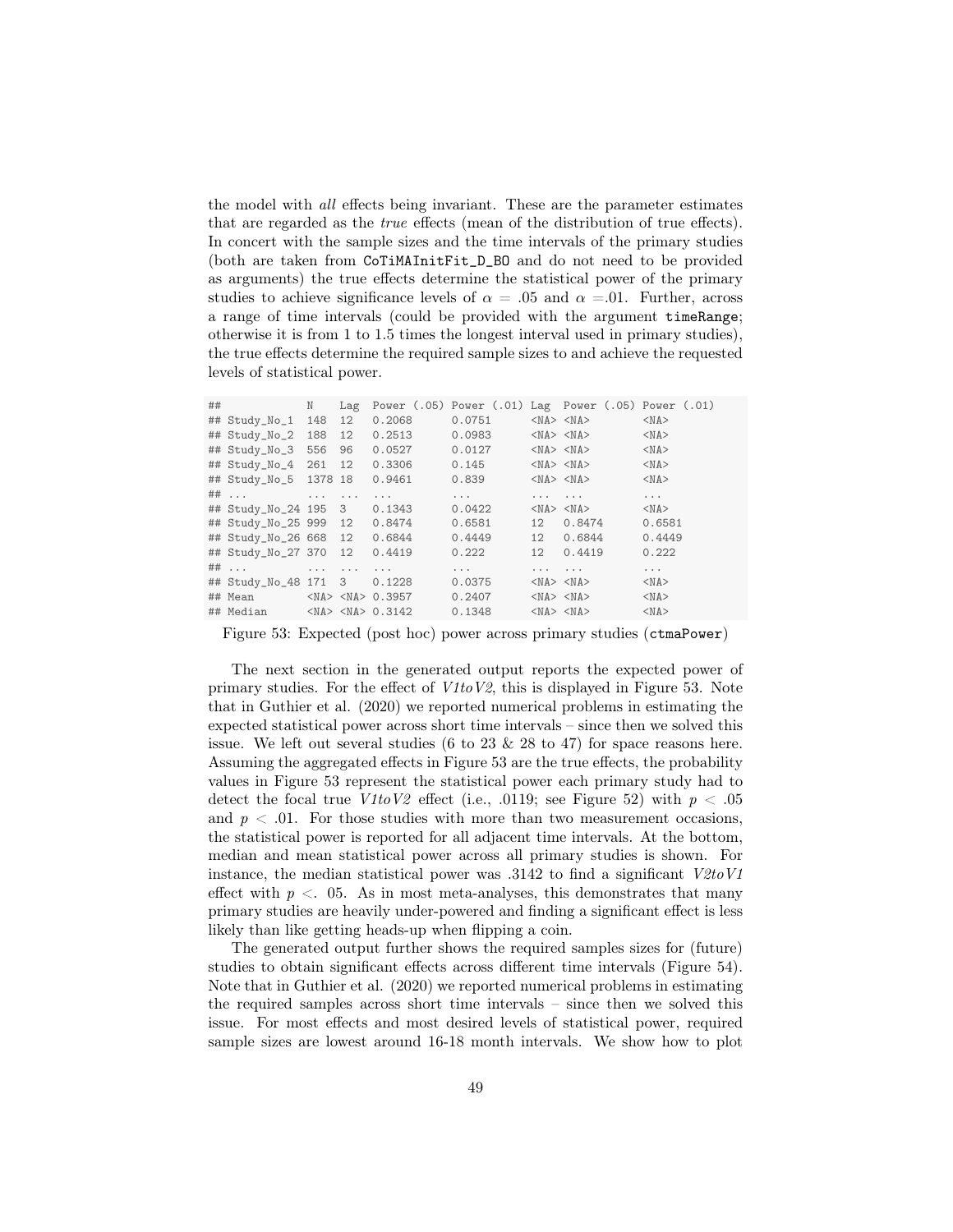the model with *all* effects being invariant. These are the parameter estimates that are regarded as the *true* effects (mean of the distribution of true effects). In concert with the sample sizes and the time intervals of the primary studies (both are taken from `CoTiMAInitFit_D_BO` and do not need to be provided as arguments) the true effects determine the statistical power of the primary studies to achieve significance levels of $\alpha = .05$ and $\alpha = .01$. Further, across a range of time intervals (could be provided with the argument `timeRange`; otherwise it is from 1 to 1.5 times the longest interval used in primary studies), the true effects determine the required sample sizes to and achieve the requested levels of statistical power.

```
##             N    Lag  Power (.05) Power (.01) Lag  Power (.05) Power (.01)
## Study_No_1  148  12   0.2068      0.0751      <NA> <NA>        <NA>
## Study_No_2  188  12   0.2513      0.0983      <NA> <NA>        <NA>
## Study_No_3  556  96   0.0527      0.0127      <NA> <NA>        <NA>
## Study_No_4  261  12   0.3306      0.145       <NA> <NA>        <NA>
## Study_No_5  1378 18   0.9461      0.839       <NA> <NA>        <NA>
## ...         ...  ...  ...         ...         ...  ...         ...
## Study_No_24 195  3    0.1343      0.0422      <NA> <NA>        <NA>
## Study_No_25 999  12   0.8474      0.6581      12   0.8474      0.6581
## Study_No_26 668  12   0.6844      0.4449      12   0.6844      0.4449
## Study_No_27 370  12   0.4419      0.222       12   0.4419      0.222
## ...         ...  ...  ...         ...         ...  ...         ...
## Study_No_48 171  3    0.1228      0.0375      <NA> <NA>        <NA>
## Mean        <NA> <NA> 0.3957      0.2407      <NA> <NA>        <NA>
## Median      <NA> <NA> 0.3142      0.1348      <NA> <NA>        <NA>
```

Figure 53: Expected (post hoc) power across primary studies (`ctmaPower`)

The next section in the generated output reports the expected power of primary studies. For the effect of *V1toV2*, this is displayed in Figure 53. Note that in Guthier et al. (2020) we reported numerical problems in estimating the expected statistical power across short time intervals – since then we solved this issue. We left out several studies (6 to 23 & 28 to 47) for space reasons here. Assuming the aggregated effects in Figure 53 are the true effects, the probability values in Figure 53 represent the statistical power each primary study had to detect the focal true *V1toV2* effect (i.e., .0119; see Figure 52) with $p < .05$ and $p < .01$. For those studies with more than two measurement occasions, the statistical power is reported for all adjacent time intervals. At the bottom, median and mean statistical power across all primary studies is shown. For instance, the median statistical power was .3142 to find a significant *V2toV1* effect with $p <. 05$. As in most meta-analyses, this demonstrates that many primary studies are heavily under-powered and finding a significant effect is less likely than like getting heads-up when flipping a coin.

The generated output further shows the required samples sizes for (future) studies to obtain significant effects across different time intervals (Figure 54). Note that in Guthier et al. (2020) we reported numerical problems in estimating the required samples across short time intervals – since then we solved this issue. For most effects and most desired levels of statistical power, required sample sizes are lowest around 16-18 month intervals. We show how to plot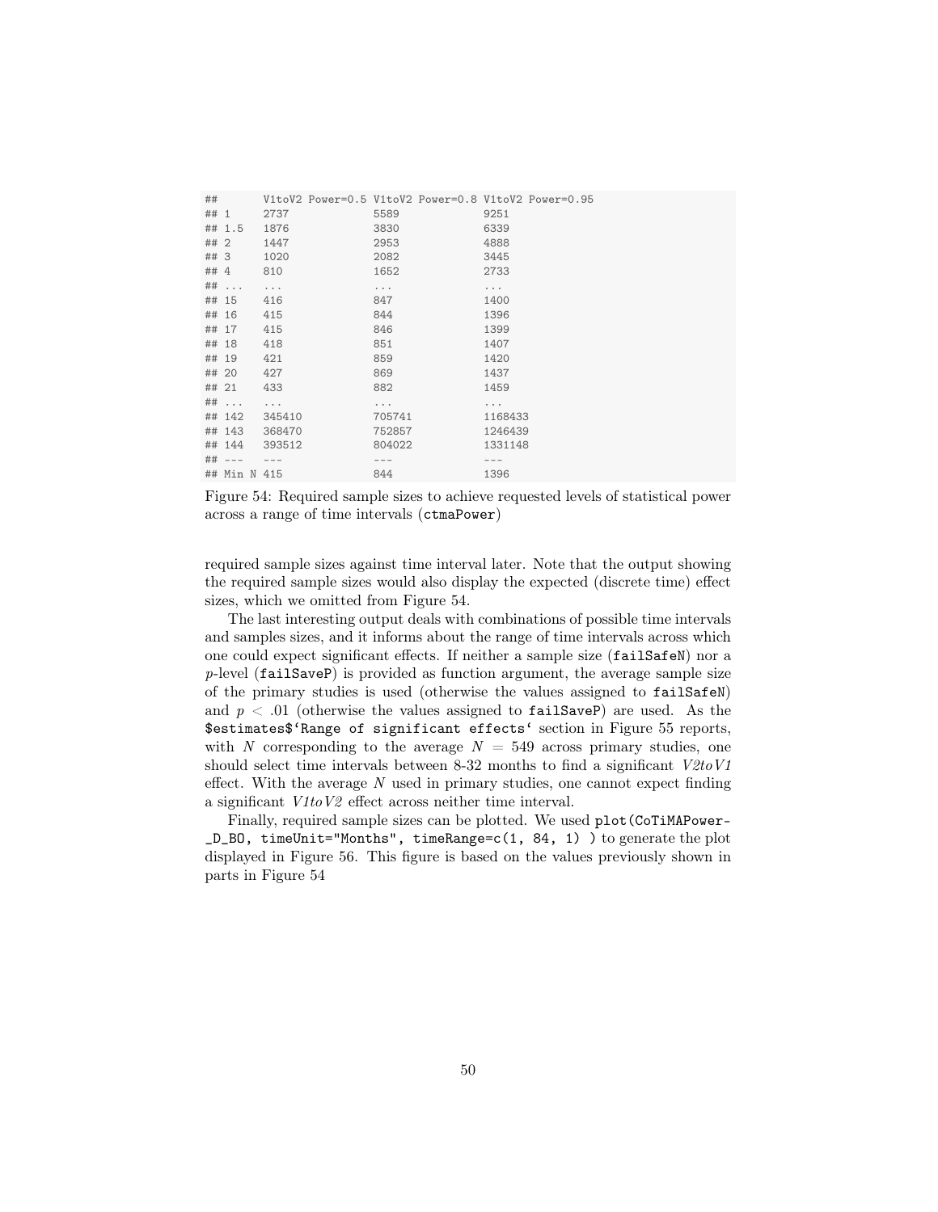```
##        V1toV2 Power=0.5 V1toV2 Power=0.8 V1toV2 Power=0.95
## 1      2737             5589             9251
## 1.5    1876             3830             6339
## 2      1447             2953             4888
## 3      1020             2082             3445
## 4      810              1652             2733
## ...    ...              ...              ...
## 15     416              847              1400
## 16     415              844              1396
## 17     415              846              1399
## 18     418              851              1407
## 19     421              859              1420
## 20     427              869              1437
## 21     433              882              1459
## ...    ...              ...              ...
## 142    345410           705741           1168433
## 143    368470           752857           1246439
## 144    393512           804022           1331148
## ---    ---              ---              ---
## Min N  415              844              1396
```

Figure 54: Required sample sizes to achieve requested levels of statistical power across a range of time intervals (`ctmaPower`)

required sample sizes against time interval later. Note that the output showing the required sample sizes would also display the expected (discrete time) effect sizes, which we omitted from Figure 54.

The last interesting output deals with combinations of possible time intervals and samples sizes, and it informs about the range of time intervals across which one could expect significant effects. If neither a sample size (`failSafeN`) nor a $p$-level (`failSaveP`) is provided as function argument, the average sample size of the primary studies is used (otherwise the values assigned to `failSafeN`) and $p < .01$ (otherwise the values assigned to `failSaveP`) are used. As the `$estimates$`Range of significant effects`` section in Figure 55 reports, with $N$ corresponding to the average $N = 549$ across primary studies, one should select time intervals between 8-32 months to find a significant *V2toV1* effect. With the average $N$ used in primary studies, one cannot expect finding a significant *V1toV2* effect across neither time interval.

Finally, required sample sizes can be plotted. We used `plot(CoTiMAPower-_D_BO, timeUnit="Months", timeRange=c(1, 84, 1) )` to generate the plot displayed in Figure 56. This figure is based on the values previously shown in parts in Figure 54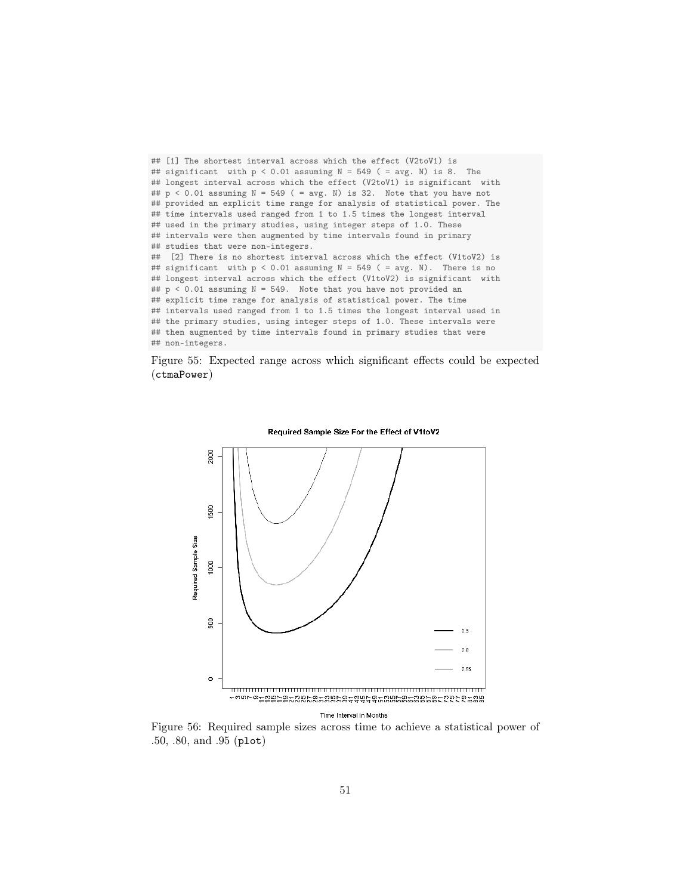```
## [1] The shortest interval across which the effect (V2toV1) is
## significant  with p < 0.01 assuming N = 549 ( = avg. N) is 8.  The
## longest interval across which the effect (V2toV1) is significant  with
## p < 0.01 assuming N = 549 ( = avg. N) is 32.  Note that you have not
## provided an explicit time range for analysis of statistical power. The
## time intervals used ranged from 1 to 1.5 times the longest interval
## used in the primary studies, using integer steps of 1.0. These
## intervals were then augmented by time intervals found in primary
## studies that were non-integers.
##  [2] There is no shortest interval across which the effect (V1toV2) is
## significant  with p < 0.01 assuming N = 549 ( = avg. N).  There is no
## longest interval across which the effect (V1toV2) is significant  with
## p < 0.01 assuming N = 549.  Note that you have not provided an
## explicit time range for analysis of statistical power. The time
## intervals used ranged from 1 to 1.5 times the longest interval used in
## the primary studies, using integer steps of 1.0. These intervals were
## then augmented by time intervals found in primary studies that were
## non-integers.
```

Figure 55: Expected range across which significant effects could be expected (`ctmaPower`)

Figure 56: Required sample sizes across time to achieve a statistical power of .50, .80, and .95 (`plot`)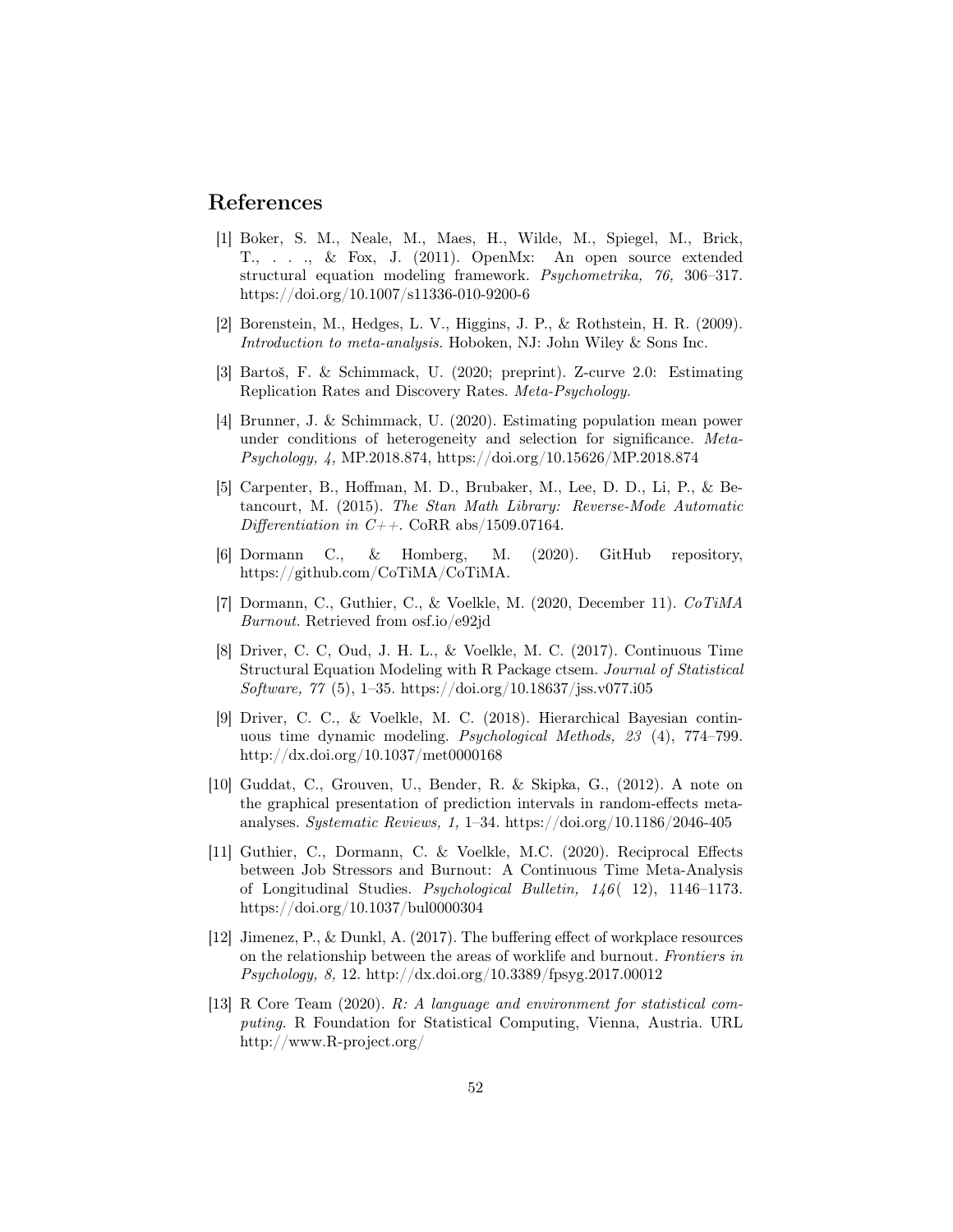## References

[1] Boker, S. M., Neale, M., Maes, H., Wilde, M., Spiegel, M., Brick, T., . . ., & Fox, J. (2011). OpenMx: An open source extended structural equation modeling framework. *Psychometrika, 76,* 306–317. https://doi.org/10.1007/s11336-010-9200-6

[2] Borenstein, M., Hedges, L. V., Higgins, J. P., & Rothstein, H. R. (2009). *Introduction to meta-analysis.* Hoboken, NJ: John Wiley & Sons Inc.

[3] Bartoš, F. & Schimmack, U. (2020; preprint). Z-curve 2.0: Estimating Replication Rates and Discovery Rates. *Meta-Psychology.*

[4] Brunner, J. & Schimmack, U. (2020). Estimating population mean power under conditions of heterogeneity and selection for significance. *Meta-Psychology, 4,* MP.2018.874, https://doi.org/10.15626/MP.2018.874

[5] Carpenter, B., Hoffman, M. D., Brubaker, M., Lee, D. D., Li, P., & Betancourt, M. (2015). *The Stan Math Library: Reverse-Mode Automatic Differentiation in C++.* CoRR abs/1509.07164.

[6] Dormann C., & Homberg, M. (2020). GitHub repository, https://github.com/CoTiMA/CoTiMA.

[7] Dormann, C., Guthier, C., & Voelkle, M. (2020, December 11). *CoTiMA Burnout.* Retrieved from osf.io/e92jd

[8] Driver, C. C, Oud, J. H. L., & Voelkle, M. C. (2017). Continuous Time Structural Equation Modeling with R Package ctsem. *Journal of Statistical Software, 77* (5), 1–35. https://doi.org/10.18637/jss.v077.i05

[9] Driver, C. C., & Voelkle, M. C. (2018). Hierarchical Bayesian continuous time dynamic modeling. *Psychological Methods, 23* (4), 774–799. http://dx.doi.org/10.1037/met0000168

[10] Guddat, C., Grouven, U., Bender, R. & Skipka, G., (2012). A note on the graphical presentation of prediction intervals in random-effects meta-analyses. *Systematic Reviews, 1,* 1–34. https://doi.org/10.1186/2046-405

[11] Guthier, C., Dormann, C. & Voelkle, M.C. (2020). Reciprocal Effects between Job Stressors and Burnout: A Continuous Time Meta-Analysis of Longitudinal Studies. *Psychological Bulletin, 146*( 12), 1146–1173. https://doi.org/10.1037/bul0000304

[12] Jimenez, P., & Dunkl, A. (2017). The buffering effect of workplace resources on the relationship between the areas of worklife and burnout. *Frontiers in Psychology, 8,* 12. http://dx.doi.org/10.3389/fpsyg.2017.00012

[13] R Core Team (2020). *R: A language and environment for statistical computing.* R Foundation for Statistical Computing, Vienna, Austria. URL http://www.R-project.org/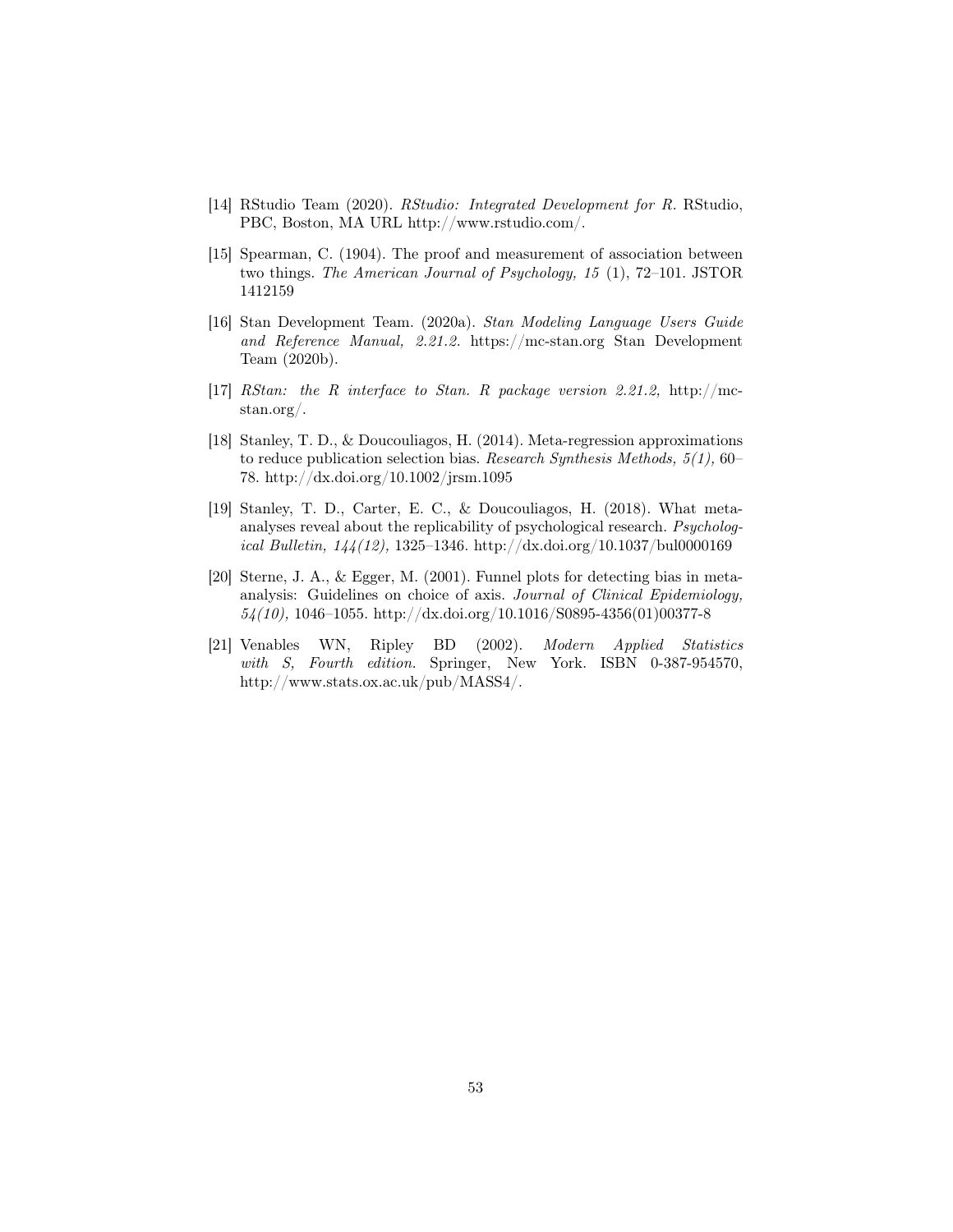[14] RStudio Team (2020). *RStudio: Integrated Development for R.* RStudio, PBC, Boston, MA URL http://www.rstudio.com/.

[15] Spearman, C. (1904). The proof and measurement of association between two things. *The American Journal of Psychology, 15* (1), 72–101. JSTOR 1412159

[16] Stan Development Team. (2020a). *Stan Modeling Language Users Guide and Reference Manual, 2.21.2.* https://mc-stan.org Stan Development Team (2020b).

[17] *RStan: the R interface to Stan. R package version 2.21.2,* http://mc-stan.org/.

[18] Stanley, T. D., & Doucouliagos, H. (2014). Meta-regression approximations to reduce publication selection bias. *Research Synthesis Methods, 5(1),* 60–78. http://dx.doi.org/10.1002/jrsm.1095

[19] Stanley, T. D., Carter, E. C., & Doucouliagos, H. (2018). What meta-analyses reveal about the replicability of psychological research. *Psychological Bulletin, 144(12),* 1325–1346. http://dx.doi.org/10.1037/bul0000169

[20] Sterne, J. A., & Egger, M. (2001). Funnel plots for detecting bias in meta-analysis: Guidelines on choice of axis. *Journal of Clinical Epidemiology, 54(10),* 1046–1055. http://dx.doi.org/10.1016/S0895-4356(01)00377-8

[21] Venables WN, Ripley BD (2002). *Modern Applied Statistics with S, Fourth edition.* Springer, New York. ISBN 0-387-954570, http://www.stats.ox.ac.uk/pub/MASS4/.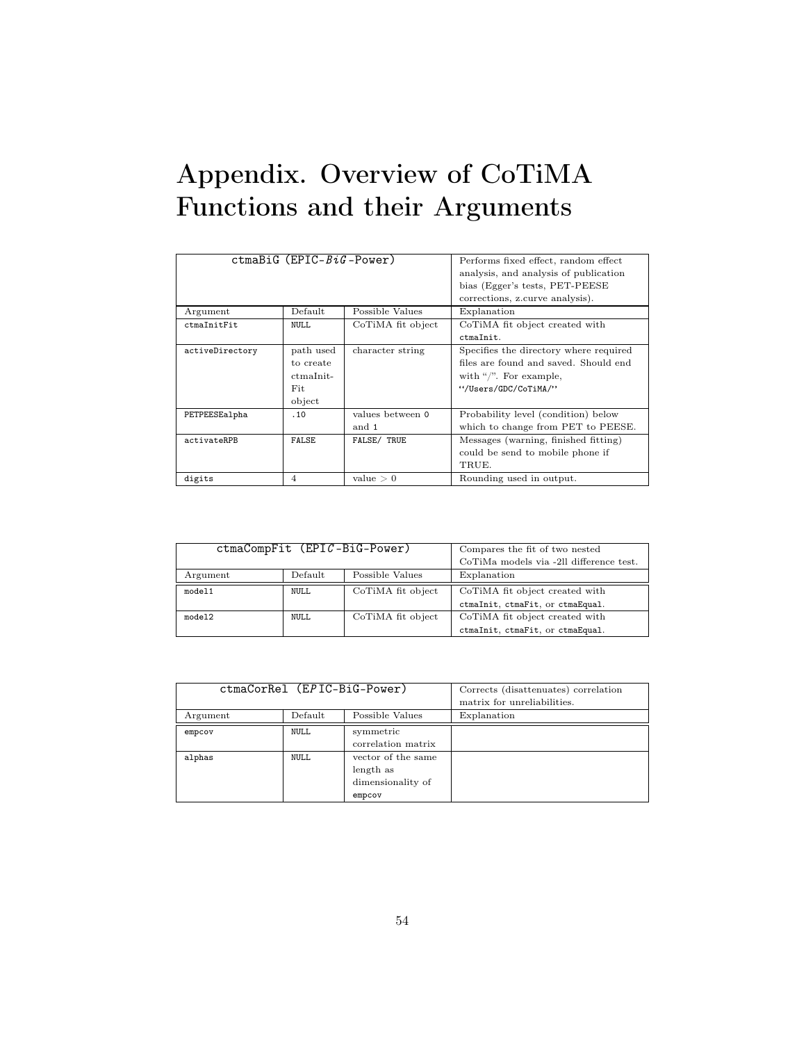# Appendix. Overview of CoTiMA Functions and their Arguments

| ctmaBiG (EPIC-*BiG*-Power) | | | Performs fixed effect, random effect analysis, and analysis of publication bias (Egger's tests, PET-PEESE corrections, z.curve analysis). |
|---|---|---|---|
| Argument | Default | Possible Values | Explanation |
| `ctmaInitFit` | `NULL` | CoTiMA fit object | CoTiMA fit object created with `ctmaInit`. |
| `activeDirectory` | path used to create ctmaInit-Fit object | character string | Specifies the directory where required files are found and saved. Should end with "/". For example, ``"/Users/GDC/CoTiMA/"`` |
| `PETPEESEalpha` | `.10` | values between `0` and `1` | Probability level (condition) below which to change from PET to PEESE. |
| `activateRPB` | `FALSE` | `FALSE/ TRUE` | Messages (warning, finished fitting) could be send to mobile phone if TRUE. |
| `digits` | 4 | value $> 0$ | Rounding used in output. |

| ctmaCompFit (EPI*C*-BiG-Power) | | | Compares the fit of two nested CoTiMa models via -2ll difference test. |
|---|---|---|---|
| Argument | Default | Possible Values | Explanation |
| `model1` | `NULL` | CoTiMA fit object | CoTiMA fit object created with `ctmaInit`, `ctmaFit`, or `ctmaEqual`. |
| `model2` | `NULL` | CoTiMA fit object | CoTiMA fit object created with `ctmaInit`, `ctmaFit`, or `ctmaEqual`. |

| ctmaCorRel (E*P*IC-BiG-Power) | | | Corrects (disattenuates) correlation matrix for unreliabilities. |
|---|---|---|---|
| Argument | Default | Possible Values | Explanation |
| `empcov` | `NULL` | symmetric correlation matrix | |
| `alphas` | `NULL` | vector of the same length as dimensionality of `empcov` | |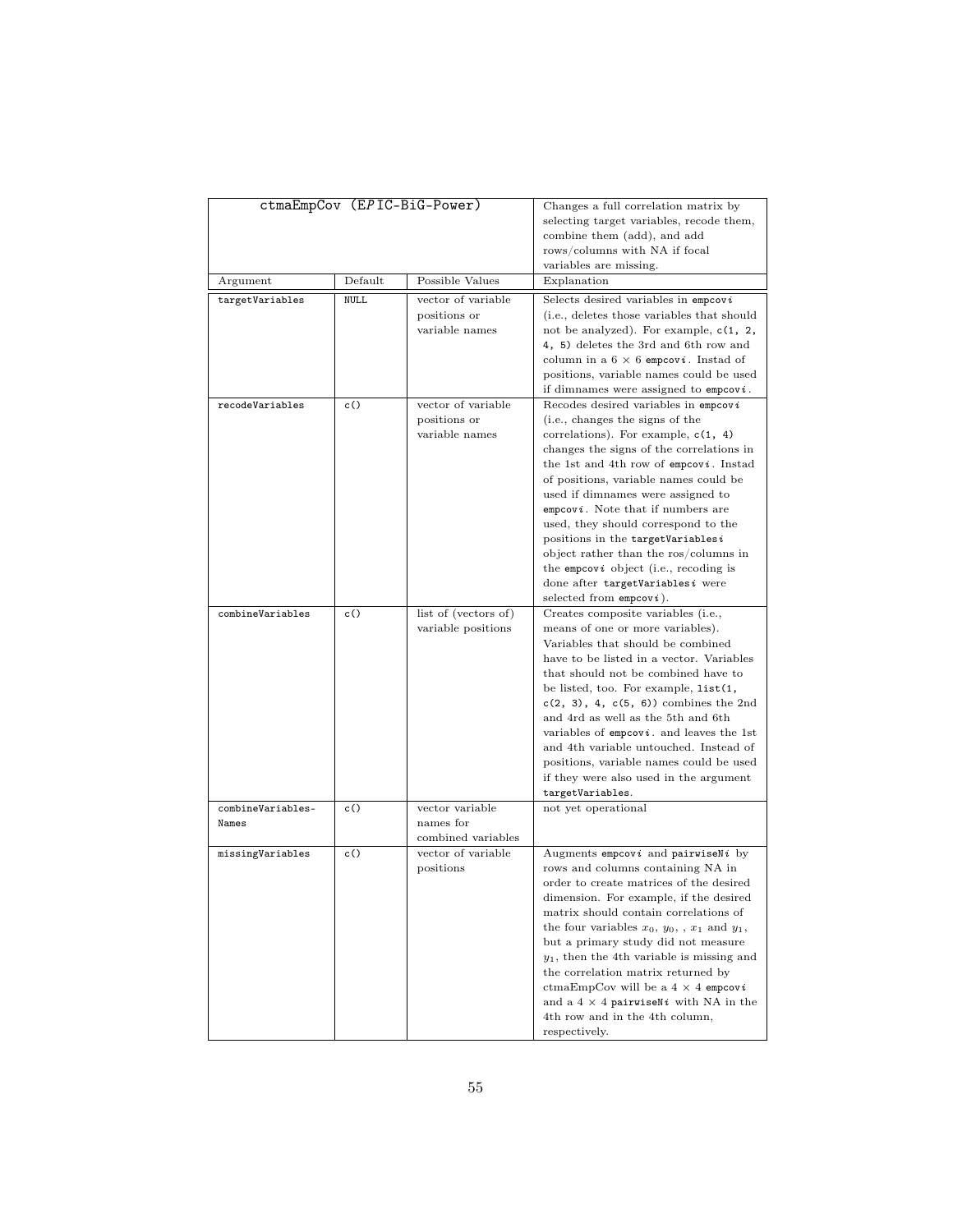| ctmaEmpCov (EPIC-BiG-Power) | | | Changes a full correlation matrix by selecting target variables, recode them, combine them (add), and add rows/columns with NA if focal variables are missing. |
|---|---|---|---|
| Argument | Default | Possible Values | Explanation |
| `targetVariables` | `NULL` | vector of variable positions or variable names | Selects desired variables in `empcovi` (i.e., deletes those variables that should not be analyzed). For example, `c(1, 2, 4, 5)` deletes the 3rd and 6th row and column in a 6 × 6 `empcovi`. Instad of positions, variable names could be used if dimnames were assigned to `empcovi`. |
| `recodeVariables` | `c()` | vector of variable positions or variable names | Recodes desired variables in `empcovi` (i.e., changes the signs of the correlations). For example, `c(1, 4)` changes the signs of the correlations in the 1st and 4th row of `empcovi`. Instad of positions, variable names could be used if dimnames were assigned to `empcovi`. Note that if numbers are used, they should correspond to the positions in the `targetVariablesi` object rather than the ros/columns in the `empcovi` object (i.e., recoding is done after `targetVariablesi` were selected from `empcovi`). |
| `combineVariables` | `c()` | list of (vectors of) variable positions | Creates composite variables (i.e., means of one or more variables). Variables that should be combined have to be listed in a vector. Variables that should not be combined have to be listed, too. For example, `list(1, c(2, 3), 4, c(5, 6))` combines the 2nd and 4rd as well as the 5th and 6th variables of `empcovi`. and leaves the 1st and 4th variable untouched. Instead of positions, variable names could be used if they were also used in the argument `targetVariables`. |
| `combineVariables-Names` | `c()` | vector variable names for combined variables | not yet operational |
| `missingVariables` | `c()` | vector of variable positions | Augments `empcovi` and `pairwiseNi` by rows and columns containing NA in order to create matrices of the desired dimension. For example, if the desired matrix should contain correlations of the four variables $x_0$, $y_0$, , $x_1$ and $y_1$, but a primary study did not measure $y_1$, then the 4th variable is missing and the correlation matrix returned by ctmaEmpCov will be a 4 × 4 `empcovi` and a 4 × 4 `pairwiseNi` with NA in the 4th row and in the 4th column, respectively. |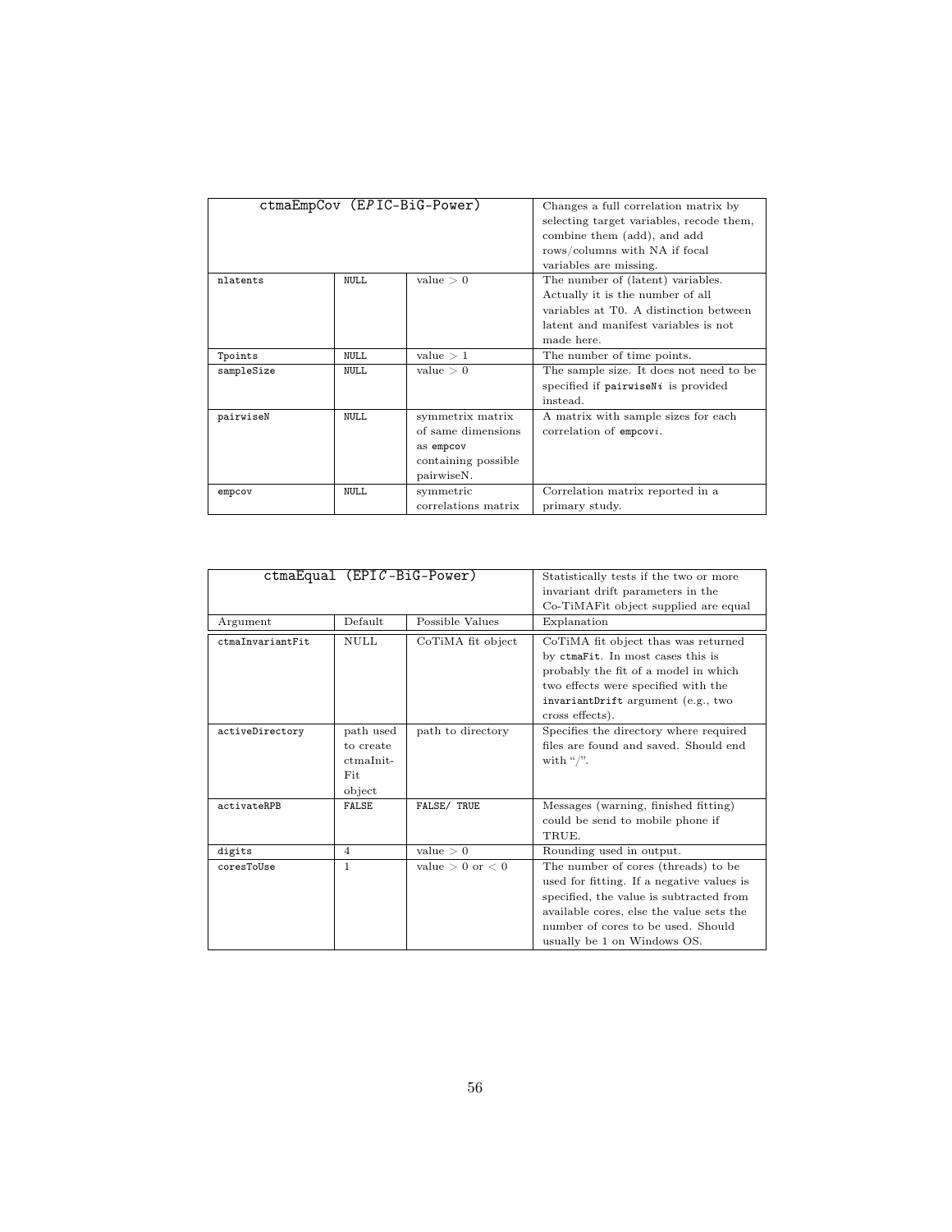| ctmaEmpCov (E*P*IC-BiG-Power) | | | Changes a full correlation matrix by selecting target variables, recode them, combine them (add), and add rows/columns with NA if focal variables are missing. |
|---|---|---|---|
| nlatents | NULL | value $> 0$ | The number of (latent) variables. Actually it is the number of all variables at T0. A distinction between latent and manifest variables is not made here. |
| Tpoints | NULL | value $> 1$ | The number of time points. |
| sampleSize | NULL | value $> 0$ | The sample size. It does not need to be specified if pairwiseN*i* is provided instead. |
| pairwiseN | NULL | symmetrix matrix of same dimensions as empcov containing possible pairwiseN. | A matrix with sample sizes for each correlation of empcov*i*. |
| empcov | NULL | symmetric correlations matrix | Correlation matrix reported in a primary study. |

| ctmaEqual (EPI*C*-BiG-Power) | | | Statistically tests if the two or more invariant drift parameters in the Co-TiMAFit object supplied are equal |
|---|---|---|---|
| Argument | Default | Possible Values | Explanation |
| ctmaInvariantFit | NULL | CoTiMA fit object | CoTiMA fit object thas was returned by ctmaFit. In most cases this is probably the fit of a model in which two effects were specified with the invariantDrift argument (e.g., two cross effects). |
| activeDirectory | path used to create ctmaInit-Fit object | path to directory | Specifies the directory where required files are found and saved. Should end with "/". |
| activateRPB | FALSE | FALSE/ TRUE | Messages (warning, finished fitting) could be send to mobile phone if TRUE. |
| digits | 4 | value $> 0$ | Rounding used in output. |
| coresToUse | 1 | value $> 0$ or $< 0$ | The number of cores (threads) to be used for fitting. If a negative values is specified, the value is subtracted from available cores, else the value sets the number of cores to be used. Should usually be 1 on Windows OS. |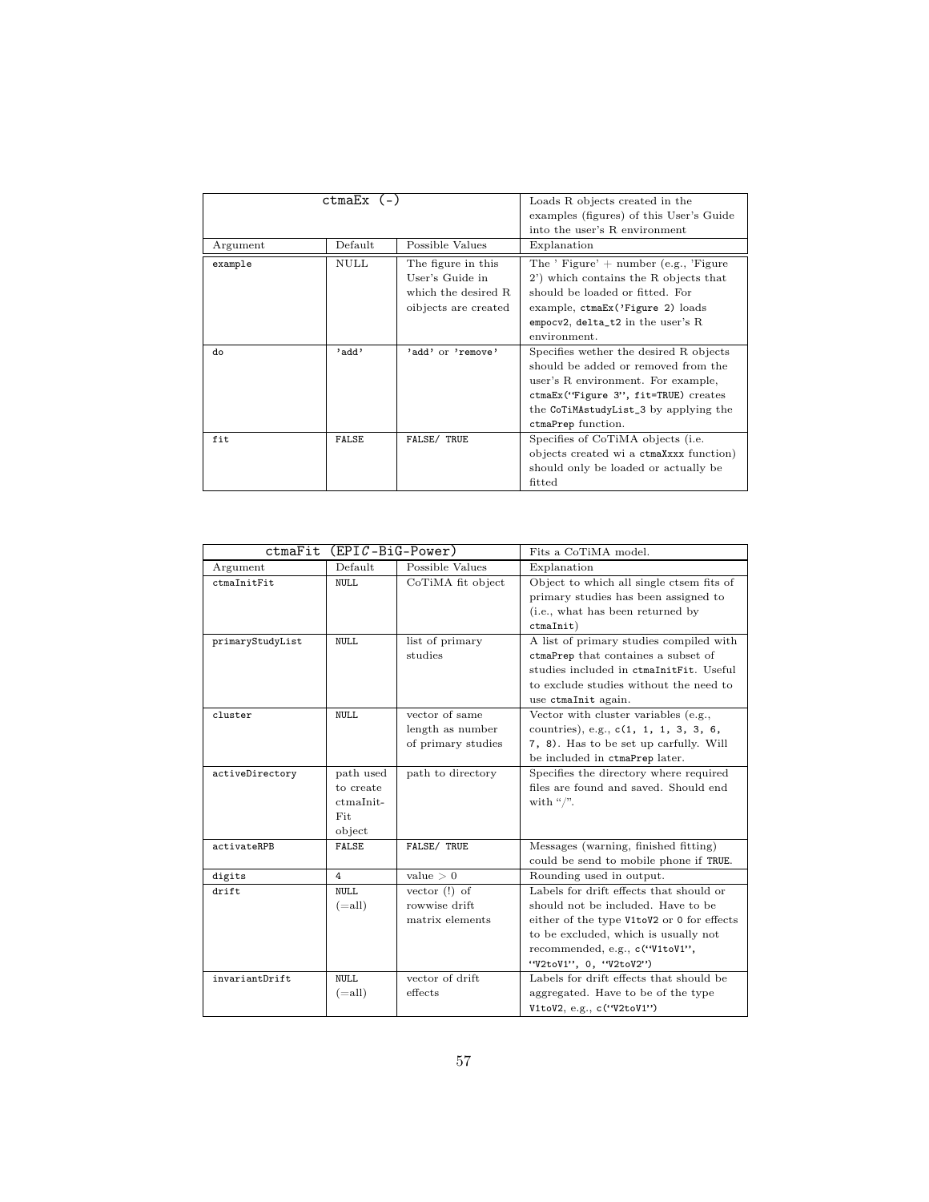| ctmaEx (-) | | | Loads R objects created in the examples (figures) of this User's Guide into the user's R environment |
|---|---|---|---|
| Argument | Default | Possible Values | Explanation |
| `example` | NULL | The figure in this User's Guide in which the desired R oibjects are created | The ' Figure' + number (e.g., 'Figure 2') which contains the R objects that should be loaded or fitted. For example, `ctmaEx('Figure 2)` loads `empocv2`, `delta_t2` in the user's R environment. |
| `do` | `'add'` | `'add'` or `'remove'` | Specifies wether the desired R objects should be added or removed from the user's R environment. For example, `ctmaEx("Figure 3", fit=TRUE)` creates the `CoTiMAstudyList_3` by applying the `ctmaPrep` function. |
| `fit` | `FALSE` | `FALSE/ TRUE` | Specifies of CoTiMA objects (i.e. objects created wi a `ctmaXxxx` function) should only be loaded or actually be fitted |

| ctmaFit (EPIC-BiG-Power) | | | Fits a CoTiMA model. |
|---|---|---|---|
| Argument | Default | Possible Values | Explanation |
| `ctmaInitFit` | `NULL` | CoTiMA fit object | Object to which all single ctsem fits of primary studies has been assigned to (i.e., what has been returned by `ctmaInit`) |
| `primaryStudyList` | `NULL` | list of primary studies | A list of primary studies compiled with `ctmaPrep` that containes a subset of studies included in `ctmaInitFit`. Useful to exclude studies without the need to use `ctmaInit` again. |
| `cluster` | `NULL` | vector of same length as number of primary studies | Vector with cluster variables (e.g., countries), e.g., `c(1, 1, 1, 3, 3, 6, 7, 8)`. Has to be set up carfully. Will be included in `ctmaPrep` later. |
| `activeDirectory` | path used to create ctmaInit-Fit object | path to directory | Specifies the directory where required files are found and saved. Should end with "/". |
| `activateRPB` | `FALSE` | `FALSE/ TRUE` | Messages (warning, finished fitting) could be send to mobile phone if `TRUE`. |
| `digits` | `4` | value $> 0$ | Rounding used in output. |
| `drift` | `NULL` (=all) | vector (!) of rowwise drift matrix elements | Labels for drift effects that should or should not be included. Have to be either of the type `V1toV2` or `0` for effects to be excluded, which is usually not recommended, e.g., `c("V1toV1", "V2toV1", 0, "V2toV2")` |
| `invariantDrift` | `NULL` (=all) | vector of drift effects | Labels for drift effects that should be aggregated. Have to be of the type `V1toV2`, e.g., `c("V2toV1")` |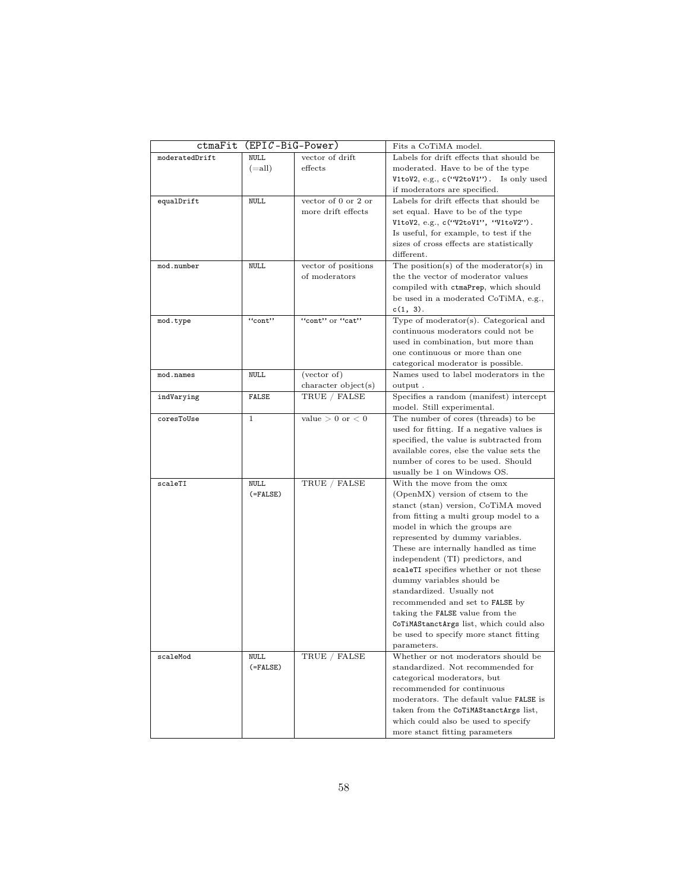| ctmaFit (EPI$C$-BiG-Power) | | | Fits a CoTiMA model. |
|---|---|---|---|
| moderatedDrift | NULL (=all) | vector of drift effects | Labels for drift effects that should be moderated. Have to be of the type V1toV2, e.g., c("V2toV1"). Is only used if moderators are specified. |
| equalDrift | NULL | vector of 0 or 2 or more drift effects | Labels for drift effects that should be set equal. Have to be of the type V1toV2, e.g., c("V2toV1", "V1toV2"). Is useful, for example, to test if the sizes of cross effects are statistically different. |
| mod.number | NULL | vector of positions of moderators | The position(s) of the moderator(s) in the the vector of moderator values compiled with ctmaPrep, which should be used in a moderated CoTiMA, e.g., c(1, 3). |
| mod.type | "cont" | "cont" or "cat" | Type of moderator(s). Categorical and continuous moderators could not be used in combination, but more than one continuous or more than one categorical moderator is possible. |
| mod.names | NULL | (vector of) character object(s) | Names used to label moderators in the output . |
| indVarying | FALSE | TRUE / FALSE | Specifies a random (manifest) intercept model. Still experimental. |
| coresToUse | 1 | value $> 0$ or $< 0$ | The number of cores (threads) to be used for fitting. If a negative values is specified, the value is subtracted from available cores, else the value sets the number of cores to be used. Should usually be 1 on Windows OS. |
| scaleTI | NULL (=FALSE) | TRUE / FALSE | With the move from the omx (OpenMX) version of ctsem to the stanct (stan) version, CoTiMA moved from fitting a multi group model to a model in which the groups are represented by dummy variables. These are internally handled as time independent (TI) predictors, and scaleTI specifies whether or not these dummy variables should be standardized. Usually not recommended and set to FALSE by taking the FALSE value from the CoTiMAStanctArgs list, which could also be used to specify more stanct fitting parameters. |
| scaleMod | NULL (=FALSE) | TRUE / FALSE | Whether or not moderators should be standardized. Not recommended for categorical moderators, but recommended for continuous moderators. The default value FALSE is taken from the CoTiMAStanctArgs list, which could also be used to specify more stanct fitting parameters |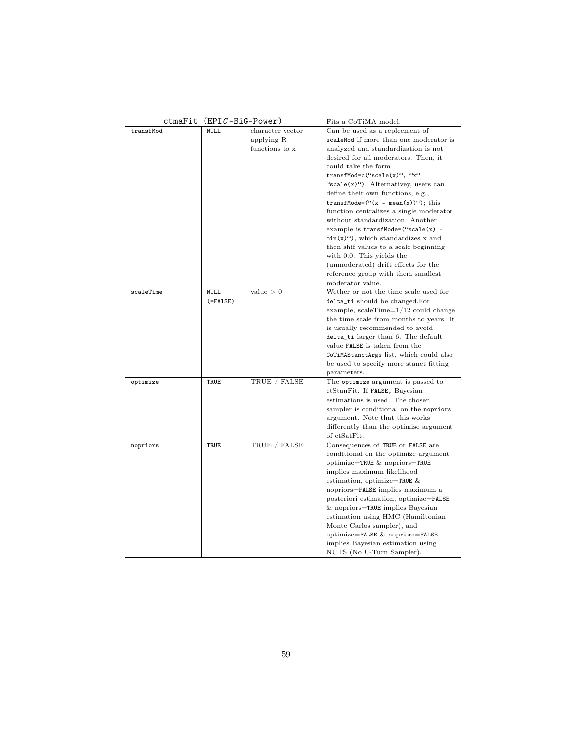| ctmaFit (EPI*C*-BiG-Power) | | | Fits a CoTiMA model. |
|---|---|---|---|
| transfMod | NULL | character vector applying R functions to x | Can be used as a replcement of scaleMod if more than one moderator is analyzed and standardization is not desired for all moderators. Then, it could take the form transfMod=c(‘‘scale(x)‘‘, ‘‘x‘‘ ‘‘scale(x)‘‘). Alternativey, users can define their own functions, e.g., transfMode=(‘‘(x - mean(x))‘‘); this function centralizes a single moderator without standardization. Another example is transfMode=(‘‘scale(x) - min(x)‘‘), which standardizes x and then shif values to a scale beginning with 0.0. This yields the (unmoderated) drift effects for the reference group with them smallest moderator value. |
| scaleTime | NULL (=FAlSE) | value $> 0$ | Wether or not the time scale used for delta_ti should be changed.For example, scaleTime=1/12 could change the time scale from months to years. It is usually recommended to avoid delta_ti larger than 6. The default value FALSE is taken from the CoTiMAStanctArgs list, which could also be used to specify more stanct fitting parameters. |
| optimize | TRUE | TRUE / FALSE | The optimize argument is passed to ctStanFit. If FALSE, Bayesian estimations is used. The chosen sampler is conditional on the nopriors argument. Note that this works differently than the optimise argument of ctSatFit. |
| nopriors | TRUE | TRUE / FALSE | Consequences of TRUE or FALSE are conditional on the optimize argument. optimize=TRUE & nopriors=TRUE implies maximum likelihood estimation, optimize=TRUE & nopriors=FALSE implies maximum a posteriori estimation, optimize=FALSE & nopriors=TRUE implies Bayesian estimation using HMC (Hamiltonian Monte Carlos sampler), and optimize=FALSE & nopriors=FALSE implies Bayesian estimation using NUTS (No U-Turn Sampler). |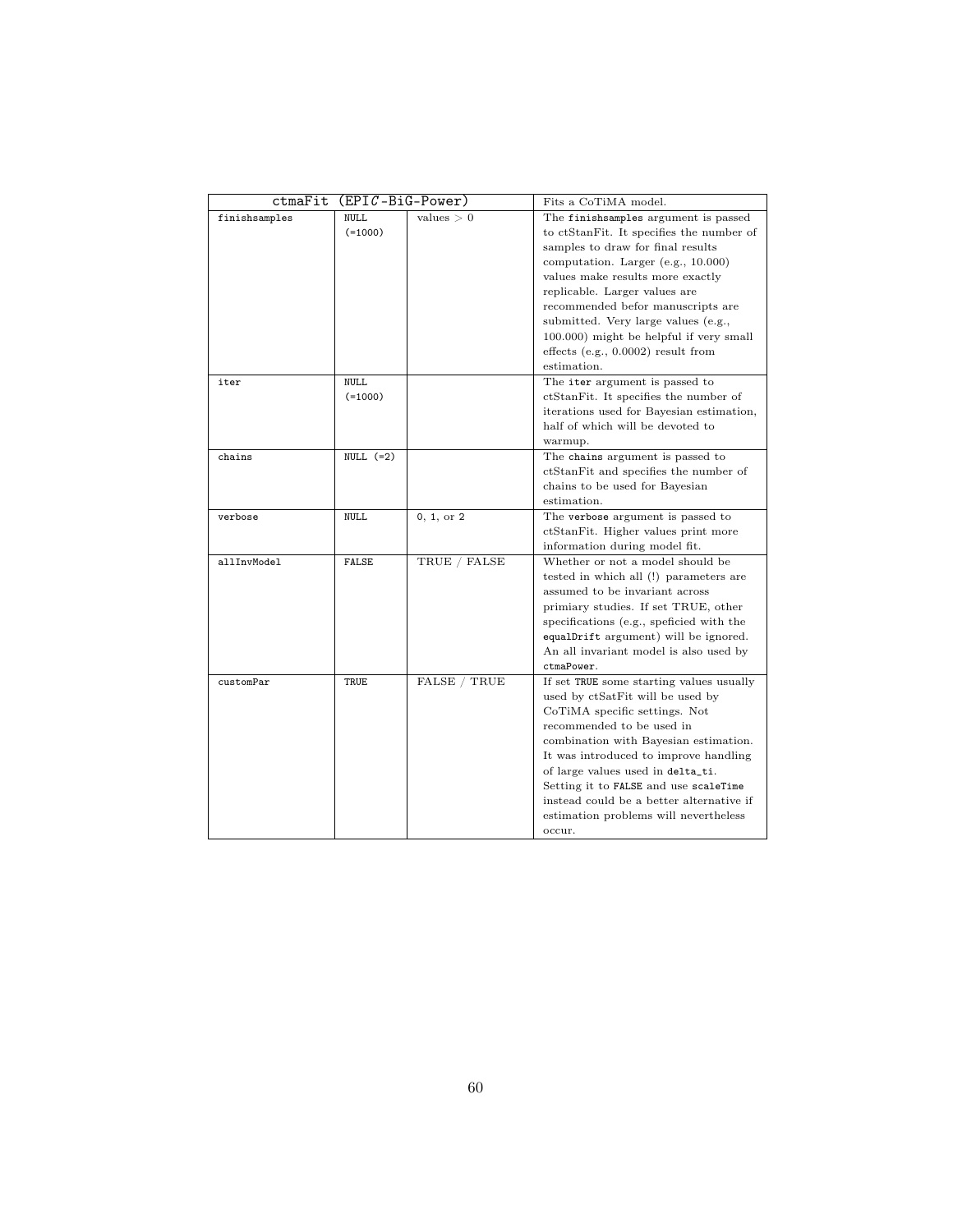| ctmaFit (EPI*C*-BiG-Power) | | | Fits a CoTiMA model. |
|---|---|---|---|
| finishsamples | NULL (=1000) | values > 0 | The finishsamples argument is passed to ctStanFit. It specifies the number of samples to draw for final results computation. Larger (e.g., 10.000) values make results more exactly replicable. Larger values are recommended befor manuscripts are submitted. Very large values (e.g., 100.000) might be helpful if very small effects (e.g., 0.0002) result from estimation. |
| iter | NULL (=1000) | | The iter argument is passed to ctStanFit. It specifies the number of iterations used for Bayesian estimation, half of which will be devoted to warmup. |
| chains | NULL (=2) | | The chains argument is passed to ctStanFit and specifies the number of chains to be used for Bayesian estimation. |
| verbose | NULL | 0, 1, or 2 | The verbose argument is passed to ctStanFit. Higher values print more information during model fit. |
| allInvModel | FALSE | TRUE / FALSE | Whether or not a model should be tested in which all (!) parameters are assumed to be invariant across primiary studies. If set TRUE, other specifications (e.g., speficied with the equalDrift argument) will be ignored. An all invariant model is also used by ctmaPower. |
| customPar | TRUE | FALSE / TRUE | If set TRUE some starting values usually used by ctSatFit will be used by CoTiMA specific settings. Not recommended to be used in combination with Bayesian estimation. It was introduced to improve handling of large values used in delta_ti. Setting it to FALSE and use scaleTime instead could be a better alternative if estimation problems will nevertheless occur. |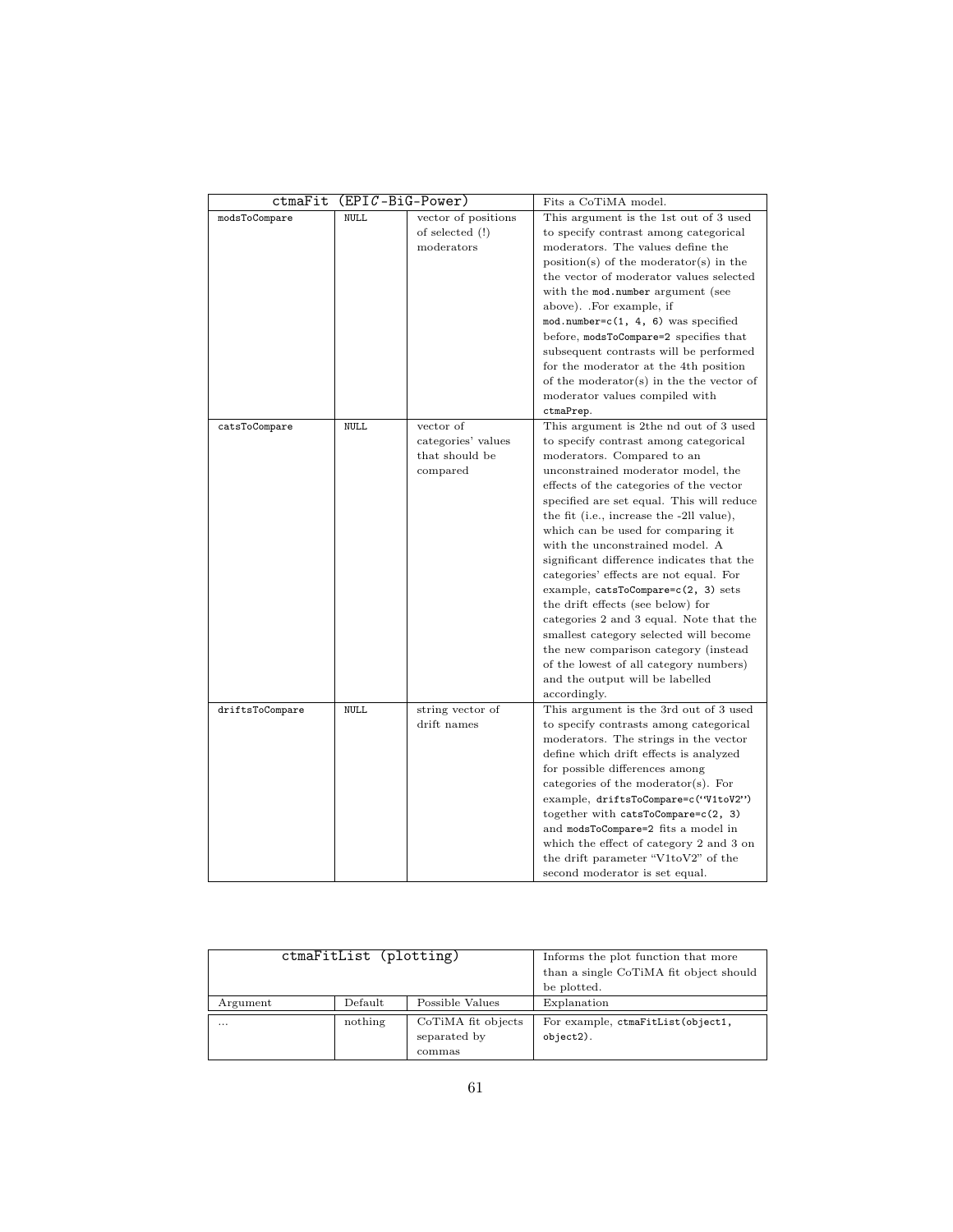| ctmaFit (EPIC-BiG-Power) | | | Fits a CoTiMA model. |
|---|---|---|---|
| modsToCompare | NULL | vector of positions of selected (!) moderators | This argument is the 1st out of 3 used to specify contrast among categorical moderators. The values define the position(s) of the moderator(s) in the the vector of moderator values selected with the `mod.number` argument (see above). .For example, if `mod.number=c(1, 4, 6)` was specified before, `modsToCompare=2` specifies that subsequent contrasts will be performed for the moderator at the 4th position of the moderator(s) in the the vector of moderator values compiled with `ctmaPrep`. |
| catsToCompare | NULL | vector of categories' values that should be compared | This argument is 2the nd out of 3 used to specify contrast among categorical moderators. Compared to an unconstrained moderator model, the effects of the categories of the vector specified are set equal. This will reduce the fit (i.e., increase the -2ll value), which can be used for comparing it with the unconstrained model. A significant difference indicates that the categories' effects are not equal. For example, `catsToCompare=c(2, 3)` sets the drift effects (see below) for categories 2 and 3 equal. Note that the smallest category selected will become the new comparison category (instead of the lowest of all category numbers) and the output will be labelled accordingly. |
| driftsToCompare | NULL | string vector of drift names | This argument is the 3rd out of 3 used to specify contrasts among categorical moderators. The strings in the vector define which drift effects is analyzed for possible differences among categories of the moderator(s). For example, `driftsToCompare=c("V1toV2")` together with `catsToCompare=c(2, 3)` and `modsToCompare=2` fits a model in which the effect of category 2 and 3 on the drift parameter "V1toV2" of the second moderator is set equal. |

| ctmaFitList (plotting) | | | Informs the plot function that more than a single CoTiMA fit object should be plotted. |
|---|---|---|---|
| Argument | Default | Possible Values | Explanation |
| ... | nothing | CoTiMA fit objects separated by commas | For example, `ctmaFitList(object1, object2)`. |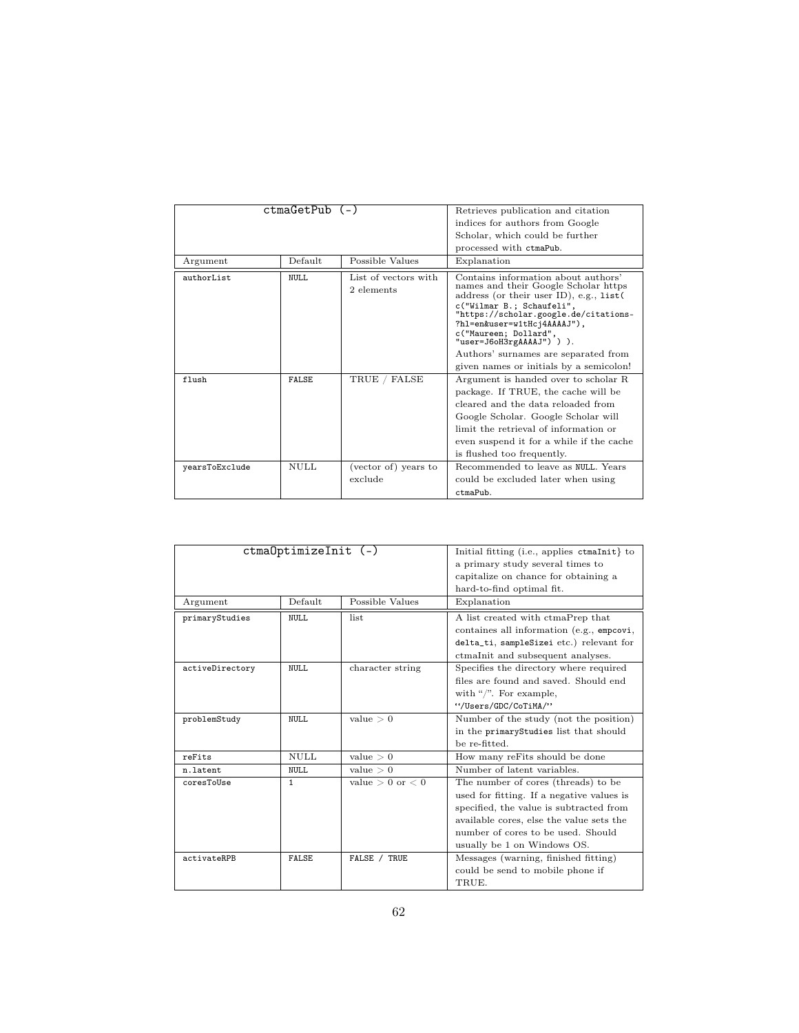| ctmaGetPub (-) | | | Retrieves publication and citation indices for authors from Google Scholar, which could be further processed with ctmaPub. |
|---|---|---|---|
| Argument | Default | Possible Values | Explanation |
| authorList | NULL | List of vectors with 2 elements | Contains information about authors' names and their Google Scholar https address (or their user ID), e.g., list( c("Wilmar B.; Schaufeli", "https://scholar.google.de/citations-?hl=en&user=w1tHcj4AAAAJ"), c("Maureen; Dollard", "user=J6oH3rgAAAAJ") ). Authors' surnames are separated from given names or initials by a semicolon! |
| flush | FALSE | TRUE / FALSE | Argument is handed over to scholar R package. If TRUE, the cache will be cleared and the data reloaded from Google Scholar. Google Scholar will limit the retrieval of information or even suspend it for a while if the cache is flushed too frequently. |
| yearsToExclude | NULL | (vector of) years to exclude | Recommended to leave as NULL. Years could be excluded later when using ctmaPub. |

| ctmaOptimizeInit (-) | | | Initial fitting (i.e., applies ctmaInit} to a primary study several times to capitalize on chance for obtaining a hard-to-find optimal fit. |
|---|---|---|---|
| Argument | Default | Possible Values | Explanation |
| primaryStudies | NULL | list | A list created with ctmaPrep that containes all information (e.g., empcovi, delta_ti, sampleSizei etc.) relevant for ctmaInit and subsequent analyses. |
| activeDirectory | NULL | character string | Specifies the directory where required files are found and saved. Should end with "/". For example, "/Users/GDC/CoTiMA/" |
| problemStudy | NULL | value $> 0$ | Number of the study (not the position) in the primaryStudies list that should be re-fitted. |
| reFits | NULL | value $> 0$ | How many reFits should be done |
| n.latent | NULL | value $> 0$ | Number of latent variables. |
| coresToUse | 1 | value $> 0$ or $< 0$ | The number of cores (threads) to be used for fitting. If a negative values is specified, the value is subtracted from available cores, else the value sets the number of cores to be used. Should usually be 1 on Windows OS. |
| activateRPB | FALSE | FALSE / TRUE | Messages (warning, finished fitting) could be send to mobile phone if TRUE. |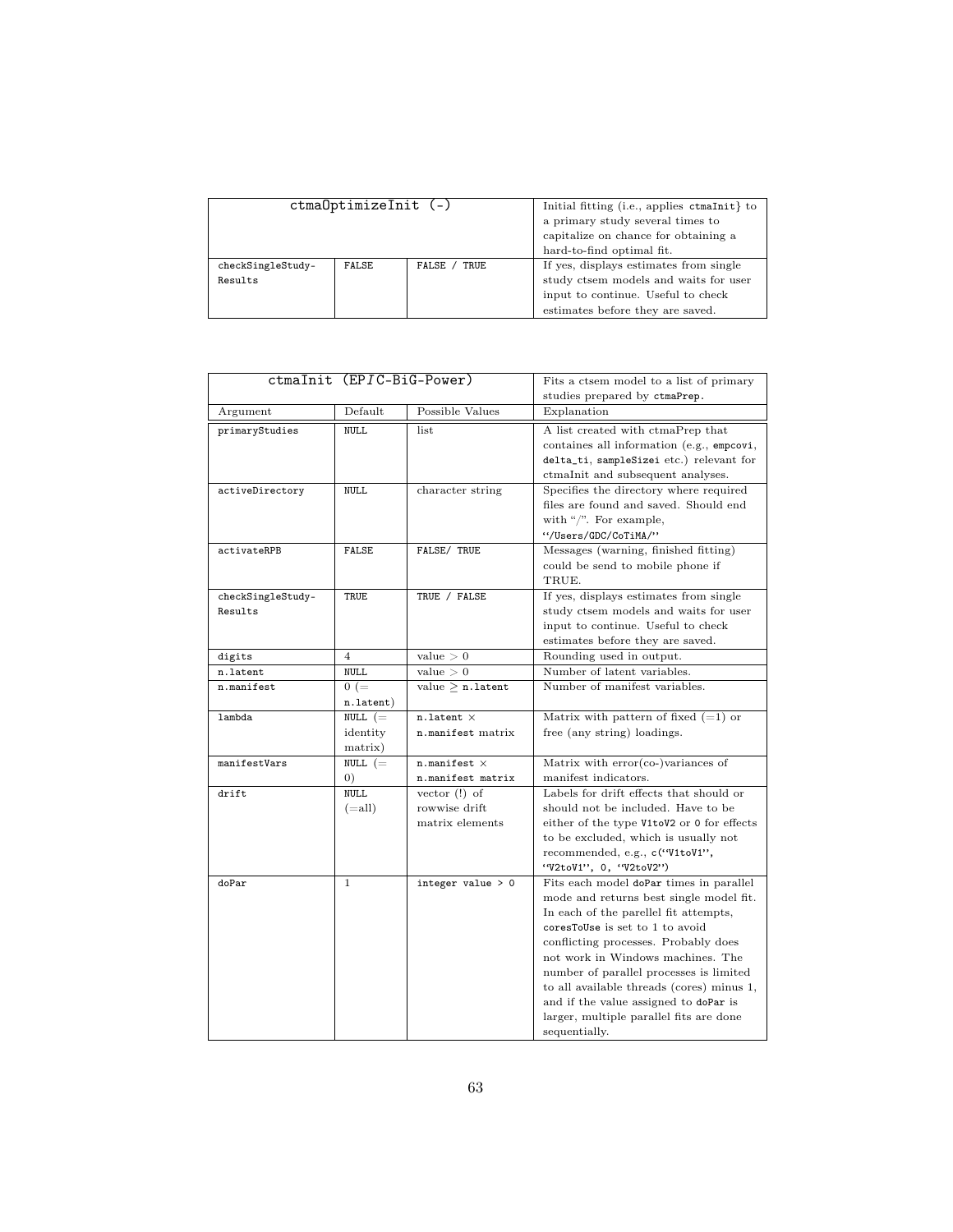| ctmaOptimizeInit (-) | | | Initial fitting (i.e., applies ctmaInit} to a primary study several times to capitalize on chance for obtaining a hard-to-find optimal fit. |
|---|---|---|---|
| checkSingleStudy-Results | FALSE | FALSE / TRUE | If yes, displays estimates from single study ctsem models and waits for user input to continue. Useful to check estimates before they are saved. |

| ctmaInit (EP*I*C-BiG-Power) | | | Fits a ctsem model to a list of primary studies prepared by ctmaPrep. |
|---|---|---|---|
| Argument | Default | Possible Values | Explanation |
| primaryStudies | NULL | list | A list created with ctmaPrep that containes all information (e.g., empcovi, delta_ti, sampleSizei etc.) relevant for ctmaInit and subsequent analyses. |
| activeDirectory | NULL | character string | Specifies the directory where required files are found and saved. Should end with "/". For example, "/Users/GDC/CoTiMA/" |
| activateRPB | FALSE | FALSE/ TRUE | Messages (warning, finished fitting) could be send to mobile phone if TRUE. |
| checkSingleStudy-Results | TRUE | TRUE / FALSE | If yes, displays estimates from single study ctsem models and waits for user input to continue. Useful to check estimates before they are saved. |
| digits | 4 | value $> 0$ | Rounding used in output. |
| n.latent | NULL | value $> 0$ | Number of latent variables. |
| n.manifest | 0 (= n.latent) | value $\geq$ n.latent | Number of manifest variables. |
| lambda | NULL (= identity matrix) | n.latent $\times$ n.manifest matrix | Matrix with pattern of fixed (=1) or free (any string) loadings. |
| manifestVars | NULL (= 0) | n.manifest $\times$ n.manifest matrix | Matrix with error(co-)variances of manifest indicators. |
| drift | NULL (=all) | vector (!) of rowwise drift matrix elements | Labels for drift effects that should or should not be included. Have to be either of the type V1toV2 or 0 for effects to be excluded, which is usually not recommended, e.g., c("V1toV1", "V2toV1", 0, "V2toV2") |
| doPar | 1 | integer value > 0 | Fits each model doPar times in parallel mode and returns best single model fit. In each of the parellel fit attempts, coresToUse is set to 1 to avoid conflicting processes. Probably does not work in Windows machines. The number of parallel processes is limited to all available threads (cores) minus 1, and if the value assigned to doPar is larger, multiple parallel fits are done sequentially. |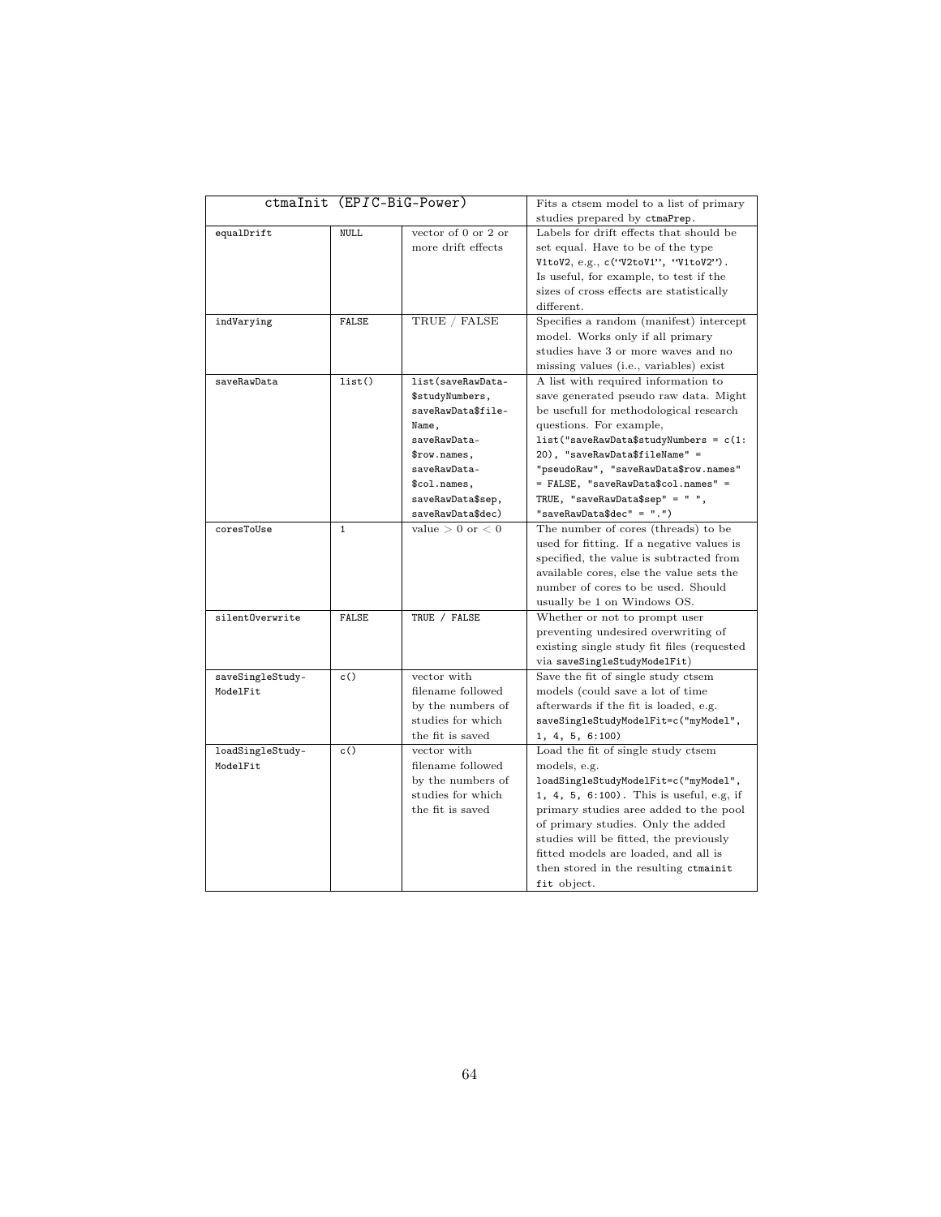| ctmaInit (EP*I*C-BiG-Power) | | | Fits a ctsem model to a list of primary studies prepared by ctmaPrep. |
|---|---|---|---|
| equalDrift | NULL | vector of 0 or 2 or more drift effects | Labels for drift effects that should be set equal. Have to be of the type V1toV2, e.g., c("V2toV1", "V1toV2"). Is useful, for example, to test if the sizes of cross effects are statistically different. |
| indVarying | FALSE | TRUE / FALSE | Specifies a random (manifest) intercept model. Works only if all primary studies have 3 or more waves and no missing values (i.e., variables) exist |
| saveRawData | list() | list(saveRawData$studyNumbers, saveRawData$fileName, saveRawData$row.names, saveRawData$col.names, saveRawData$sep, saveRawData$dec) | A list with required information to save generated pseudo raw data. Might be usefull for methodological research questions. For example, list("saveRawData$studyNumbers = c(1:20), "saveRawData$fileName" = "pseudoRaw", "saveRawData$row.names" = FALSE, "saveRawData$col.names" = TRUE, "saveRawData$sep" = " ", "saveRawData$dec" = ".") |
| coresToUse | 1 | value $> 0$ or $< 0$ | The number of cores (threads) to be used for fitting. If a negative values is specified, the value is subtracted from available cores, else the value sets the number of cores to be used. Should usually be 1 on Windows OS. |
| silentOverwrite | FALSE | TRUE / FALSE | Whether or not to prompt user preventing undesired overwriting of existing single study fit files (requested via saveSingleStudyModelFit) |
| saveSingleStudyModelFit | c() | vector with filename followed by the numbers of studies for which the fit is saved | Save the fit of single study ctsem models (could save a lot of time afterwards if the fit is loaded, e.g. saveSingleStudyModelFit=c("myModel", 1, 4, 5, 6:100) |
| loadSingleStudyModelFit | c() | vector with filename followed by the numbers of studies for which the fit is saved | Load the fit of single study ctsem models, e.g. loadSingleStudyModelFit=c("myModel", 1, 4, 5, 6:100). This is useful, e.g, if primary studies aree added to the pool of primary studies. Only the added studies will be fitted, the previously fitted models are loaded, and all is then stored in the resulting ctmainit fit object. |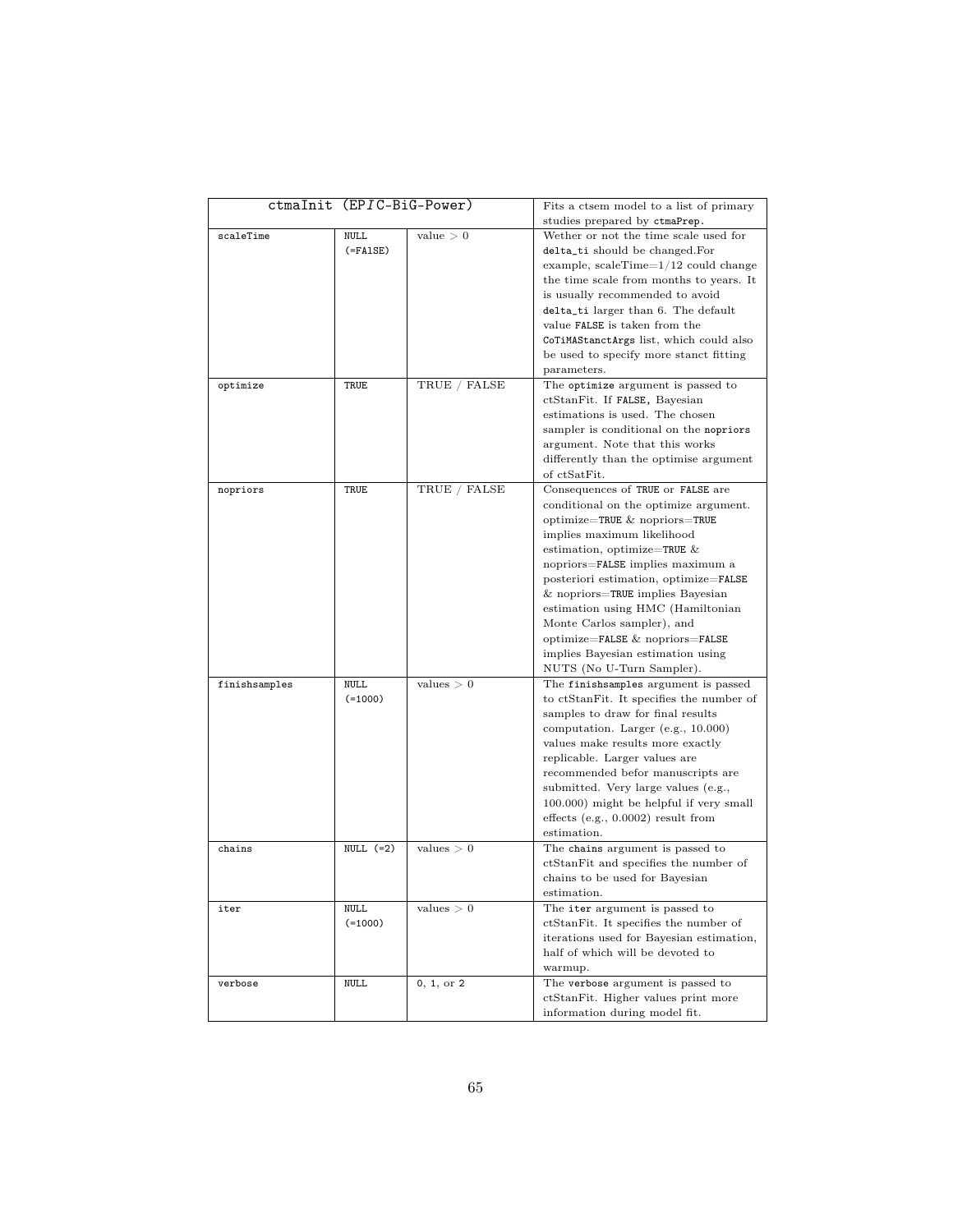| ctmaInit (EP*I*C-BiG-Power) | | | Fits a ctsem model to a list of primary studies prepared by `ctmaPrep`. |
|---|---|---|---|
| `scaleTime` | `NULL` (`=FAlSE`) | value > 0 | Wether or not the time scale used for `delta_ti` should be changed.For example, scaleTime=1/12 could change the time scale from months to years. It is usually recommended to avoid `delta_ti` larger than 6. The default value `FALSE` is taken from the `CoTiMAStanctArgs` list, which could also be used to specify more stanct fitting parameters. |
| `optimize` | `TRUE` | TRUE / FALSE | The `optimize` argument is passed to ctStanFit. If `FALSE`, Bayesian estimations is used. The chosen sampler is conditional on the `nopriors` argument. Note that this works differently than the optimise argument of ctSatFit. |
| `nopriors` | `TRUE` | TRUE / FALSE | Consequences of `TRUE` or `FALSE` are conditional on the optimize argument. optimize=`TRUE` & nopriors=`TRUE` implies maximum likelihood estimation, optimize=`TRUE` & nopriors=`FALSE` implies maximum a posteriori estimation, optimize=`FALSE` & nopriors=`TRUE` implies Bayesian estimation using HMC (Hamiltonian Monte Carlos sampler), and optimize=`FALSE` & nopriors=`FALSE` implies Bayesian estimation using NUTS (No U-Turn Sampler). |
| `finishsamples` | `NULL` (`=1000`) | values > 0 | The `finishsamples` argument is passed to ctStanFit. It specifies the number of samples to draw for final results computation. Larger (e.g., 10.000) values make results more exactly replicable. Larger values are recommended befor manuscripts are submitted. Very large values (e.g., 100.000) might be helpful if very small effects (e.g., 0.0002) result from estimation. |
| `chains` | `NULL (=2)` | values > 0 | The `chains` argument is passed to ctStanFit and specifies the number of chains to be used for Bayesian estimation. |
| `iter` | `NULL` (`=1000`) | values > 0 | The `iter` argument is passed to ctStanFit. It specifies the number of iterations used for Bayesian estimation, half of which will be devoted to warmup. |
| `verbose` | `NULL` | `0, 1, or 2` | The `verbose` argument is passed to ctStanFit. Higher values print more information during model fit. |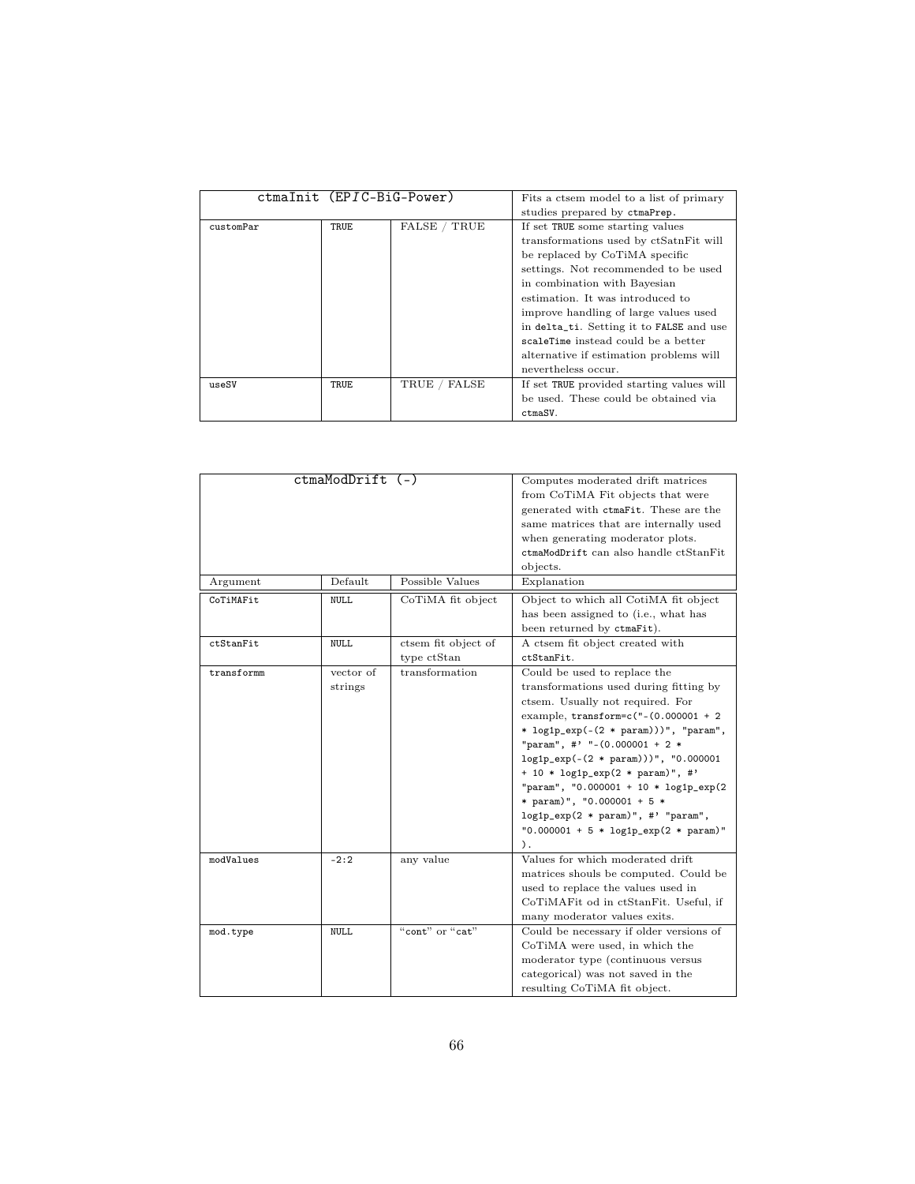| ctmaInit (EP*I*C-BiG-Power) | | | Fits a ctsem model to a list of primary studies prepared by `ctmaPrep`. |
|---|---|---|---|
| `customPar` | `TRUE` | FALSE / TRUE | If set `TRUE` some starting values transformations used by ctSatnFit will be replaced by CoTiMA specific settings. Not recommended to be used in combination with Bayesian estimation. It was introduced to improve handling of large values used in `delta_ti`. Setting it to `FALSE` and use `scaleTime` instead could be a better alternative if estimation problems will nevertheless occur. |
| `useSV` | `TRUE` | TRUE / FALSE | If set `TRUE` provided starting values will be used. These could be obtained via `ctmaSV`. |

| ctmaModDrift (-) | | | Computes moderated drift matrices from CoTiMA Fit objects that were generated with `ctmaFit`. These are the same matrices that are internally used when generating moderator plots. `ctmaModDrift` can also handle ctStanFit objects. |
|---|---|---|---|
| Argument | Default | Possible Values | Explanation |
| `CoTiMAFit` | `NULL` | CoTiMA fit object | Object to which all CotiMA fit object has been assigned to (i.e., what has been returned by `ctmaFit`). |
| `ctStanFit` | `NULL` | ctsem fit object of type ctStan | A ctsem fit object created with `ctStanFit`. |
| `transformm` | vector of strings | transformation | Could be used to replace the transformations used during fitting by ctsem. Usually not required. For example, `transform=c("-(0.000001 + 2 * log1p_exp(-(2 * param)))", "param", #' "-(0.000001 + 2 * log1p_exp(-(2 * param)))", "0.000001 + 10 * log1p_exp(2 * param)", #' "param", "0.000001 + 10 * log1p_exp(2 * param)", "0.000001 + 5 * log1p_exp(2 * param)", #' "param", "0.000001 + 5 * log1p_exp(2 * param)" )`. |
| `modValues` | `-2:2` | any value | Values for which moderated drift matrices shouls be computed. Could be used to replace the values used in CoTiMAFit od in ctStanFit. Useful, if many moderator values exits. |
| `mod.type` | `NULL` | "cont" or "cat" | Could be necessary if older versions of CoTiMA were used, in which the moderator type (continuous versus categorical) was not saved in the resulting CoTiMA fit object. |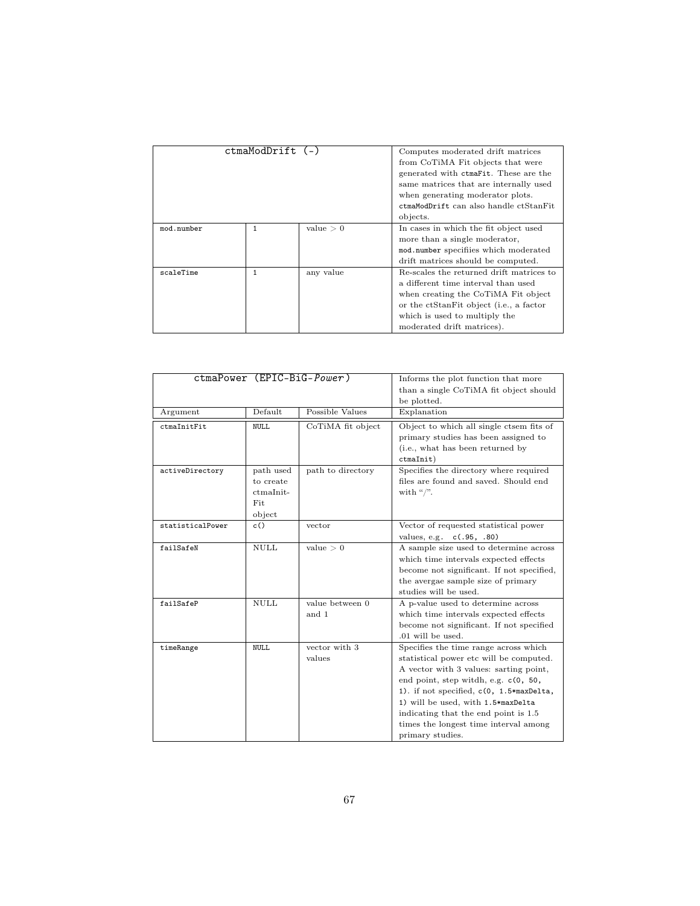| ctmaModDrift (-) | | | Computes moderated drift matrices from CoTiMA Fit objects that were generated with `ctmaFit`. These are the same matrices that are internally used when generating moderator plots. `ctmaModDrift` can also handle ctStanFit objects. |
|---|---|---|---|
| `mod.number` | `1` | value > 0 | In cases in which the fit object used more than a single moderator, `mod.number` specifiies which moderated drift matrices should be computed. |
| `scaleTime` | `1` | any value | Re-scales the returned drift matrices to a different time interval than used when creating the CoTiMA Fit object or the ctStanFit object (i.e., a factor which is used to multiply the moderated drift matrices). |

| ctmaPower (EPIC-BiG-*Power*) | | | Informs the plot function that more than a single CoTiMA fit object should be plotted. |
|---|---|---|---|
| Argument | Default | Possible Values | Explanation |
| `ctmaInitFit` | `NULL` | CoTiMA fit object | Object to which all single ctsem fits of primary studies has been assigned to (i.e., what has been returned by `ctmaInit`) |
| `activeDirectory` | path used to create ctmaInit-Fit object | path to directory | Specifies the directory where required files are found and saved. Should end with "/". |
| `statisticalPower` | `c()` | vector | Vector of requested statistical power values, e.g. `c(.95, .80)` |
| `failSafeN` | NULL | value > 0 | A sample size used to determine across which time intervals expected effects become not significant. If not specified, the avergae sample size of primary studies will be used. |
| `failSafeP` | NULL | value between 0 and 1 | A p-value used to determine across which time intervals expected effects become not significant. If not specified .01 will be used. |
| `timeRange` | `NULL` | vector with 3 values | Specifies the time range across which statistical power etc will be computed. A vector with 3 values: sarting point, end point, step witdh, e.g. `c(0, 50, 1)`. if not specified, `c(0, 1.5*maxDelta, 1)` will be used, with `1.5*maxDelta` indicating that the end point is 1.5 times the longest time interval among primary studies. |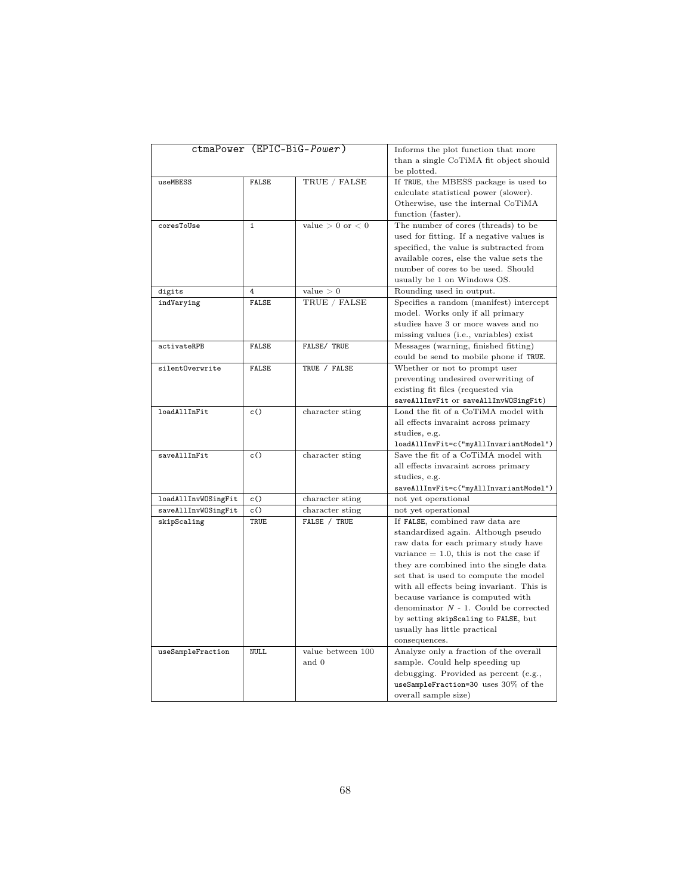| ctmaPower (EPIC-BiG-*Power*) | | | Informs the plot function that more than a single CoTiMA fit object should be plotted. |
|---|---|---|---|
| `useMBESS` | `FALSE` | TRUE / FALSE | If `TRUE`, the MBESS package is used to calculate statistical power (slower). Otherwise, use the internal CoTiMA function (faster). |
| `coresToUse` | `1` | value $> 0$ or $< 0$ | The number of cores (threads) to be used for fitting. If a negative values is specified, the value is subtracted from available cores, else the value sets the number of cores to be used. Should usually be 1 on Windows OS. |
| `digits` | `4` | value $> 0$ | Rounding used in output. |
| `indVarying` | `FALSE` | TRUE / FALSE | Specifies a random (manifest) intercept model. Works only if all primary studies have 3 or more waves and no missing values (i.e., variables) exist |
| `activateRPB` | `FALSE` | `FALSE/ TRUE` | Messages (warning, finished fitting) could be send to mobile phone if `TRUE`. |
| `silentOverwrite` | `FALSE` | `TRUE / FALSE` | Whether or not to prompt user preventing undesired overwriting of existing fit files (requested via `saveAllInvFit` or `saveAllInvWOSingFit`) |
| `loadAllInFit` | `c()` | character sting | Load the fit of a CoTiMA model with all effects invaraint across primary studies, e.g. `loadAllInvFit=c("myAllInvariantModel")` |
| `saveAllInFit` | `c()` | character sting | Save the fit of a CoTiMA model with all effects invaraint across primary studies, e.g. `saveAllInvFit=c("myAllInvariantModel")` |
| `loadAllInvWOSingFit` | `c()` | character sting | not yet operational |
| `saveAllInvWOSingFit` | `c()` | character sting | not yet operational |
| `skipScaling` | `TRUE` | `FALSE / TRUE` | If `FALSE`, combined raw data are standardized again. Although pseudo raw data for each primary study have variance = 1.0, this is not the case if they are combined into the single data set that is used to compute the model with all effects being invariant. This is because variance is computed with denominator $N$ - 1. Could be corrected by setting `skipScaling` to `FALSE`, but usually has little practical consequences. |
| `useSampleFraction` | `NULL` | value between 100 and 0 | Analyze only a fraction of the overall sample. Could help speeding up debugging. Provided as percent (e.g., `useSampleFraction=30` uses 30% of the overall sample size) |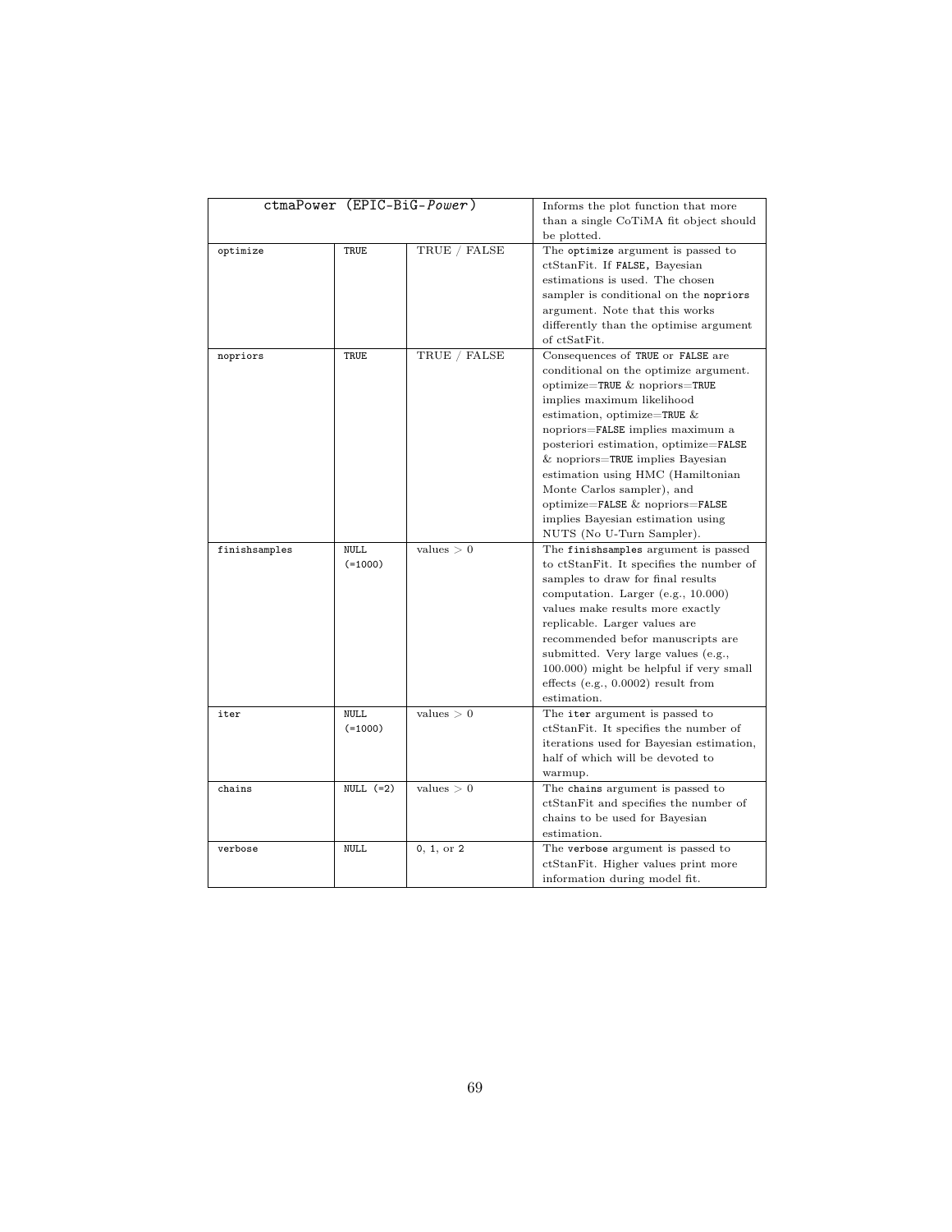| ctmaPower (EPIC-BiG-*Power*) | | | Informs the plot function that more than a single CoTiMA fit object should be plotted. |
|---|---|---|---|
| optimize | TRUE | TRUE / FALSE | The optimize argument is passed to ctStanFit. If FALSE, Bayesian estimations is used. The chosen sampler is conditional on the nopriors argument. Note that this works differently than the optimise argument of ctSatFit. |
| nopriors | TRUE | TRUE / FALSE | Consequences of TRUE or FALSE are conditional on the optimize argument. optimize=TRUE & nopriors=TRUE implies maximum likelihood estimation, optimize=TRUE & nopriors=FALSE implies maximum a posteriori estimation, optimize=FALSE & nopriors=TRUE implies Bayesian estimation using HMC (Hamiltonian Monte Carlos sampler), and optimize=FALSE & nopriors=FALSE implies Bayesian estimation using NUTS (No U-Turn Sampler). |
| finishsamples | NULL (=1000) | values $> 0$ | The finishsamples argument is passed to ctStanFit. It specifies the number of samples to draw for final results computation. Larger (e.g., 10.000) values make results more exactly replicable. Larger values are recommended befor manuscripts are submitted. Very large values (e.g., 100.000) might be helpful if very small effects (e.g., 0.0002) result from estimation. |
| iter | NULL (=1000) | values $> 0$ | The iter argument is passed to ctStanFit. It specifies the number of iterations used for Bayesian estimation, half of which will be devoted to warmup. |
| chains | NULL (=2) | values $> 0$ | The chains argument is passed to ctStanFit and specifies the number of chains to be used for Bayesian estimation. |
| verbose | NULL | 0, 1, or 2 | The verbose argument is passed to ctStanFit. Higher values print more information during model fit. |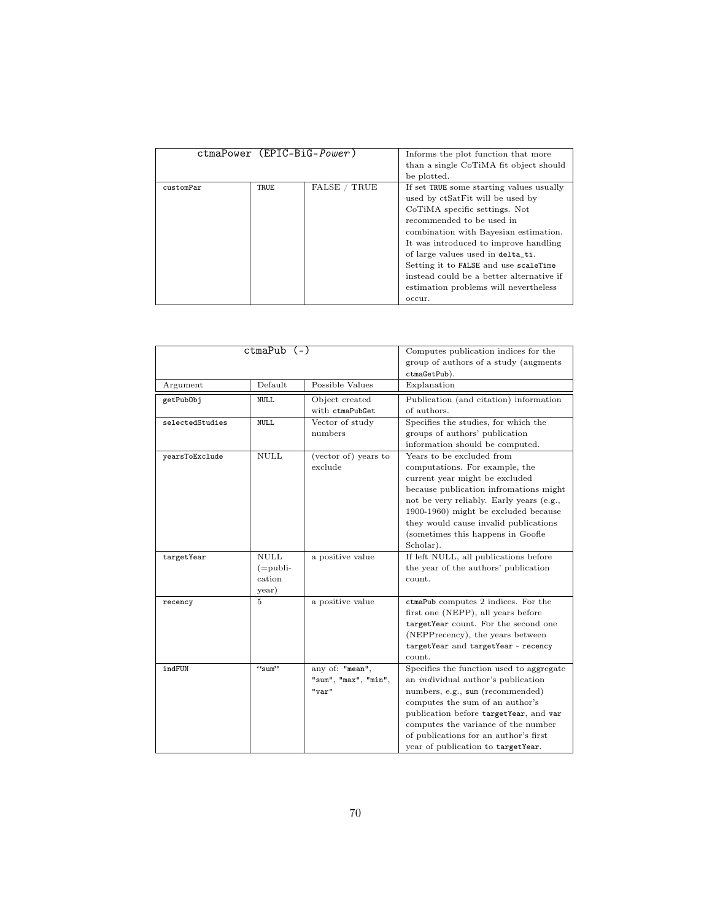| ctmaPower (EPIC-BiG-*Power*) | | | Informs the plot function that more than a single CoTiMA fit object should be plotted. |
|---|---|---|---|
| customPar | TRUE | FALSE / TRUE | If set TRUE some starting values usually used by ctSatFit will be used by CoTiMA specific settings. Not recommended to be used in combination with Bayesian estimation. It was introduced to improve handling of large values used in delta_ti. Setting it to FALSE and use scaleTime instead could be a better alternative if estimation problems will nevertheless occur. |

| ctmaPub (-) | | | Computes publication indices for the group of authors of a study (augments ctmaGetPub). |
|---|---|---|---|
| Argument | Default | Possible Values | Explanation |
| getPubObj | NULL | Object created with ctmaPubGet | Publication (and citation) information of authors. |
| selectedStudies | NULL | Vector of study numbers | Specifies the studies, for which the groups of authors' publication information should be computed. |
| yearsToExclude | NULL | (vector of) years to exclude | Years to be excluded from computations. For example, the current year might be excluded because publication infromations might not be very reliably. Early years (e.g., 1900-1960) might be excluded because they would cause invalid publications (sometimes this happens in Goofle Scholar). |
| targetYear | NULL (=publication year) | a positive value | If left NULL, all publications before the year of the authors' publication count. |
| recency | 5 | a positive value | ctmaPub computes 2 indices. For the first one (NEPP), all years before targetYear count. For the second one (NEPPrecency), the years between targetYear and targetYear - recency count. |
| indFUN | "sum" | any of: "mean", "sum", "max", "min", "var" | Specifies the function used to aggregate an *ind*ividual author's publication numbers, e.g., sum (recommended) computes the sum of an author's publication before targetYear, and var computes the variance of the number of publications for an author's first year of publication to targetYear. |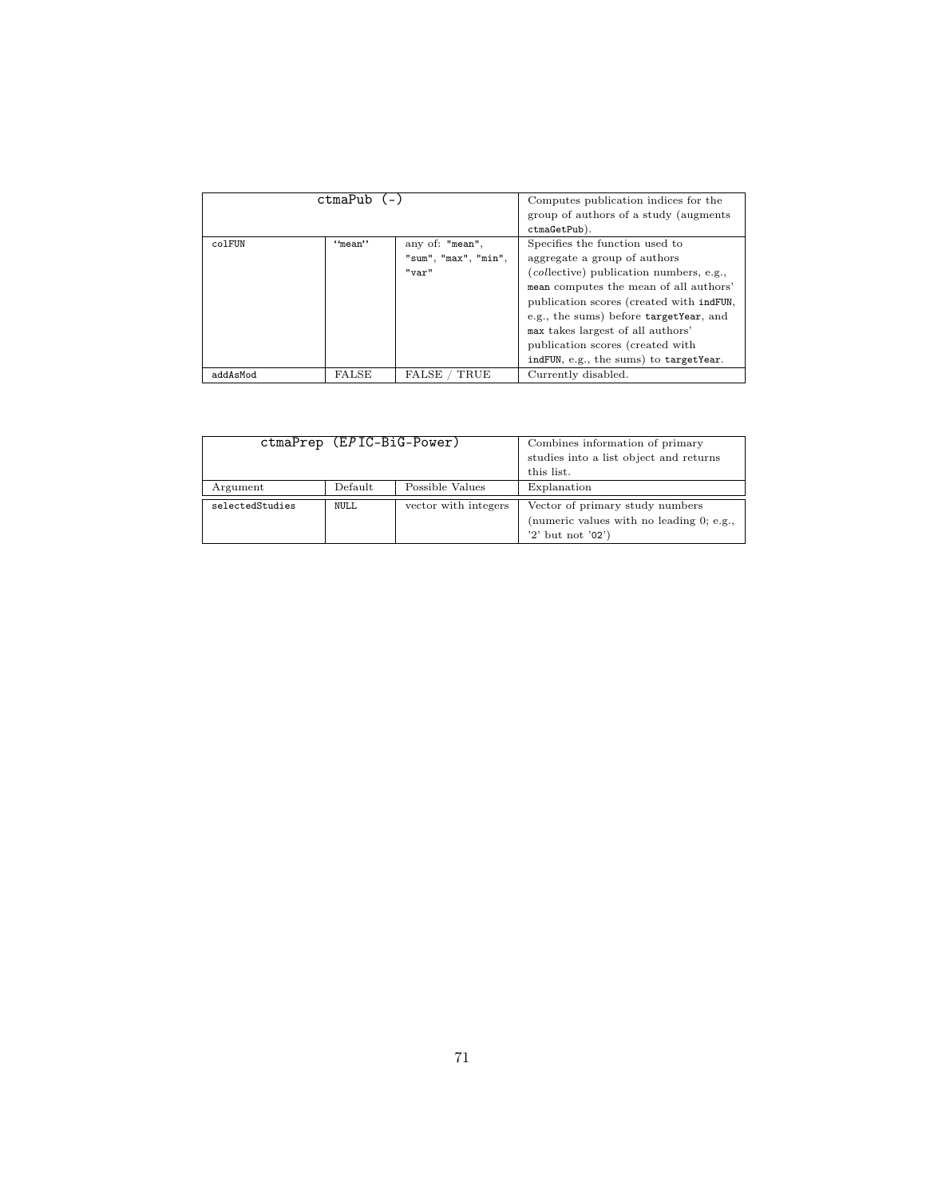| ctmaPub (-) | | | Computes publication indices for the group of authors of a study (augments `ctmaGetPub`). |
|---|---|---|---|
| `colFUN` | "mean" | any of: `"mean"`, `"sum"`, `"max"`, `"min"`, `"var"` | Specifies the function used to aggregate a group of authors (*col*lective) publication numbers, e.g., `mean` computes the mean of all authors' publication scores (created with `indFUN`, e.g., the sums) before `targetYear`, and `max` takes largest of all authors' publication scores (created with `indFUN`, e.g., the sums) to `targetYear`. |
| `addAsMod` | FALSE | FALSE / TRUE | Currently disabled. |

| ctmaPrep (E*P*IC-BiG-Power) | | | Combines information of primary studies into a list object and returns this list. |
|---|---|---|---|
| Argument | Default | Possible Values | Explanation |
| `selectedStudies` | `NULL` | vector with integers | Vector of primary study numbers (numeric values with no leading 0; e.g., '2' but not '02') |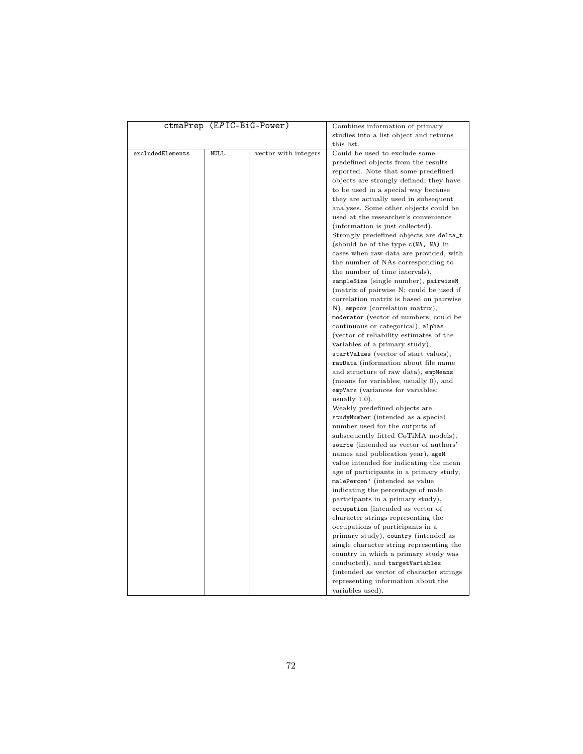| ctmaPrep (EPIC-BiG-Power) | | | Combines information of primary studies into a list object and returns this list. |
|---|---|---|---|
| excludedElements | NULL | vector with integers | Could be used to exclude some predefined objects from the results reported. Note that some predefined objects are strongly defined; they have to be used in a special way because they are actually used in subsequent analyses. Some other objects could be used at the researcher's convenience (information is just collected). Strongly predefined objects are `delta_t` (should be of the type `c(NA, NA)` in cases when raw data are provided, with the number of NAs corresponding to the number of time intervals), `sampleSize` (single number), `pairwiseN` (matrix of pairwise N; could be used if correlation matrix is based on pairwise N), `empcov` (correlation matrix), `moderator` (vector of numbers; could be continuous or categorical), `alphas` (vector of reliability estimates of the variables of a primary study), `startValues` (vector of start values), `rawData` (information about file name and structure of raw data), `empMeans` (means for variables; usually 0), and `empVars` (variances for variables; usually 1.0). Weakly predefined objects are `studyNumber` (intended as a special number used for the outputs of subsequently fitted CoTiMA models), `source` (intended as vector of authors' names and publication year), `ageM` value intended for indicating the mean age of participants in a primary study, `malePercen'` (intended as value indicating the percentage of male participants in a primary study), `occupation` (intended as vector of character strings representing the occupations of participants in a primary study), `country` (intended as single character string representing the country in which a primary study was conducted), and `targetVariables` (intended as vector of character strings representing information about the variables used). |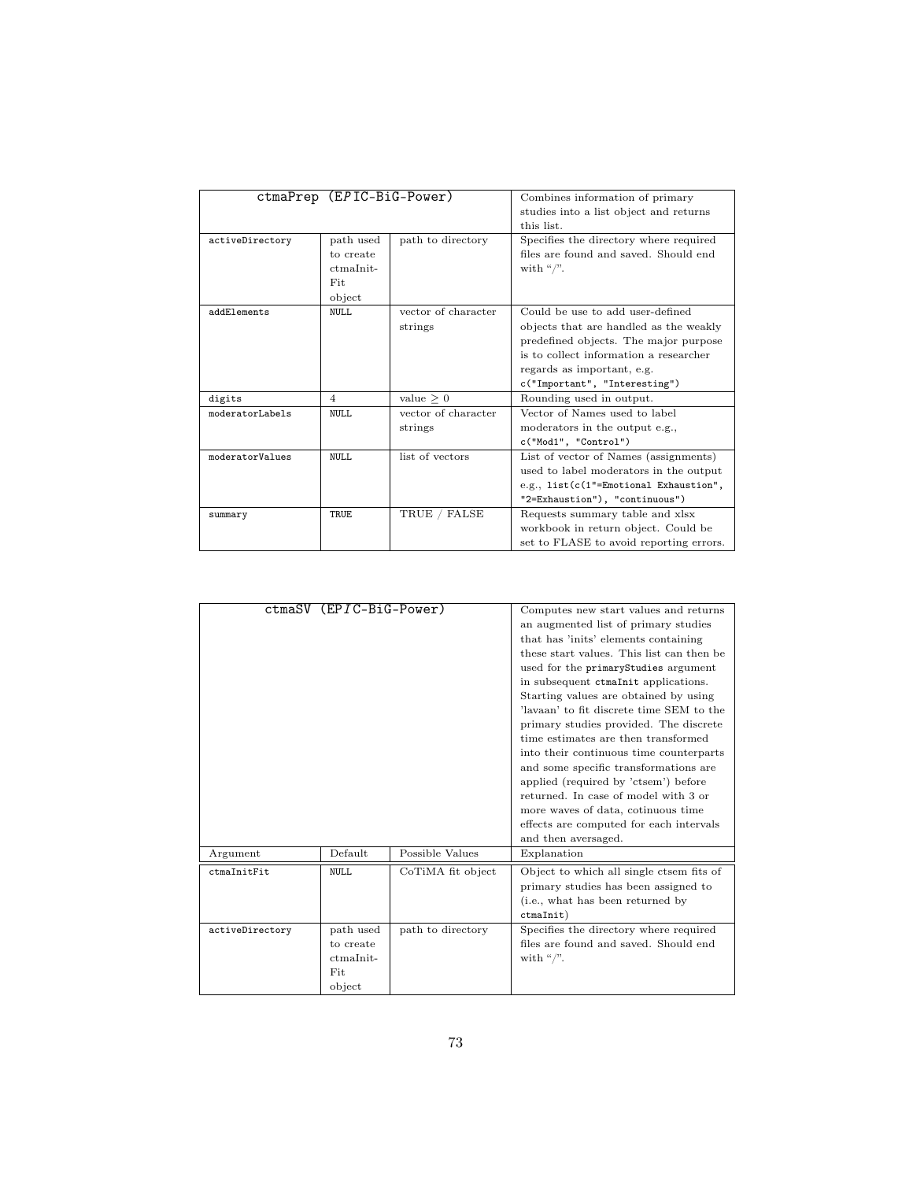| ctmaPrep (EPIC-BiG-Power) | | | Combines information of primary studies into a list object and returns this list. |
|---|---|---|---|
| activeDirectory | path used to create ctmaInit-Fit object | path to directory | Specifies the directory where required files are found and saved. Should end with "/". |
| addElements | NULL | vector of character strings | Could be use to add user-defined objects that are handled as the weakly predefined objects. The major purpose is to collect information a researcher regards as important, e.g. `c("Important", "Interesting")` |
| digits | 4 | value $\geq 0$ | Rounding used in output. |
| moderatorLabels | NULL | vector of character strings | Vector of Names used to label moderators in the output e.g., `c("Mod1", "Control")` |
| moderatorValues | NULL | list of vectors | List of vector of Names (assignments) used to label moderators in the output e.g., `list(c(1"=Emotional Exhaustion", "2=Exhaustion"), "continuous")` |
| summary | TRUE | TRUE / FALSE | Requests summary table and xlsx workbook in return object. Could be set to FLASE to avoid reporting errors. |

| ctmaSV (EPIC-BiG-Power) | | | Computes new start values and returns an augmented list of primary studies that has 'inits' elements containing these start values. This list can then be used for the `primaryStudies` argument in subsequent `ctmaInit` applications. Starting values are obtained by using 'lavaan' to fit discrete time SEM to the primary studies provided. The discrete time estimates are then transformed into their continuous time counterparts and some specific transformations are applied (required by 'ctsem') before returned. In case of model with 3 or more waves of data, cotinuous time effects are computed for each intervals and then aversaged. |
|---|---|---|---|
| Argument | Default | Possible Values | Explanation |
| ctmaInitFit | NULL | CoTiMA fit object | Object to which all single ctsem fits of primary studies has been assigned to (i.e., what has been returned by `ctmaInit`) |
| activeDirectory | path used to create ctmaInit-Fit object | path to directory | Specifies the directory where required files are found and saved. Should end with "/". |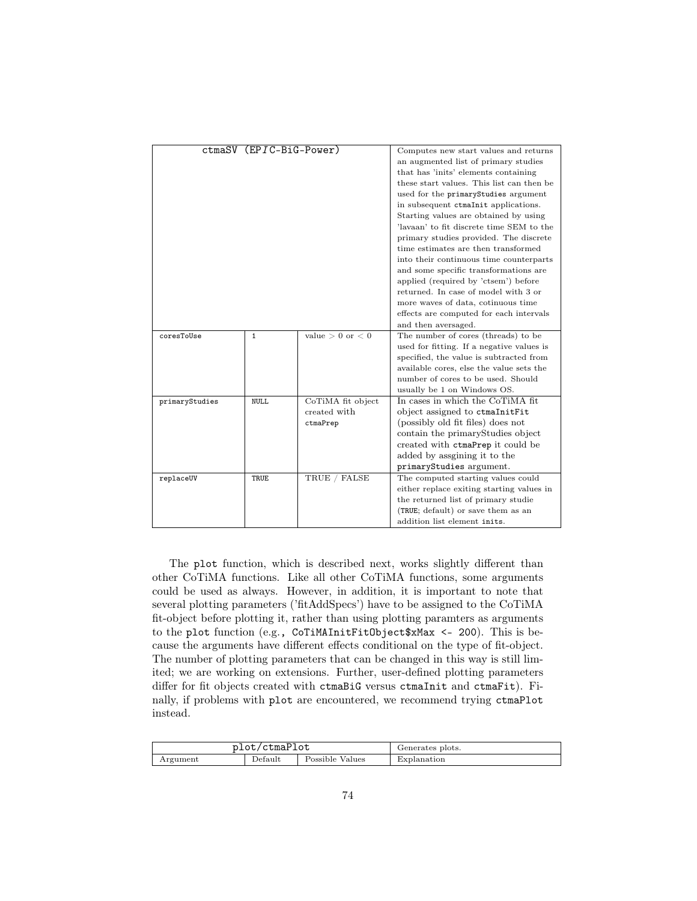| ctmaSV (EPIC-BiG-Power) | | | Computes new start values and returns an augmented list of primary studies that has 'inits' elements containing these start values. This list can then be used for the primaryStudies argument in subsequent ctmaInit applications. Starting values are obtained by using 'lavaan' to fit discrete time SEM to the primary studies provided. The discrete time estimates are then transformed into their continuous time counterparts and some specific transformations are applied (required by 'ctsem') before returned. In case of model with 3 or more waves of data, cotinuous time effects are computed for each intervals and then aversaged. |
|---|---|---|---|
| coresToUse | 1 | value $> 0$ or $< 0$ | The number of cores (threads) to be used for fitting. If a negative values is specified, the value is subtracted from available cores, else the value sets the number of cores to be used. Should usually be 1 on Windows OS. |
| primaryStudies | NULL | CoTiMA fit object created with ctmaPrep | In cases in which the CoTiMA fit object assigned to ctmaInitFit (possibly old fit files) does not contain the primaryStudies object created with ctmaPrep it could be added by assgining it to the primaryStudies argument. |
| replaceUV | TRUE | TRUE / FALSE | The computed starting values could either replace exiting starting values in the returned list of primary studie (TRUE; default) or save them as an addition list element inits. |

The plot function, which is described next, works slightly different than other CoTiMA functions. Like all other CoTiMA functions, some arguments could be used as always. However, in addition, it is important to note that several plotting parameters ('fitAddSpecs') have to be assigned to the CoTiMA fit-object before plotting it, rather than using plotting paramters as arguments to the plot function (e.g., `CoTiMAInitFitObject$xMax <- 200`). This is because the arguments have different effects conditional on the type of fit-object. The number of plotting parameters that can be changed in this way is still limited; we are working on extensions. Further, user-defined plotting parameters differ for fit objects created with ctmaBiG versus ctmaInit and ctmaFit). Finally, if problems with plot are encountered, we recommend trying ctmaPlot instead.

| plot/ctmaPlot | | | Generates plots. |
|---|---|---|---|
| Argument | Default | Possible Values | Explanation |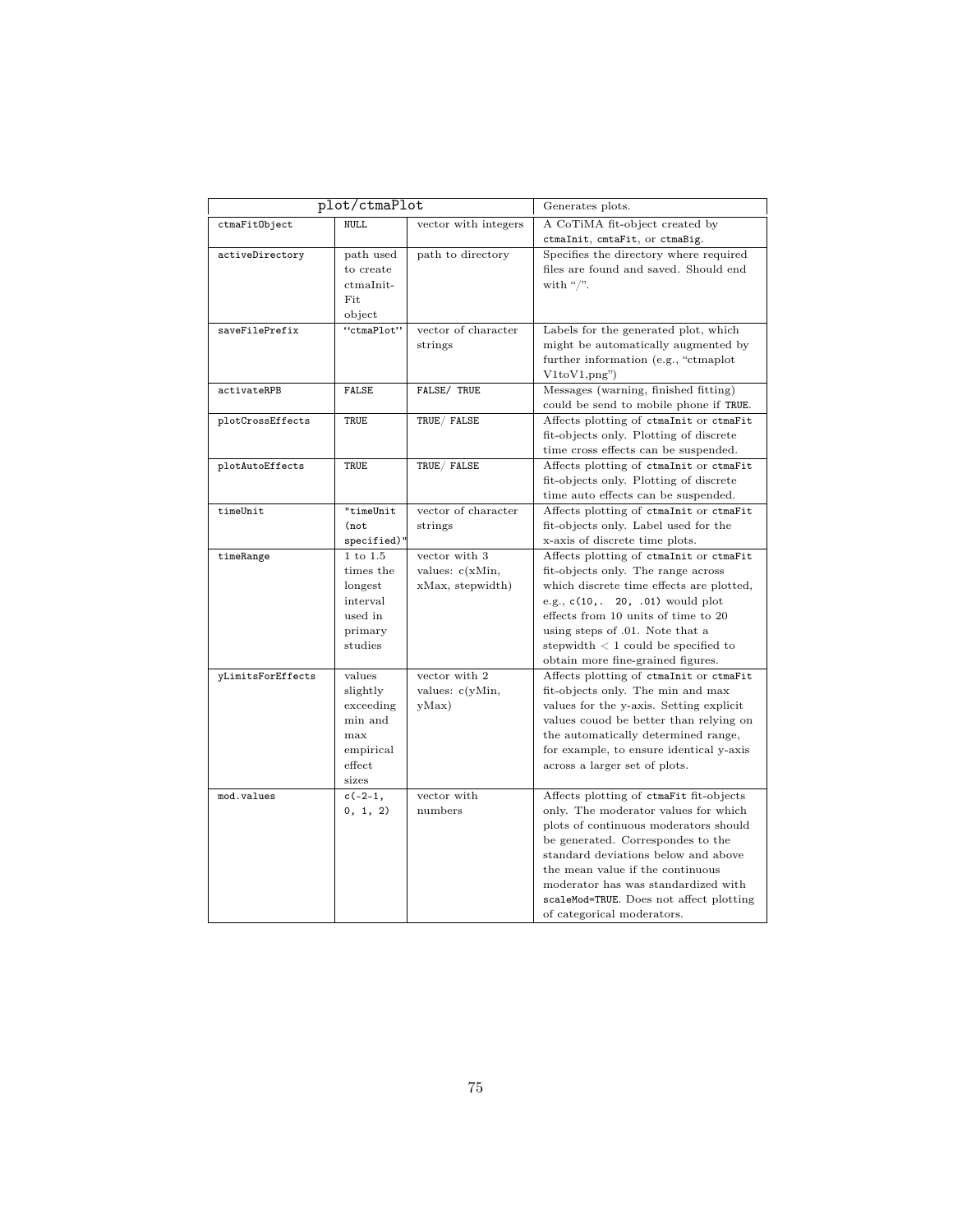| plot/ctmaPlot | | | Generates plots. |
|---|---|---|---|
| ctmaFitObject | NULL | vector with integers | A CoTiMA fit-object created by ctmaInit, cmtaFit, or ctmaBig. |
| activeDirectory | path used to create ctmaInit-Fit object | path to directory | Specifies the directory where required files are found and saved. Should end with "/". |
| saveFilePrefix | "ctmaPlot" | vector of character strings | Labels for the generated plot, which might be automatically augmented by further information (e.g., "ctmaplot V1toV1,png") |
| activateRPB | FALSE | FALSE/ TRUE | Messages (warning, finished fitting) could be send to mobile phone if TRUE. |
| plotCrossEffects | TRUE | TRUE/ FALSE | Affects plotting of ctmaInit or ctmaFit fit-objects only. Plotting of discrete time cross effects can be suspended. |
| plotAutoEffects | TRUE | TRUE/ FALSE | Affects plotting of ctmaInit or ctmaFit fit-objects only. Plotting of discrete time auto effects can be suspended. |
| timeUnit | "timeUnit (not specified)" | vector of character strings | Affects plotting of ctmaInit or ctmaFit fit-objects only. Label used for the x-axis of discrete time plots. |
| timeRange | 1 to 1.5 times the longest interval used in primary studies | vector with 3 values: c(xMin, xMax, stepwidth) | Affects plotting of ctmaInit or ctmaFit fit-objects only. The range across which discrete time effects are plotted, e.g., c(10,. 20, .01) would plot effects from 10 units of time to 20 using steps of .01. Note that a stepwidth < 1 could be specified to obtain more fine-grained figures. |
| yLimitsForEffects | values slightly exceeding min and max empirical effect sizes | vector with 2 values: c(yMin, yMax) | Affects plotting of ctmaInit or ctmaFit fit-objects only. The min and max values for the y-axis. Setting explicit values couod be better than relying on the automatically determined range, for example, to ensure identical y-axis across a larger set of plots. |
| mod.values | c(-2-1, 0, 1, 2) | vector with numbers | Affects plotting of ctmaFit fit-objects only. The moderator values for which plots of continuous moderators should be generated. Correspondes to the standard deviations below and above the mean value if the continuous moderator has was standardized with scaleMod=TRUE. Does not affect plotting of categorical moderators. |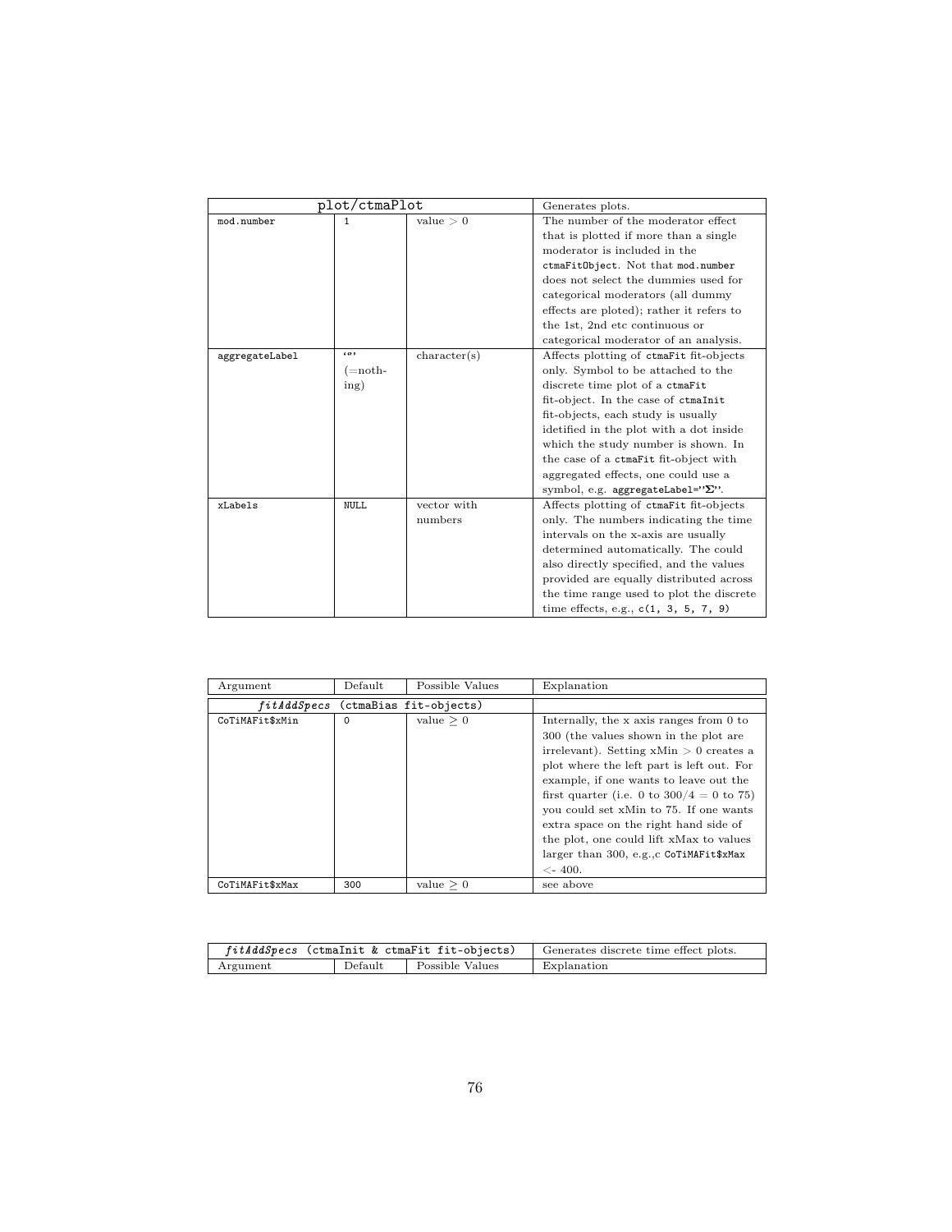| plot/ctmaPlot | | | Generates plots. |
|---|---|---|---|
| mod.number | 1 | value > 0 | The number of the moderator effect that is plotted if more than a single moderator is included in the ctmaFitObject. Not that mod.number does not select the dummies used for categorical moderators (all dummy effects are ploted); rather it refers to the 1st, 2nd etc continuous or categorical moderator of an analysis. |
| aggregateLabel | "" (=nothing) | character(s) | Affects plotting of ctmaFit fit-objects only. Symbol to be attached to the discrete time plot of a ctmaFit fit-object. In the case of ctmaInit fit-objects, each study is usually idetified in the plot with a dot inside which the study number is shown. In the case of a ctmaFit fit-object with aggregated effects, one could use a symbol, e.g. aggregateLabel="Σ". |
| xLabels | NULL | vector with numbers | Affects plotting of ctmaFit fit-objects only. The numbers indicating the time intervals on the x-axis are usually determined automatically. The could also directly specified, and the values provided are equally distributed across the time range used to plot the discrete time effects, e.g., c(1, 3, 5, 7, 9) |

| Argument | Default | Possible Values | Explanation |
|---|---|---|---|
| *fitAddSpecs* (ctmaBias fit-objects) | | | |
| CoTiMAFit$xMin | 0 | value ≥ 0 | Internally, the x axis ranges from 0 to 300 (the values shown in the plot are irrelevant). Setting xMin > 0 creates a plot where the left part is left out. For example, if one wants to leave out the first quarter (i.e. 0 to 300/4 = 0 to 75) you could set xMin to 75. If one wants extra space on the right hand side of the plot, one could lift xMax to values larger than 300, e.g.,c CoTiMAFit$xMax <- 400. |
| CoTiMAFit$xMax | 300 | value ≥ 0 | see above |

| *fitAddSpecs* (ctmaInit & ctmaFit fit-objects) | | | Generates discrete time effect plots. |
|---|---|---|---|
| Argument | Default | Possible Values | Explanation |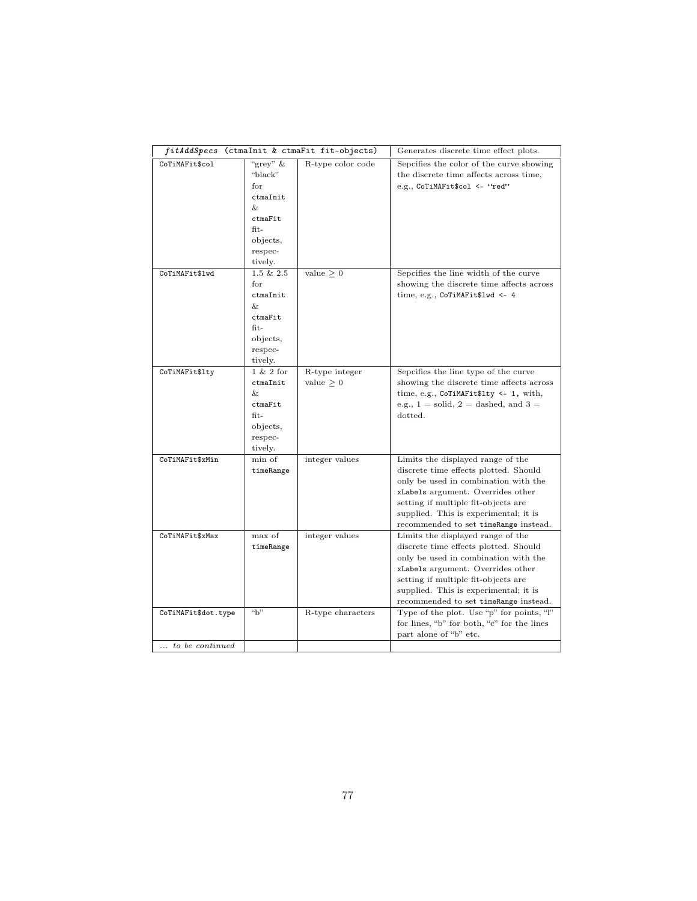| *fitAddSpecs* (ctmaInit & ctmaFit fit-objects) | | | Generates discrete time effect plots. |
|---|---|---|---|
| CoTiMAFit$col | "grey" & "black" for ctmaInit & ctmaFit fit-objects, respectively. | R-type color code | Sepcifies the color of the curve showing the discrete time affects across time, e.g., CoTiMAFit$col <- "red" |
| CoTiMAFit$lwd | 1.5 & 2.5 for ctmaInit & ctmaFit fit-objects, respectively. | value $\geq 0$ | Sepcifies the line width of the curve showing the discrete time affects across time, e.g., CoTiMAFit$lwd <- 4 |
| CoTiMAFit$lty | 1 & 2 for ctmaInit & ctmaFit fit-objects, respectively. | R-type integer value $\geq 0$ | Sepcifies the line type of the curve showing the discrete time affects across time, e.g., CoTiMAFit$lty <- 1, with, e.g., 1 = solid, 2 = dashed, and 3 = dotted. |
| CoTiMAFit$xMin | min of timeRange | integer values | Limits the displayed range of the discrete time effects plotted. Should only be used in combination with the xLabels argument. Overrides other setting if multiple fit-objects are supplied. This is experimental; it is recommended to set timeRange instead. |
| CoTiMAFit$xMax | max of timeRange | integer values | Limits the displayed range of the discrete time effects plotted. Should only be used in combination with the xLabels argument. Overrides other setting if multiple fit-objects are supplied. This is experimental; it is recommended to set timeRange instead. |
| CoTiMAFit$dot.type | "b" | R-type characters | Type of the plot. Use "p" for points, "l" for lines, "b" for both, "c" for the lines part alone of "b" etc. |
| *... to be continued* | | | |